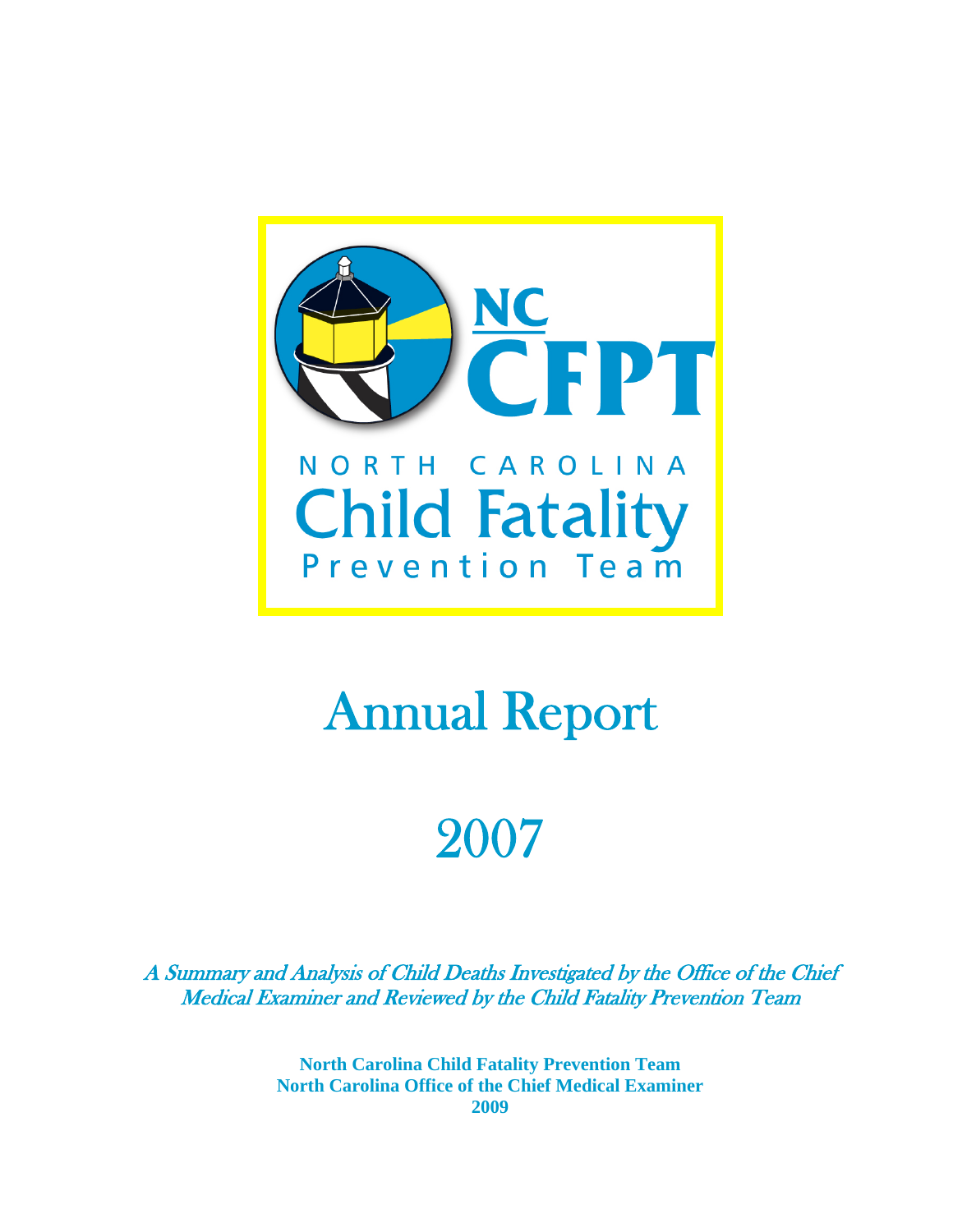NC

CFPT

NORTH CAROLINA

Child Fatality

Prevention Team

# Annual Report

# 2007

*A Summary and Analysis of Child Deaths Investigated by the Office of the Chief Medical Examiner and Reviewed by the Child Fatality Prevention Team*

**North Carolina Child Fatality Prevention Team**
**North Carolina Office of the Chief Medical Examiner**
**2009**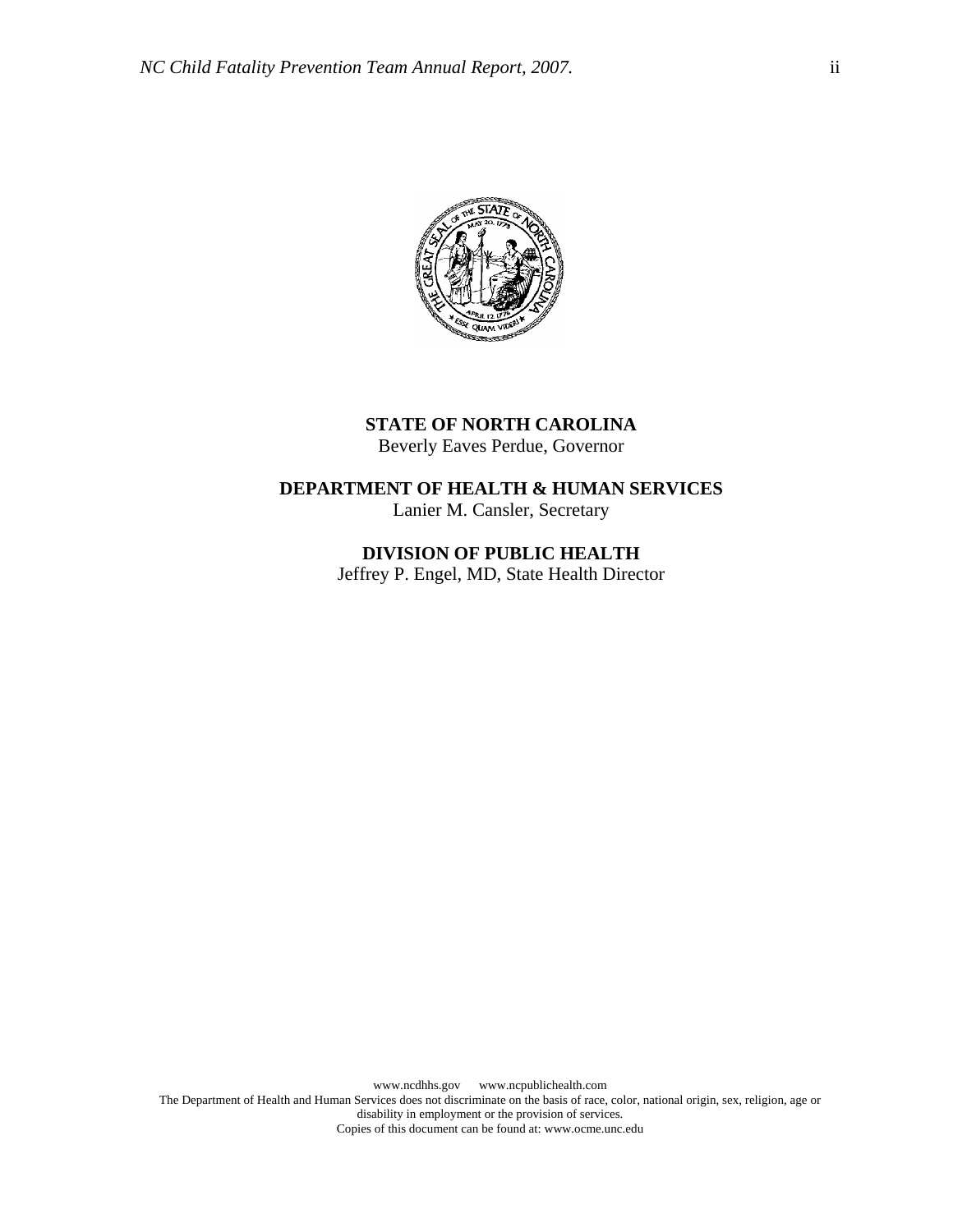**STATE OF NORTH CAROLINA**
Beverly Eaves Perdue, Governor

**DEPARTMENT OF HEALTH & HUMAN SERVICES**
Lanier M. Cansler, Secretary

**DIVISION OF PUBLIC HEALTH**
Jeffrey P. Engel, MD, State Health Director

www.ncdhhs.gov www.ncpublichealth.com
The Department of Health and Human Services does not discriminate on the basis of race, color, national origin, sex, religion, age or disability in employment or the provision of services.
Copies of this document can be found at: www.ocme.unc.edu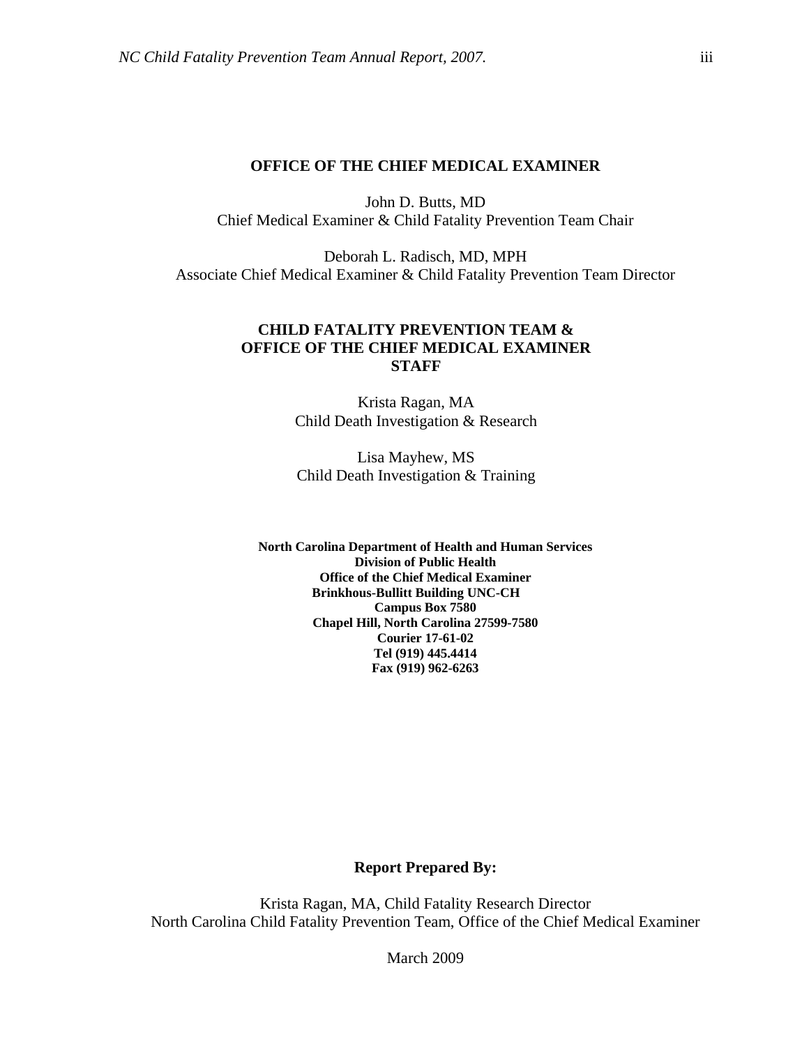## OFFICE OF THE CHIEF MEDICAL EXAMINER

John D. Butts, MD
Chief Medical Examiner & Child Fatality Prevention Team Chair

Deborah L. Radisch, MD, MPH
Associate Chief Medical Examiner & Child Fatality Prevention Team Director

## CHILD FATALITY PREVENTION TEAM & OFFICE OF THE CHIEF MEDICAL EXAMINER STAFF

Krista Ragan, MA
Child Death Investigation & Research

Lisa Mayhew, MS
Child Death Investigation & Training

**North Carolina Department of Health and Human Services**
**Division of Public Health**
**Office of the Chief Medical Examiner**
**Brinkhous-Bullitt Building UNC-CH**
**Campus Box 7580**
**Chapel Hill, North Carolina 27599-7580**
**Courier 17-61-02**
**Tel (919) 445.4414**
**Fax (919) 962-6263**

**Report Prepared By:**

Krista Ragan, MA, Child Fatality Research Director
North Carolina Child Fatality Prevention Team, Office of the Chief Medical Examiner

March 2009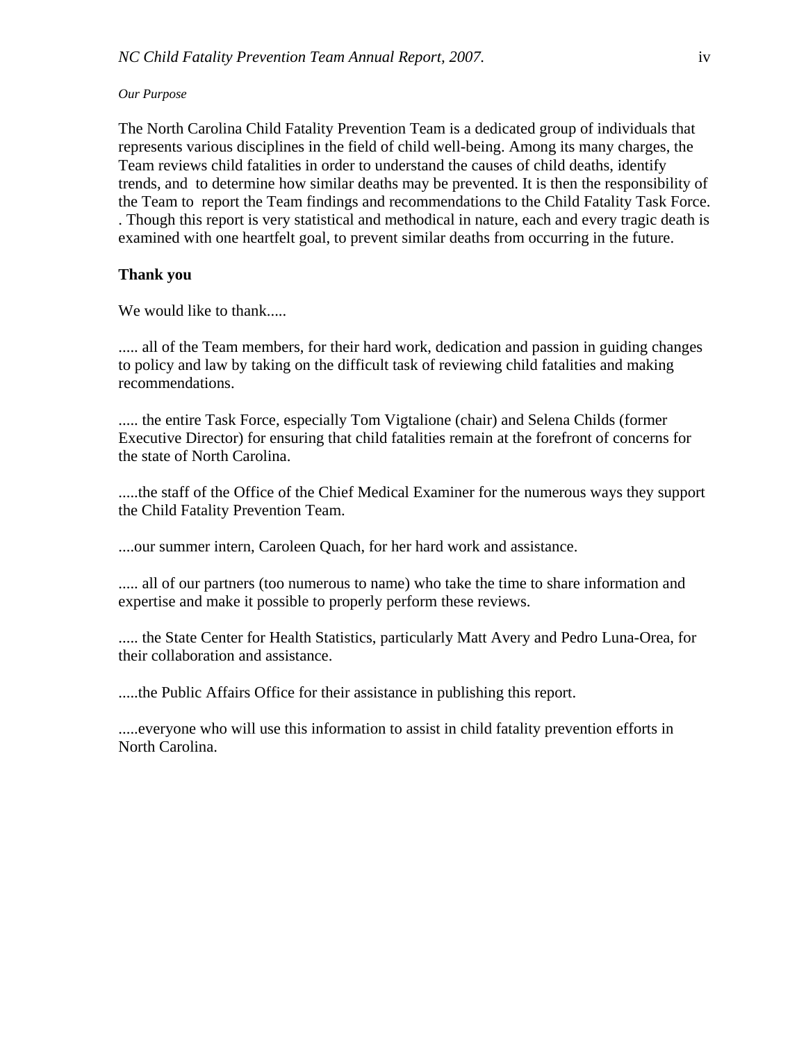*Our Purpose*

The North Carolina Child Fatality Prevention Team is a dedicated group of individuals that represents various disciplines in the field of child well-being. Among its many charges, the Team reviews child fatalities in order to understand the causes of child deaths, identify trends, and to determine how similar deaths may be prevented. It is then the responsibility of the Team to report the Team findings and recommendations to the Child Fatality Task Force. . Though this report is very statistical and methodical in nature, each and every tragic death is examined with one heartfelt goal, to prevent similar deaths from occurring in the future.

**Thank you**

We would like to thank.....

..... all of the Team members, for their hard work, dedication and passion in guiding changes to policy and law by taking on the difficult task of reviewing child fatalities and making recommendations.

..... the entire Task Force, especially Tom Vigtalione (chair) and Selena Childs (former Executive Director) for ensuring that child fatalities remain at the forefront of concerns for the state of North Carolina.

.....the staff of the Office of the Chief Medical Examiner for the numerous ways they support the Child Fatality Prevention Team.

....our summer intern, Caroleen Quach, for her hard work and assistance.

..... all of our partners (too numerous to name) who take the time to share information and expertise and make it possible to properly perform these reviews.

..... the State Center for Health Statistics, particularly Matt Avery and Pedro Luna-Orea, for their collaboration and assistance.

.....the Public Affairs Office for their assistance in publishing this report.

.....everyone who will use this information to assist in child fatality prevention efforts in North Carolina.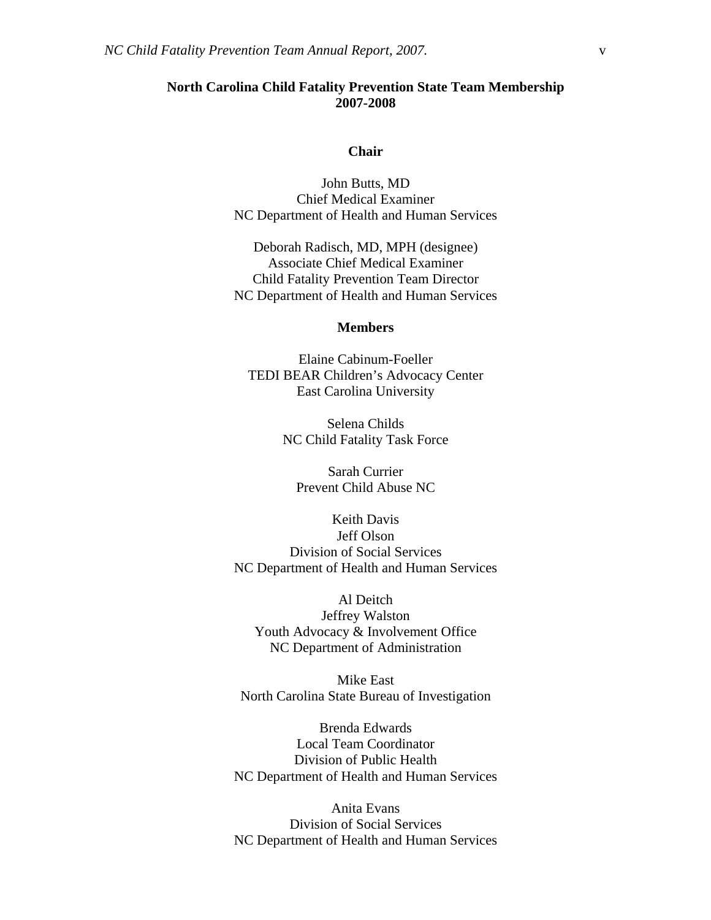## North Carolina Child Fatality Prevention State Team Membership 2007-2008

### Chair

John Butts, MD
Chief Medical Examiner
NC Department of Health and Human Services

Deborah Radisch, MD, MPH (designee)
Associate Chief Medical Examiner
Child Fatality Prevention Team Director
NC Department of Health and Human Services

### Members

Elaine Cabinum-Foeller
TEDI BEAR Children's Advocacy Center
East Carolina University

Selena Childs
NC Child Fatality Task Force

Sarah Currier
Prevent Child Abuse NC

Keith Davis
Jeff Olson
Division of Social Services
NC Department of Health and Human Services

Al Deitch
Jeffrey Walston
Youth Advocacy & Involvement Office
NC Department of Administration

Mike East
North Carolina State Bureau of Investigation

Brenda Edwards
Local Team Coordinator
Division of Public Health
NC Department of Health and Human Services

Anita Evans
Division of Social Services
NC Department of Health and Human Services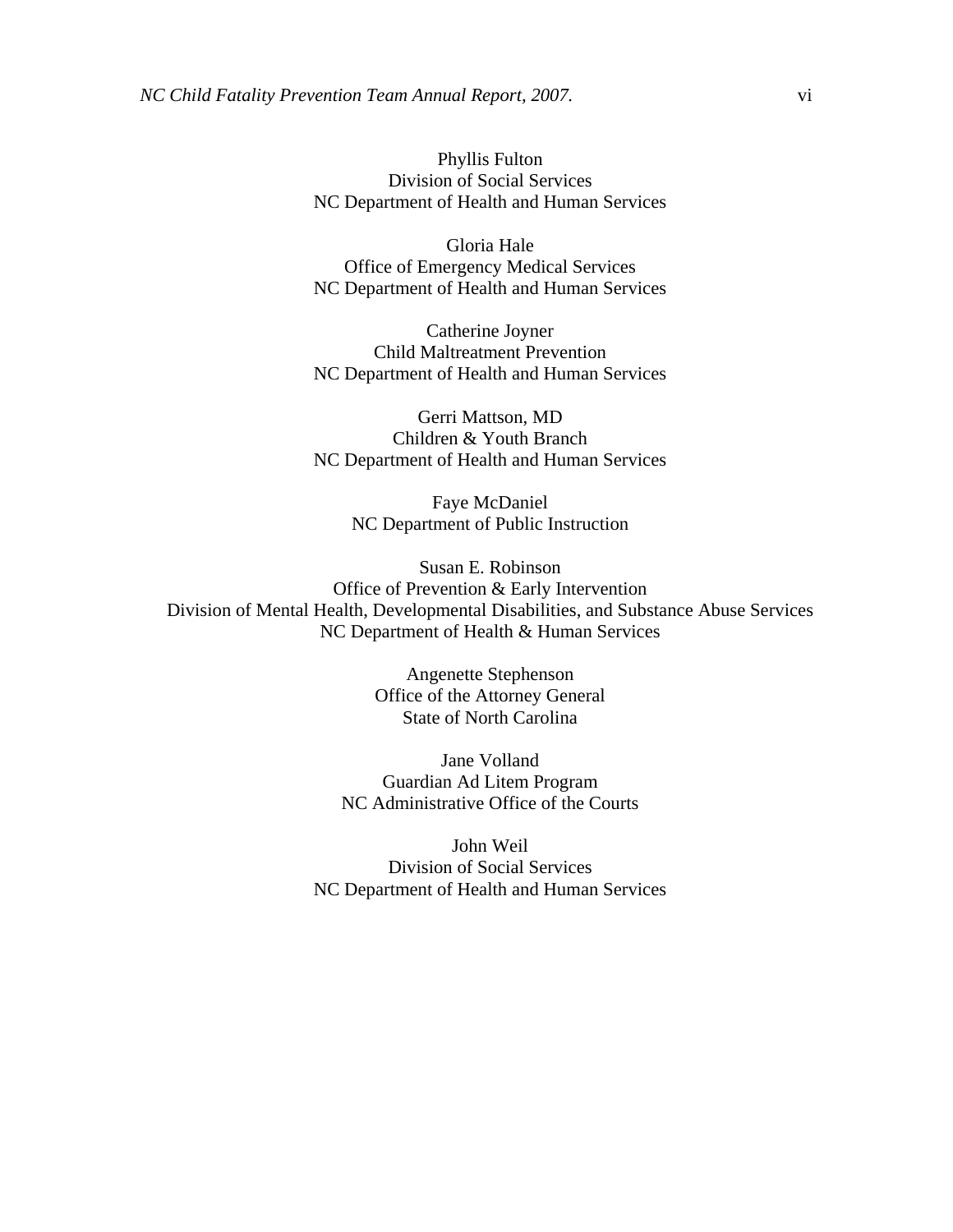Phyllis Fulton
Division of Social Services
NC Department of Health and Human Services

Gloria Hale
Office of Emergency Medical Services
NC Department of Health and Human Services

Catherine Joyner
Child Maltreatment Prevention
NC Department of Health and Human Services

Gerri Mattson, MD
Children & Youth Branch
NC Department of Health and Human Services

Faye McDaniel
NC Department of Public Instruction

Susan E. Robinson
Office of Prevention & Early Intervention
Division of Mental Health, Developmental Disabilities, and Substance Abuse Services
NC Department of Health & Human Services

Angenette Stephenson
Office of the Attorney General
State of North Carolina

Jane Volland
Guardian Ad Litem Program
NC Administrative Office of the Courts

John Weil
Division of Social Services
NC Department of Health and Human Services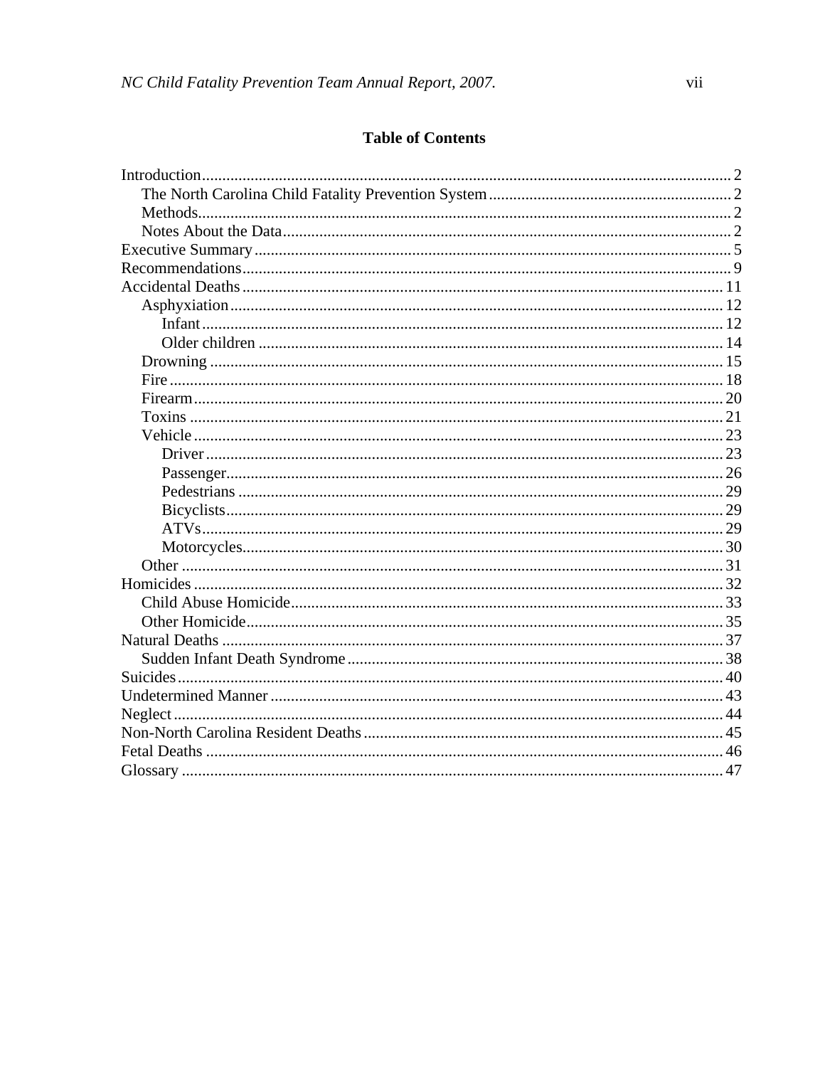## Table of Contents

- Introduction ........ 2
  - The North Carolina Child Fatality Prevention System ........ 2
  - Methods ........ 2
  - Notes About the Data ........ 2
- Executive Summary ........ 5
- Recommendations ........ 9
- Accidental Deaths ........ 11
  - Asphyxiation ........ 12
    - Infant ........ 12
    - Older children ........ 14
  - Drowning ........ 15
  - Fire ........ 18
  - Firearm ........ 20
  - Toxins ........ 21
  - Vehicle ........ 23
    - Driver ........ 23
    - Passenger ........ 26
    - Pedestrians ........ 29
    - Bicyclists ........ 29
    - ATVs ........ 29
    - Motorcycles ........ 30
  - Other ........ 31
- Homicides ........ 32
  - Child Abuse Homicide ........ 33
  - Other Homicide ........ 35
- Natural Deaths ........ 37
  - Sudden Infant Death Syndrome ........ 38
- Suicides ........ 40
- Undetermined Manner ........ 43
- Neglect ........ 44
- Non-North Carolina Resident Deaths ........ 45
- Fetal Deaths ........ 46
- Glossary ........ 47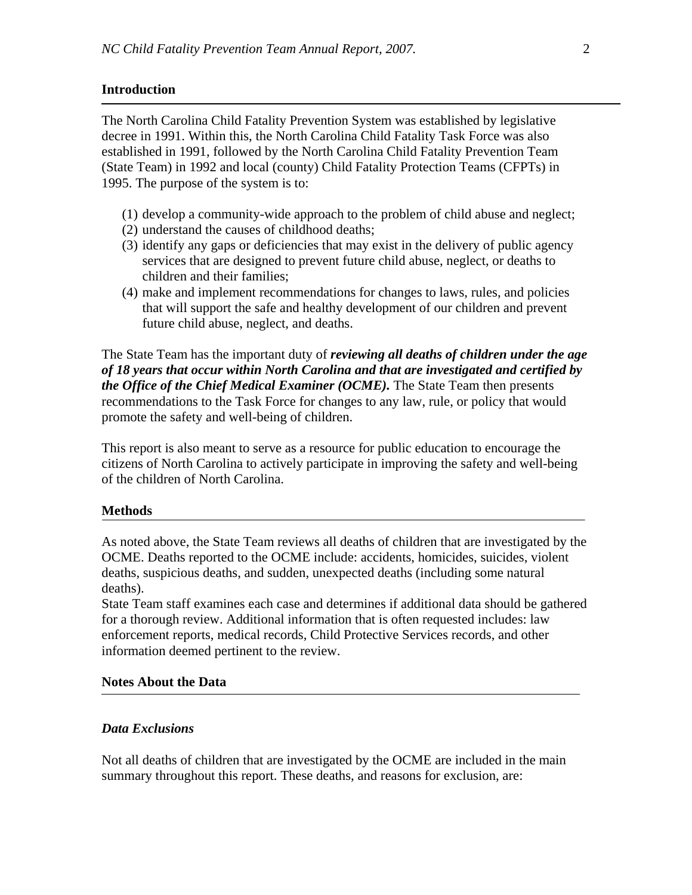## Introduction

The North Carolina Child Fatality Prevention System was established by legislative decree in 1991. Within this, the North Carolina Child Fatality Task Force was also established in 1991, followed by the North Carolina Child Fatality Prevention Team (State Team) in 1992 and local (county) Child Fatality Protection Teams (CFPTs) in 1995. The purpose of the system is to:

(1) develop a community-wide approach to the problem of child abuse and neglect;
(2) understand the causes of childhood deaths;
(3) identify any gaps or deficiencies that may exist in the delivery of public agency services that are designed to prevent future child abuse, neglect, or deaths to children and their families;
(4) make and implement recommendations for changes to laws, rules, and policies that will support the safe and healthy development of our children and prevent future child abuse, neglect, and deaths.

The State Team has the important duty of ***reviewing all deaths of children under the age of 18 years that occur within North Carolina and that are investigated and certified by the Office of the Chief Medical Examiner (OCME).*** The State Team then presents recommendations to the Task Force for changes to any law, rule, or policy that would promote the safety and well-being of children.

This report is also meant to serve as a resource for public education to encourage the citizens of North Carolina to actively participate in improving the safety and well-being of the children of North Carolina.

## Methods

As noted above, the State Team reviews all deaths of children that are investigated by the OCME. Deaths reported to the OCME include: accidents, homicides, suicides, violent deaths, suspicious deaths, and sudden, unexpected deaths (including some natural deaths).
State Team staff examines each case and determines if additional data should be gathered for a thorough review. Additional information that is often requested includes: law enforcement reports, medical records, Child Protective Services records, and other information deemed pertinent to the review.

## Notes About the Data

### *Data Exclusions*

Not all deaths of children that are investigated by the OCME are included in the main summary throughout this report. These deaths, and reasons for exclusion, are: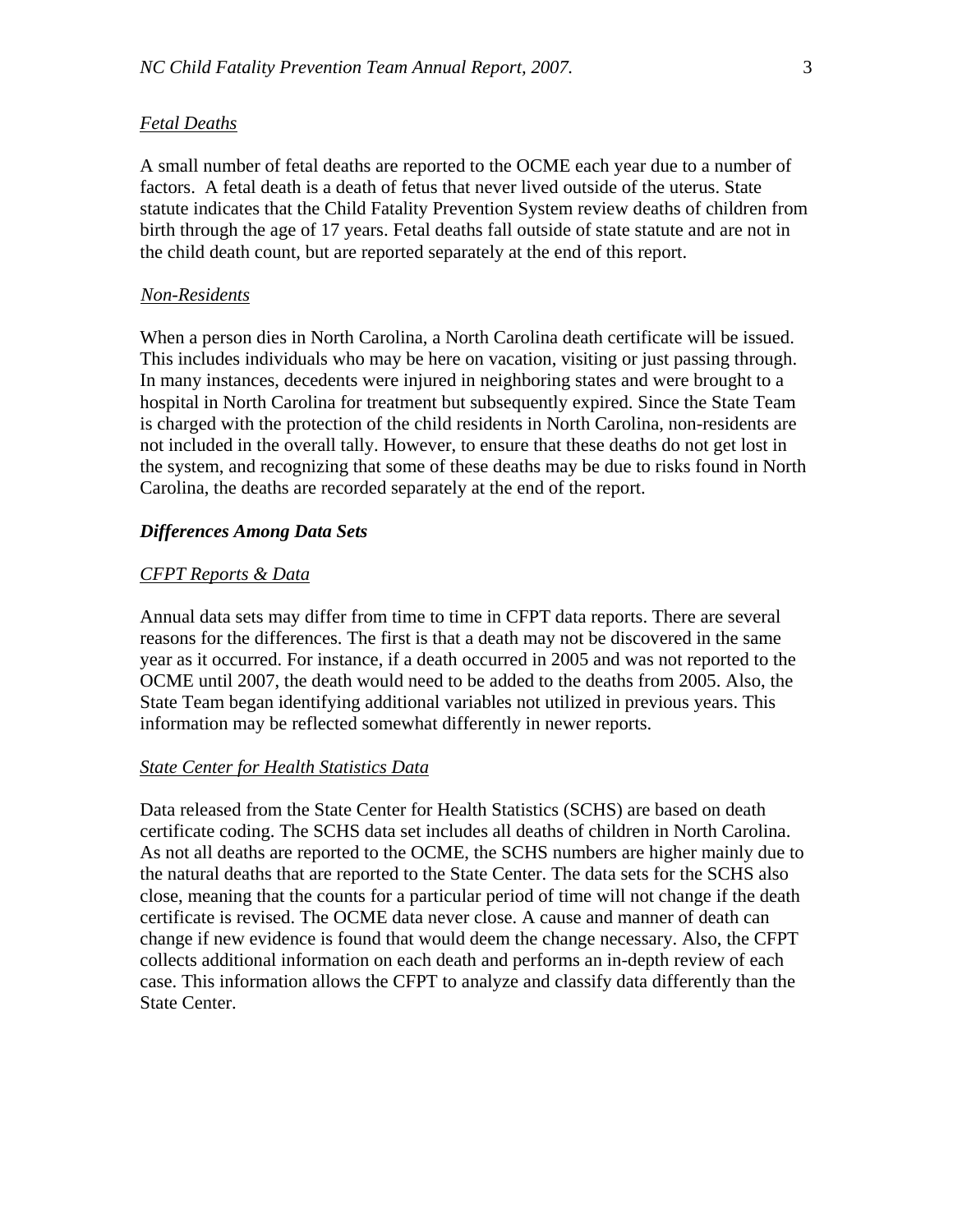*Fetal Deaths*

A small number of fetal deaths are reported to the OCME each year due to a number of factors. A fetal death is a death of fetus that never lived outside of the uterus. State statute indicates that the Child Fatality Prevention System review deaths of children from birth through the age of 17 years. Fetal deaths fall outside of state statute and are not in the child death count, but are reported separately at the end of this report.

*Non-Residents*

When a person dies in North Carolina, a North Carolina death certificate will be issued. This includes individuals who may be here on vacation, visiting or just passing through. In many instances, decedents were injured in neighboring states and were brought to a hospital in North Carolina for treatment but subsequently expired. Since the State Team is charged with the protection of the child residents in North Carolina, non-residents are not included in the overall tally. However, to ensure that these deaths do not get lost in the system, and recognizing that some of these deaths may be due to risks found in North Carolina, the deaths are recorded separately at the end of the report.

### *Differences Among Data Sets*

*CFPT Reports & Data*

Annual data sets may differ from time to time in CFPT data reports. There are several reasons for the differences. The first is that a death may not be discovered in the same year as it occurred. For instance, if a death occurred in 2005 and was not reported to the OCME until 2007, the death would need to be added to the deaths from 2005. Also, the State Team began identifying additional variables not utilized in previous years. This information may be reflected somewhat differently in newer reports.

*State Center for Health Statistics Data*

Data released from the State Center for Health Statistics (SCHS) are based on death certificate coding. The SCHS data set includes all deaths of children in North Carolina. As not all deaths are reported to the OCME, the SCHS numbers are higher mainly due to the natural deaths that are reported to the State Center. The data sets for the SCHS also close, meaning that the counts for a particular period of time will not change if the death certificate is revised. The OCME data never close. A cause and manner of death can change if new evidence is found that would deem the change necessary. Also, the CFPT collects additional information on each death and performs an in-depth review of each case. This information allows the CFPT to analyze and classify data differently than the State Center.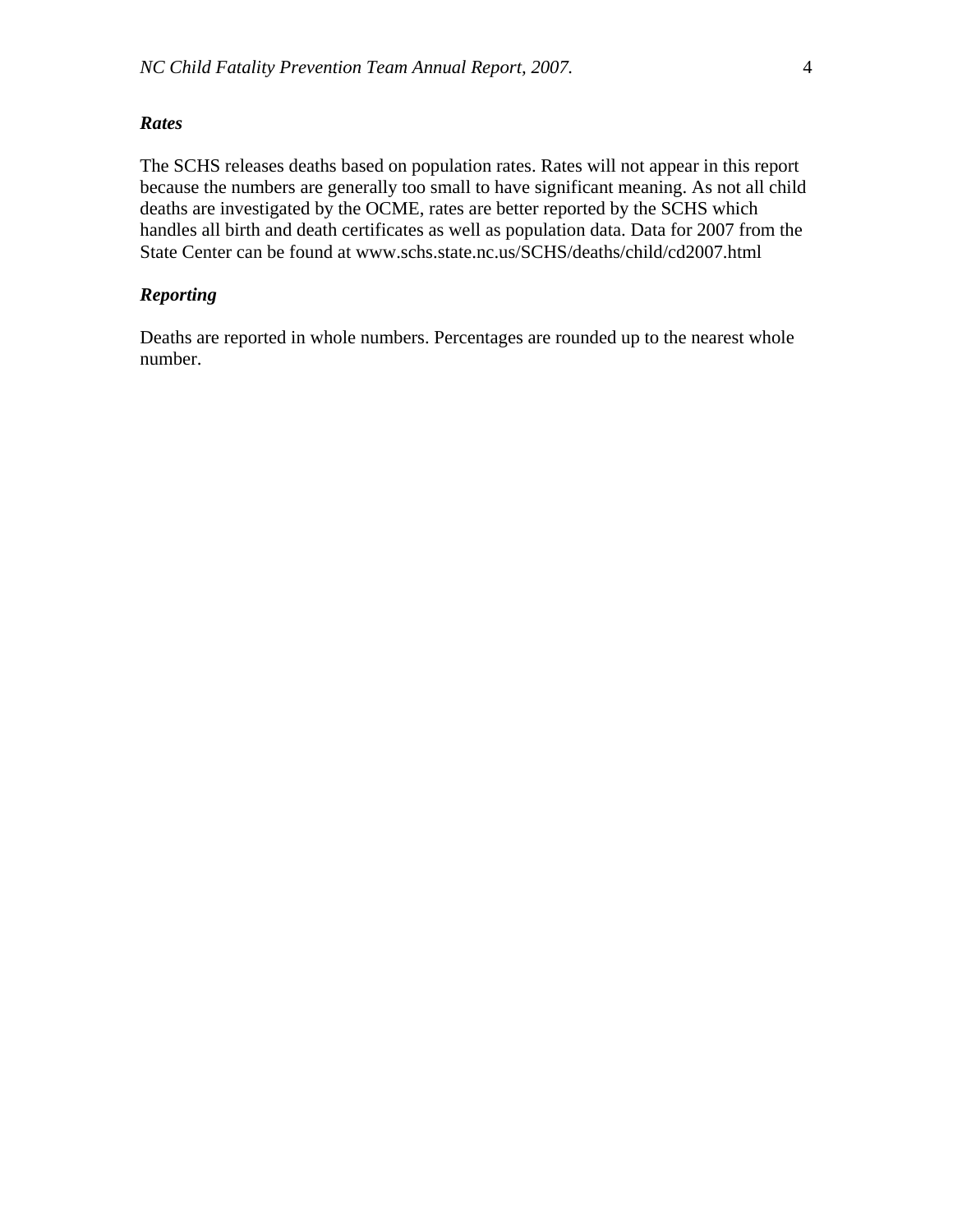### *Rates*

The SCHS releases deaths based on population rates. Rates will not appear in this report because the numbers are generally too small to have significant meaning. As not all child deaths are investigated by the OCME, rates are better reported by the SCHS which handles all birth and death certificates as well as population data. Data for 2007 from the State Center can be found at www.schs.state.nc.us/SCHS/deaths/child/cd2007.html

### *Reporting*

Deaths are reported in whole numbers. Percentages are rounded up to the nearest whole number.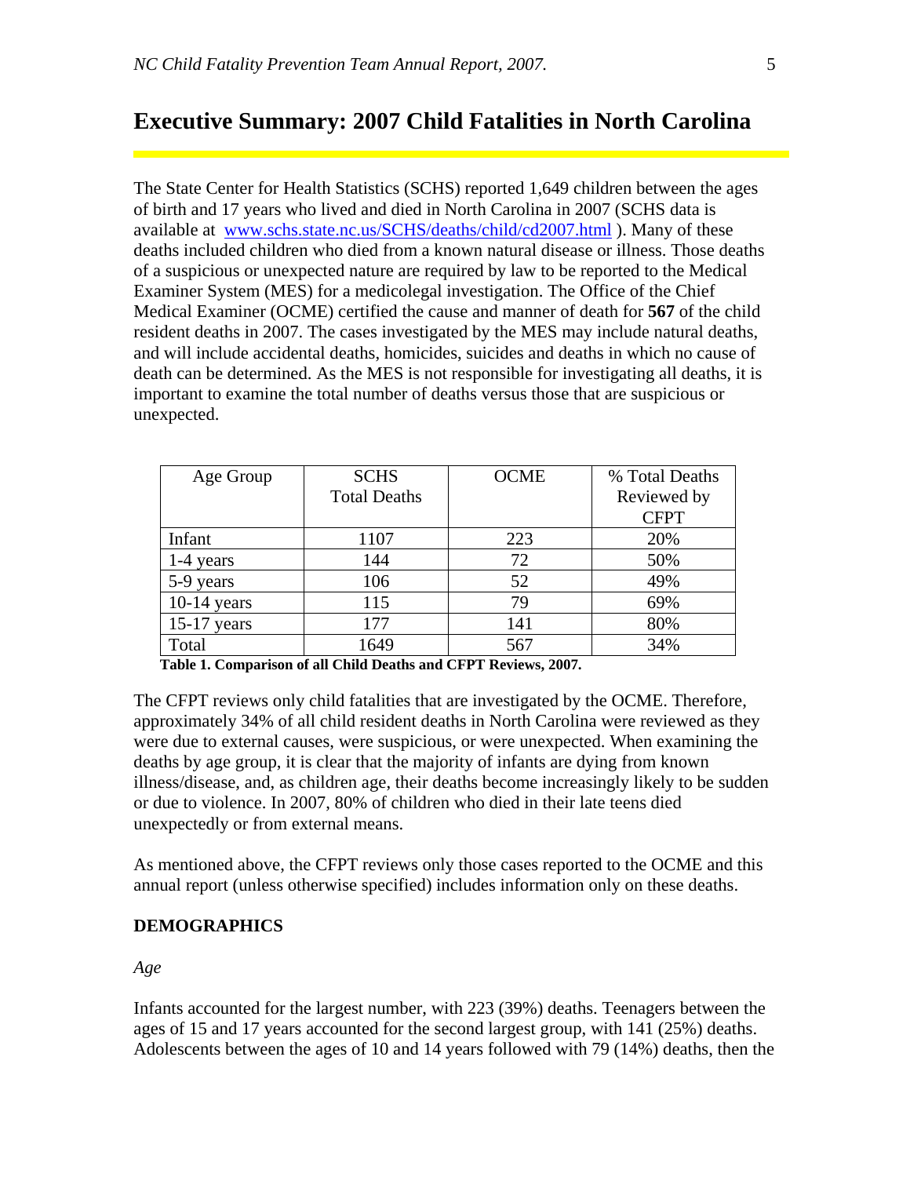# Executive Summary: 2007 Child Fatalities in North Carolina

The State Center for Health Statistics (SCHS) reported 1,649 children between the ages of birth and 17 years who lived and died in North Carolina in 2007 (SCHS data is available at [www.schs.state.nc.us/SCHS/deaths/child/cd2007.html](www.schs.state.nc.us/SCHS/deaths/child/cd2007.html) ). Many of these deaths included children who died from a known natural disease or illness. Those deaths of a suspicious or unexpected nature are required by law to be reported to the Medical Examiner System (MES) for a medicolegal investigation. The Office of the Chief Medical Examiner (OCME) certified the cause and manner of death for **567** of the child resident deaths in 2007. The cases investigated by the MES may include natural deaths, and will include accidental deaths, homicides, suicides and deaths in which no cause of death can be determined. As the MES is not responsible for investigating all deaths, it is important to examine the total number of deaths versus those that are suspicious or unexpected.

| Age Group | SCHS Total Deaths | OCME | % Total Deaths Reviewed by CFPT |
|---|---|---|---|
| Infant | 1107 | 223 | 20% |
| 1-4 years | 144 | 72 | 50% |
| 5-9 years | 106 | 52 | 49% |
| 10-14 years | 115 | 79 | 69% |
| 15-17 years | 177 | 141 | 80% |
| Total | 1649 | 567 | 34% |

**Table 1. Comparison of all Child Deaths and CFPT Reviews, 2007.**

The CFPT reviews only child fatalities that are investigated by the OCME. Therefore, approximately 34% of all child resident deaths in North Carolina were reviewed as they were due to external causes, were suspicious, or were unexpected. When examining the deaths by age group, it is clear that the majority of infants are dying from known illness/disease, and, as children age, their deaths become increasingly likely to be sudden or due to violence. In 2007, 80% of children who died in their late teens died unexpectedly or from external means.

As mentioned above, the CFPT reviews only those cases reported to the OCME and this annual report (unless otherwise specified) includes information only on these deaths.

**DEMOGRAPHICS**

*Age*

Infants accounted for the largest number, with 223 (39%) deaths. Teenagers between the ages of 15 and 17 years accounted for the second largest group, with 141 (25%) deaths. Adolescents between the ages of 10 and 14 years followed with 79 (14%) deaths, then the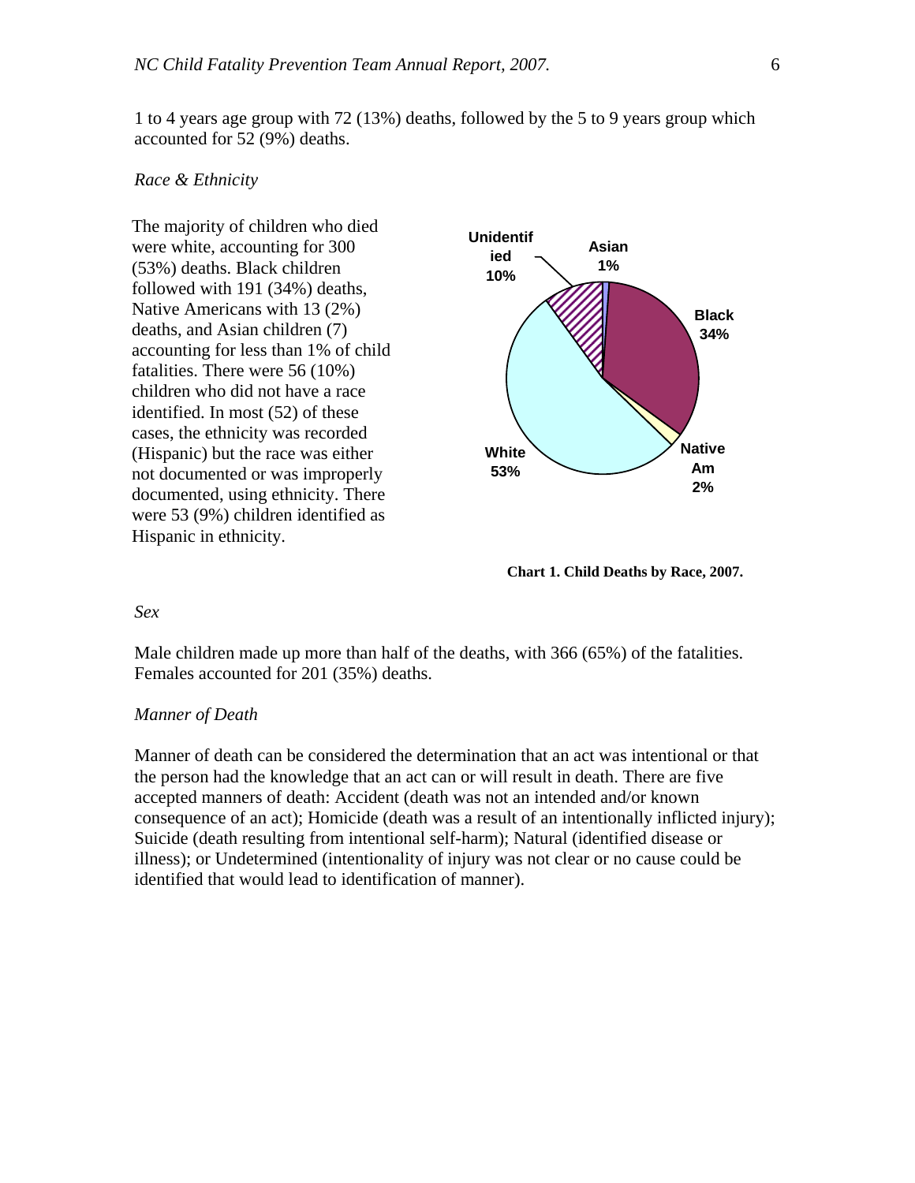1 to 4 years age group with 72 (13%) deaths, followed by the 5 to 9 years group which accounted for 52 (9%) deaths.

*Race & Ethnicity*

The majority of children who died were white, accounting for 300 (53%) deaths. Black children followed with 191 (34%) deaths, Native Americans with 13 (2%) deaths, and Asian children (7) accounting for less than 1% of child fatalities. There were 56 (10%) children who did not have a race identified. In most (52) of these cases, the ethnicity was recorded (Hispanic) but the race was either not documented or was improperly documented, using ethnicity. There were 53 (9%) children identified as Hispanic in ethnicity.

**Chart 1. Child Deaths by Race, 2007.**

*Sex*

Male children made up more than half of the deaths, with 366 (65%) of the fatalities. Females accounted for 201 (35%) deaths.

*Manner of Death*

Manner of death can be considered the determination that an act was intentional or that the person had the knowledge that an act can or will result in death. There are five accepted manners of death: Accident (death was not an intended and/or known consequence of an act); Homicide (death was a result of an intentionally inflicted injury); Suicide (death resulting from intentional self-harm); Natural (identified disease or illness); or Undetermined (intentionality of injury was not clear or no cause could be identified that would lead to identification of manner).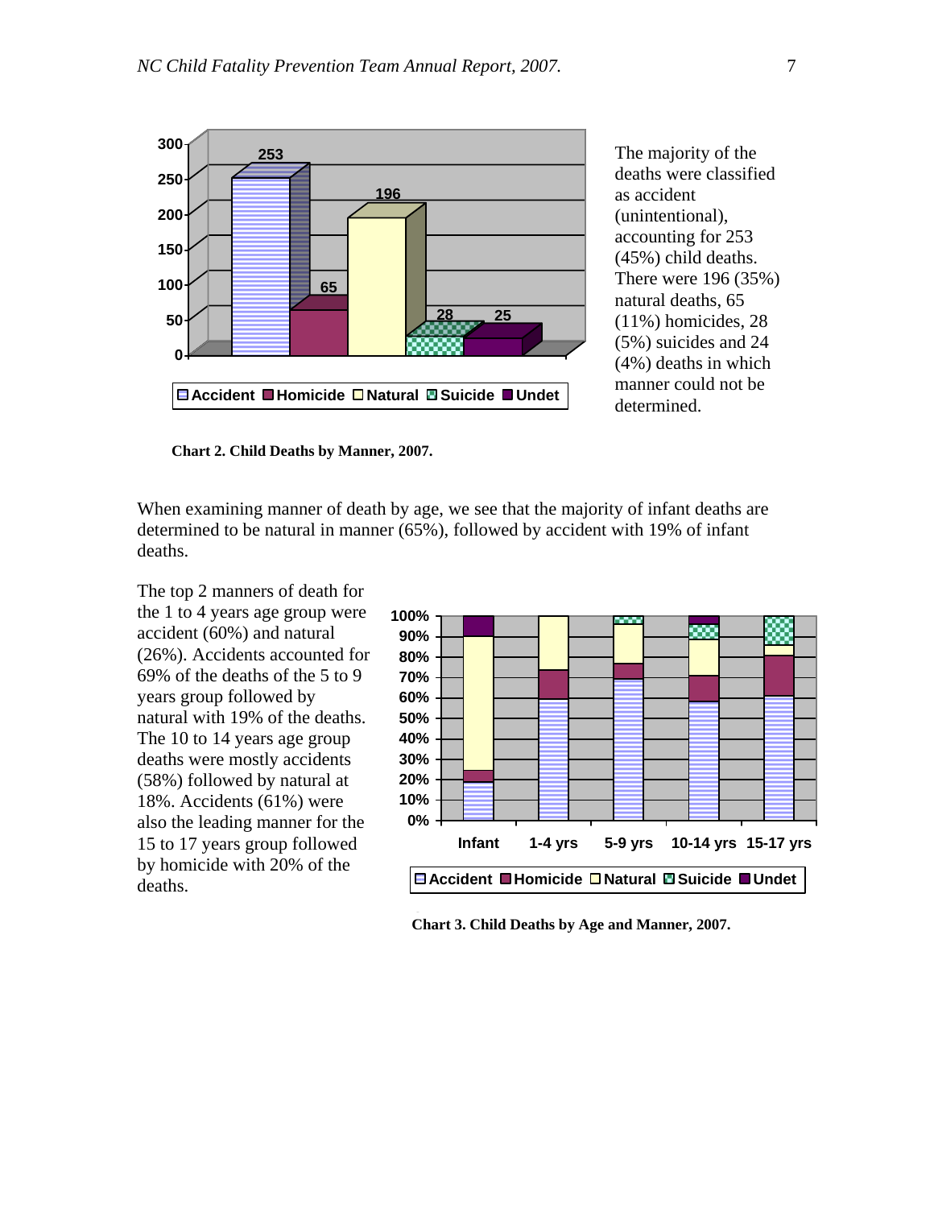The majority of the deaths were classified as accident (unintentional), accounting for 253 (45%) child deaths. There were 196 (35%) natural deaths, 65 (11%) homicides, 28 (5%) suicides and 24 (4%) deaths in which manner could not be determined.

**Chart 2. Child Deaths by Manner, 2007.**

When examining manner of death by age, we see that the majority of infant deaths are determined to be natural in manner (65%), followed by accident with 19% of infant deaths.

The top 2 manners of death for the 1 to 4 years age group were accident (60%) and natural (26%). Accidents accounted for 69% of the deaths of the 5 to 9 years group followed by natural with 19% of the deaths. The 10 to 14 years age group deaths were mostly accidents (58%) followed by natural at 18%. Accidents (61%) were also the leading manner for the 15 to 17 years group followed by homicide with 20% of the deaths.

**Chart 3. Child Deaths by Age and Manner, 2007.**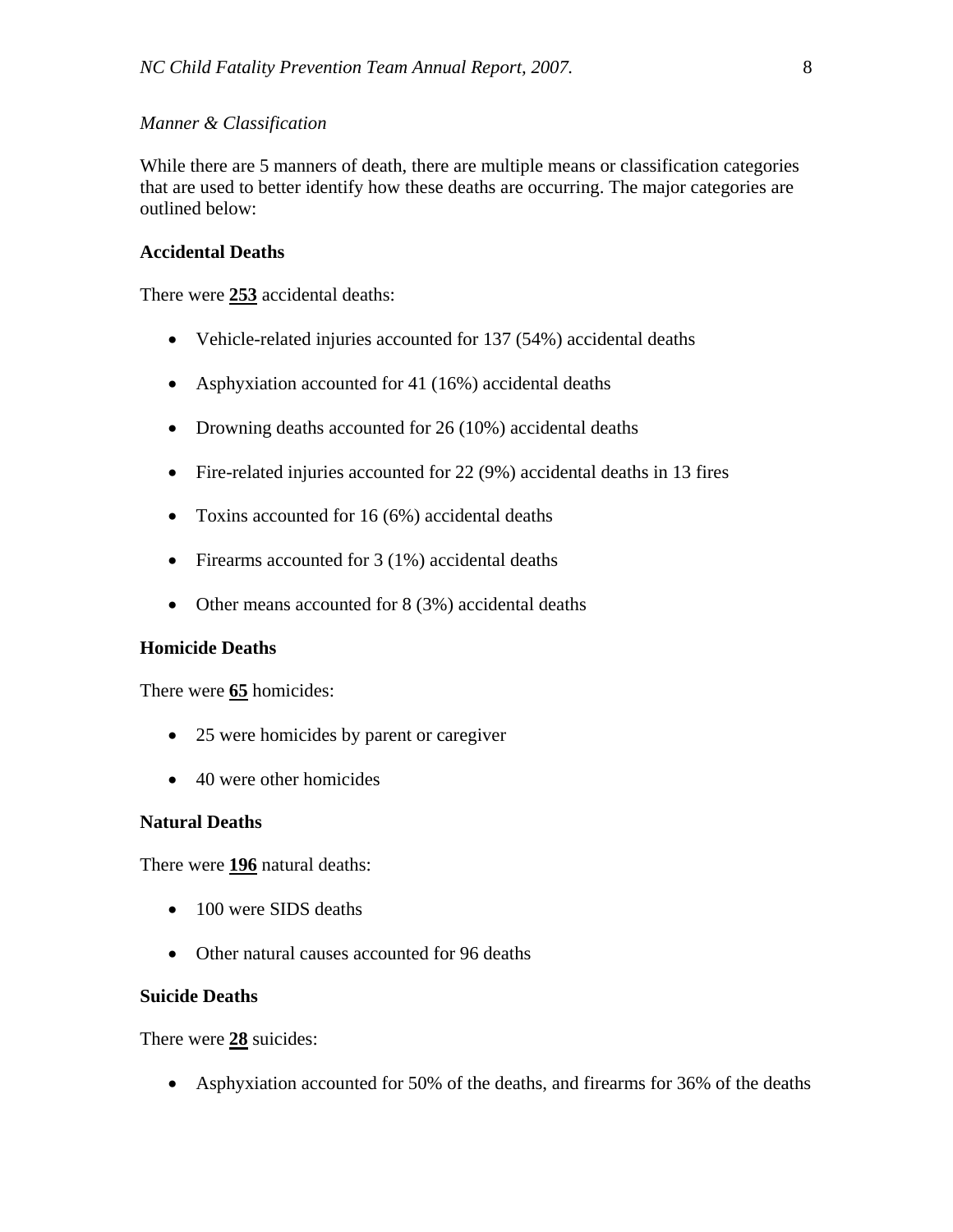*Manner & Classification*

While there are 5 manners of death, there are multiple means or classification categories that are used to better identify how these deaths are occurring. The major categories are outlined below:

**Accidental Deaths**

There were **253** accidental deaths:

- Vehicle-related injuries accounted for 137 (54%) accidental deaths
- Asphyxiation accounted for 41 (16%) accidental deaths
- Drowning deaths accounted for 26 (10%) accidental deaths
- Fire-related injuries accounted for 22 (9%) accidental deaths in 13 fires
- Toxins accounted for 16 (6%) accidental deaths
- Firearms accounted for 3 (1%) accidental deaths
- Other means accounted for 8 (3%) accidental deaths

**Homicide Deaths**

There were **65** homicides:

- 25 were homicides by parent or caregiver
- 40 were other homicides

**Natural Deaths**

There were **196** natural deaths:

- 100 were SIDS deaths
- Other natural causes accounted for 96 deaths

**Suicide Deaths**

There were **28** suicides:

- Asphyxiation accounted for 50% of the deaths, and firearms for 36% of the deaths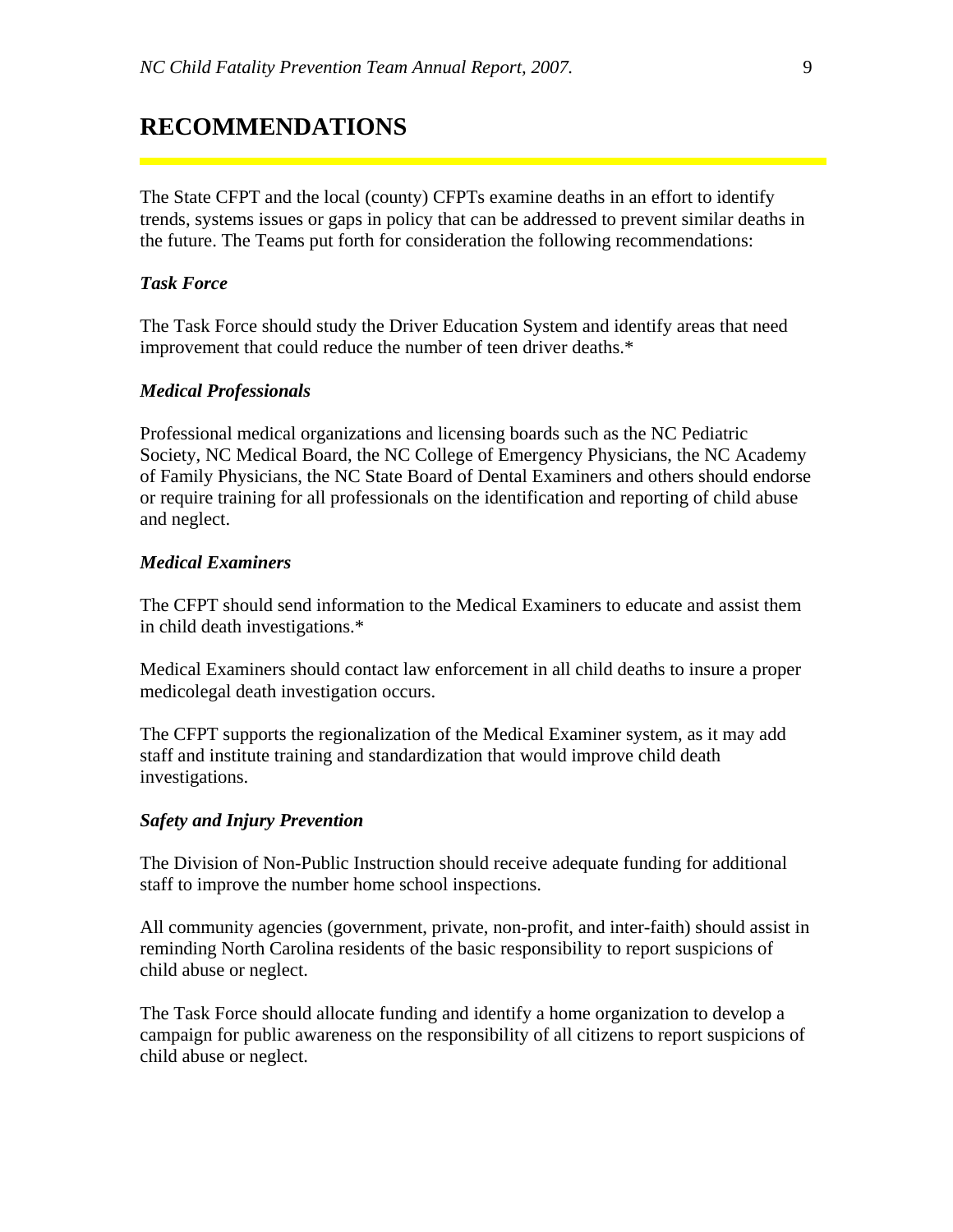# RECOMMENDATIONS

The State CFPT and the local (county) CFPTs examine deaths in an effort to identify trends, systems issues or gaps in policy that can be addressed to prevent similar deaths in the future. The Teams put forth for consideration the following recommendations:

***Task Force***

The Task Force should study the Driver Education System and identify areas that need improvement that could reduce the number of teen driver deaths.*

***Medical Professionals***

Professional medical organizations and licensing boards such as the NC Pediatric Society, NC Medical Board, the NC College of Emergency Physicians, the NC Academy of Family Physicians, the NC State Board of Dental Examiners and others should endorse or require training for all professionals on the identification and reporting of child abuse and neglect.

***Medical Examiners***

The CFPT should send information to the Medical Examiners to educate and assist them in child death investigations.*

Medical Examiners should contact law enforcement in all child deaths to insure a proper medicolegal death investigation occurs.

The CFPT supports the regionalization of the Medical Examiner system, as it may add staff and institute training and standardization that would improve child death investigations.

***Safety and Injury Prevention***

The Division of Non-Public Instruction should receive adequate funding for additional staff to improve the number home school inspections.

All community agencies (government, private, non-profit, and inter-faith) should assist in reminding North Carolina residents of the basic responsibility to report suspicions of child abuse or neglect.

The Task Force should allocate funding and identify a home organization to develop a campaign for public awareness on the responsibility of all citizens to report suspicions of child abuse or neglect.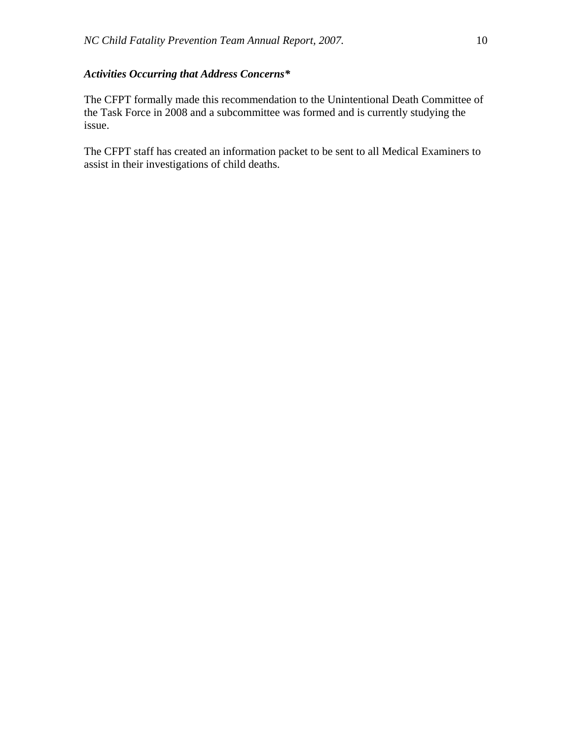### ***Activities Occurring that Address Concerns****

The CFPT formally made this recommendation to the Unintentional Death Committee of the Task Force in 2008 and a subcommittee was formed and is currently studying the issue.

The CFPT staff has created an information packet to be sent to all Medical Examiners to assist in their investigations of child deaths.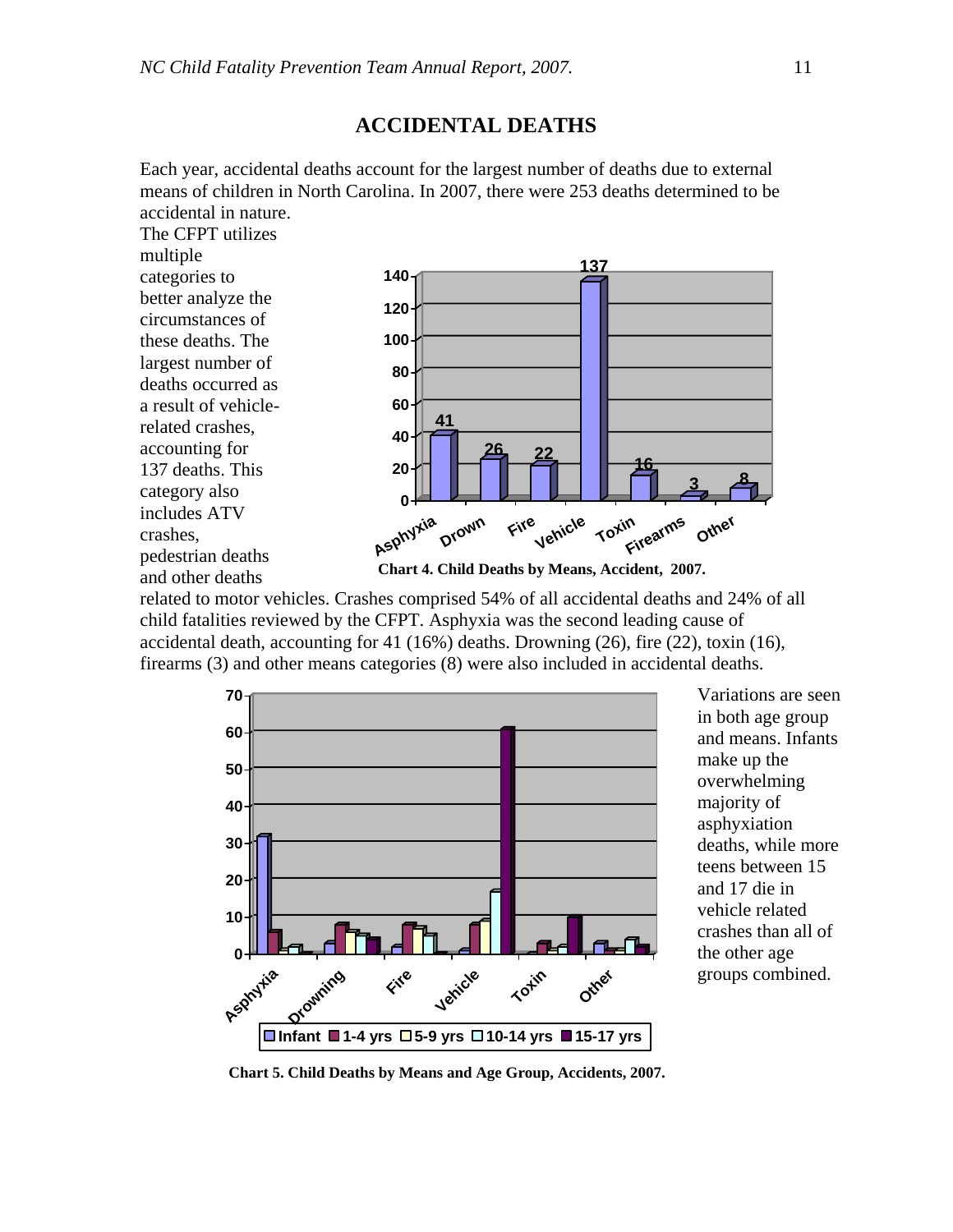## ACCIDENTAL DEATHS

Each year, accidental deaths account for the largest number of deaths due to external means of children in North Carolina. In 2007, there were 253 deaths determined to be accidental in nature.

The CFPT utilizes multiple categories to better analyze the circumstances of these deaths. The largest number of deaths occurred as a result of vehicle-related crashes, accounting for 137 deaths. This category also includes ATV crashes, pedestrian deaths and other deaths related to motor vehicles. Crashes comprised 54% of all accidental deaths and 24% of all child fatalities reviewed by the CFPT. Asphyxia was the second leading cause of accidental death, accounting for 41 (16%) deaths. Drowning (26), fire (22), toxin (16), firearms (3) and other means categories (8) were also included in accidental deaths.

**Chart 4. Child Deaths by Means, Accident, 2007.**

Variations are seen in both age group and means. Infants make up the overwhelming majority of asphyxiation deaths, while more teens between 15 and 17 die in vehicle related crashes than all of the other age groups combined.

**Chart 5. Child Deaths by Means and Age Group, Accidents, 2007.**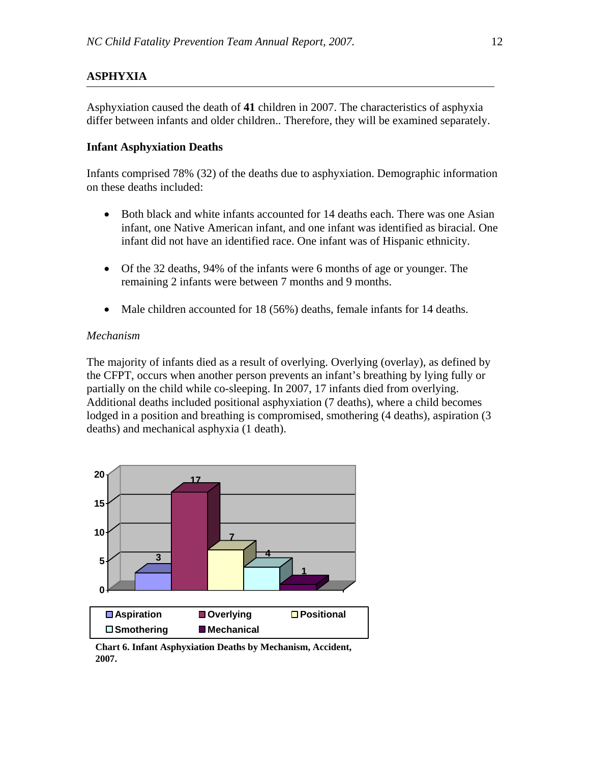## ASPHYXIA

Asphyxiation caused the death of **41** children in 2007. The characteristics of asphyxia differ between infants and older children.. Therefore, they will be examined separately.

### Infant Asphyxiation Deaths

Infants comprised 78% (32) of the deaths due to asphyxiation. Demographic information on these deaths included:

- Both black and white infants accounted for 14 deaths each. There was one Asian infant, one Native American infant, and one infant was identified as biracial. One infant did not have an identified race. One infant was of Hispanic ethnicity.

- Of the 32 deaths, 94% of the infants were 6 months of age or younger. The remaining 2 infants were between 7 months and 9 months.

- Male children accounted for 18 (56%) deaths, female infants for 14 deaths.

*Mechanism*

The majority of infants died as a result of overlying. Overlying (overlay), as defined by the CFPT, occurs when another person prevents an infant's breathing by lying fully or partially on the child while co-sleeping. In 2007, 17 infants died from overlying. Additional deaths included positional asphyxiation (7 deaths), where a child becomes lodged in a position and breathing is compromised, smothering (4 deaths), aspiration (3 deaths) and mechanical asphyxia (1 death).

| Mechanism | Deaths |
|---|---|
| Aspiration | 3 |
| Overlying | 17 |
| Positional | 7 |
| Smothering | 4 |
| Mechanical | 1 |

**Chart 6. Infant Asphyxiation Deaths by Mechanism, Accident, 2007.**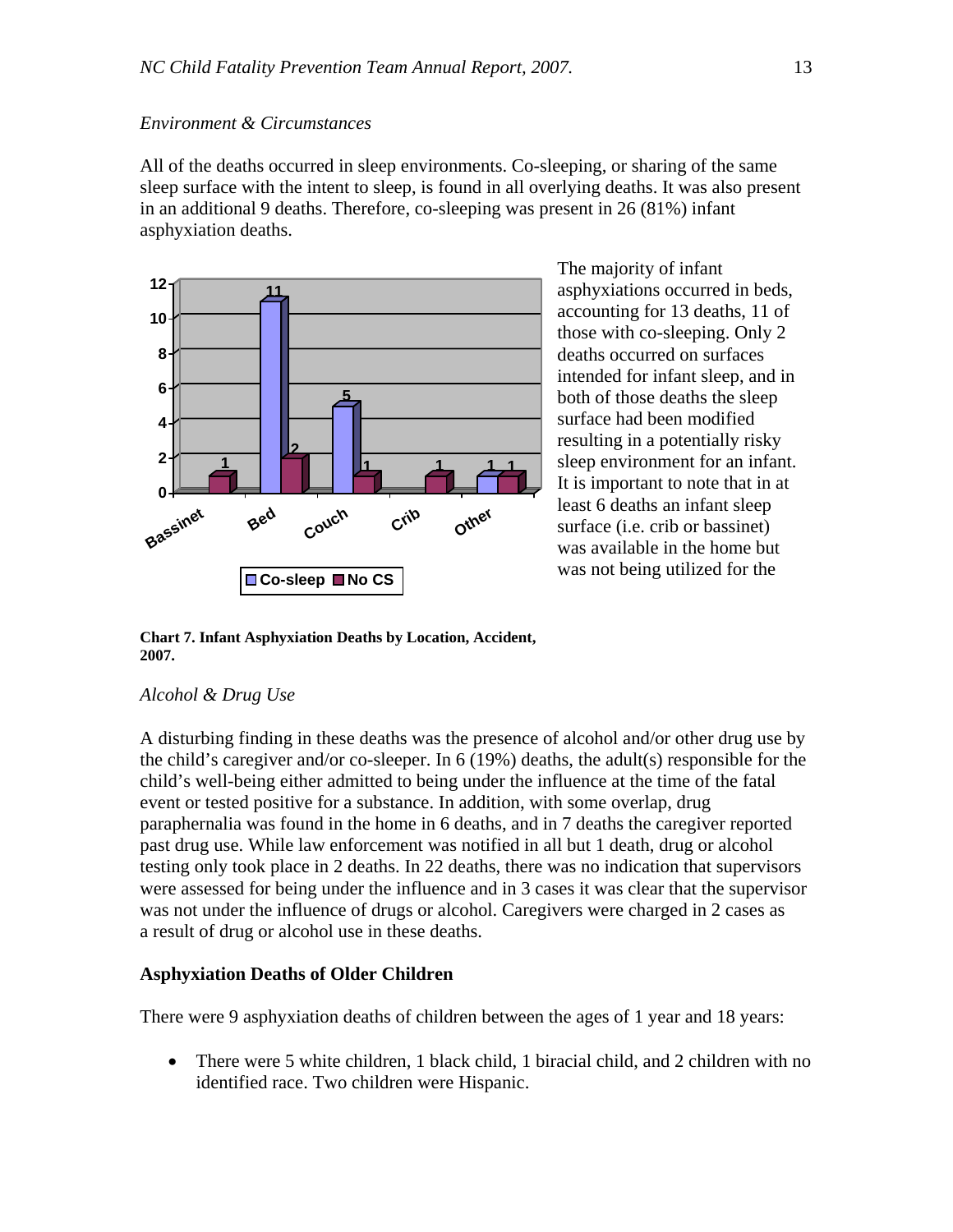*Environment & Circumstances*

All of the deaths occurred in sleep environments. Co-sleeping, or sharing of the same sleep surface with the intent to sleep, is found in all overlying deaths. It was also present in an additional 9 deaths. Therefore, co-sleeping was present in 26 (81%) infant asphyxiation deaths.

The majority of infant asphyxiations occurred in beds, accounting for 13 deaths, 11 of those with co-sleeping. Only 2 deaths occurred on surfaces intended for infant sleep, and in both of those deaths the sleep surface had been modified resulting in a potentially risky sleep environment for an infant. It is important to note that in at least 6 deaths an infant sleep surface (i.e. crib or bassinet) was available in the home but was not being utilized for the

| Location | Co-sleep | No CS |
| --- | --- | --- |
| Bassinet | | 1 |
| Bed | 11 | 2 |
| Couch | 5 | 1 |
| Crib | | 1 |
| Other | 1 | 1 |

**Chart 7. Infant Asphyxiation Deaths by Location, Accident, 2007.**

*Alcohol & Drug Use*

A disturbing finding in these deaths was the presence of alcohol and/or other drug use by the child's caregiver and/or co-sleeper. In 6 (19%) deaths, the adult(s) responsible for the child's well-being either admitted to being under the influence at the time of the fatal event or tested positive for a substance. In addition, with some overlap, drug paraphernalia was found in the home in 6 deaths, and in 7 deaths the caregiver reported past drug use. While law enforcement was notified in all but 1 death, drug or alcohol testing only took place in 2 deaths. In 22 deaths, there was no indication that supervisors were assessed for being under the influence and in 3 cases it was clear that the supervisor was not under the influence of drugs or alcohol. Caregivers were charged in 2 cases as a result of drug or alcohol use in these deaths.

**Asphyxiation Deaths of Older Children**

There were 9 asphyxiation deaths of children between the ages of 1 year and 18 years:

- There were 5 white children, 1 black child, 1 biracial child, and 2 children with no identified race. Two children were Hispanic.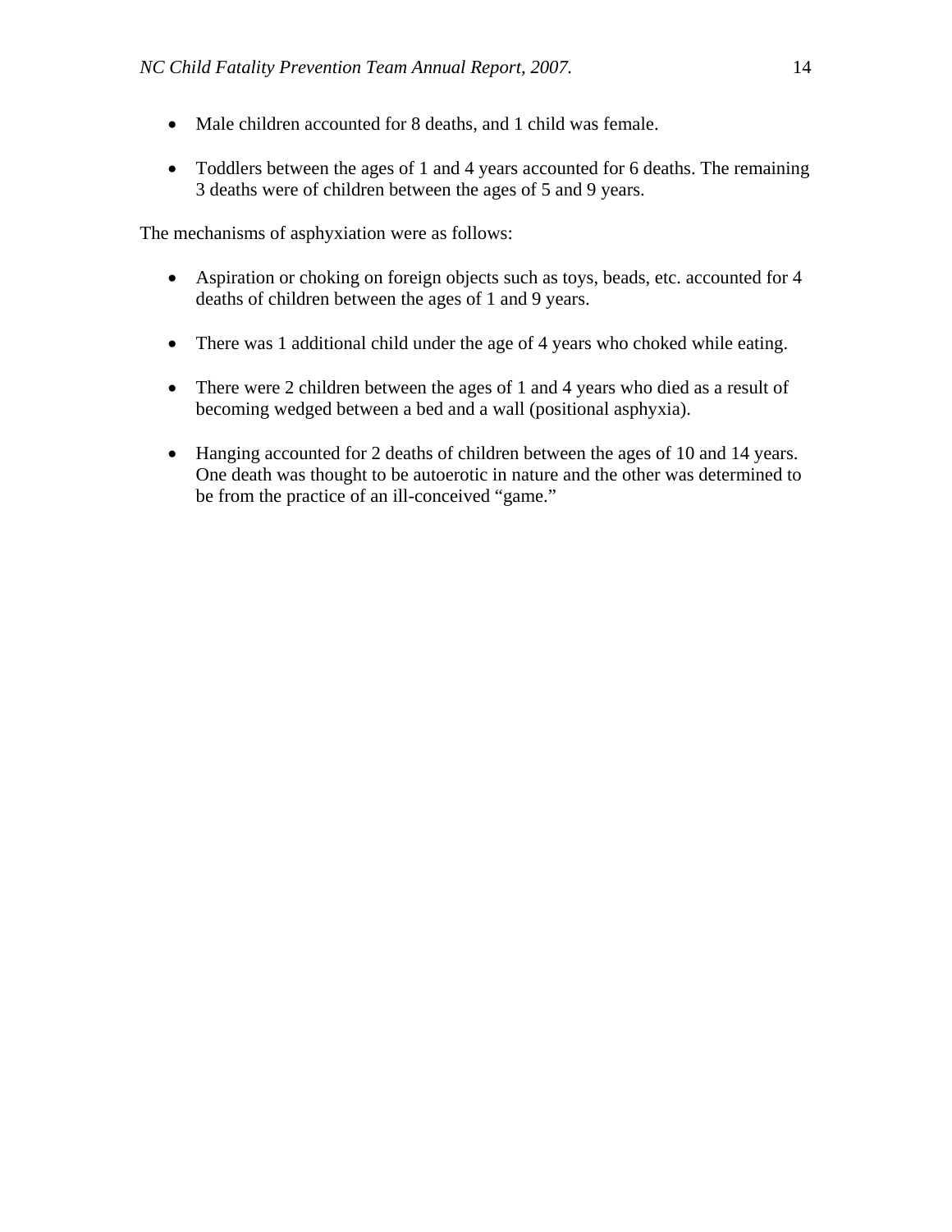- Male children accounted for 8 deaths, and 1 child was female.

- Toddlers between the ages of 1 and 4 years accounted for 6 deaths. The remaining 3 deaths were of children between the ages of 5 and 9 years.

The mechanisms of asphyxiation were as follows:

- Aspiration or choking on foreign objects such as toys, beads, etc. accounted for 4 deaths of children between the ages of 1 and 9 years.

- There was 1 additional child under the age of 4 years who choked while eating.

- There were 2 children between the ages of 1 and 4 years who died as a result of becoming wedged between a bed and a wall (positional asphyxia).

- Hanging accounted for 2 deaths of children between the ages of 10 and 14 years. One death was thought to be autoerotic in nature and the other was determined to be from the practice of an ill-conceived "game."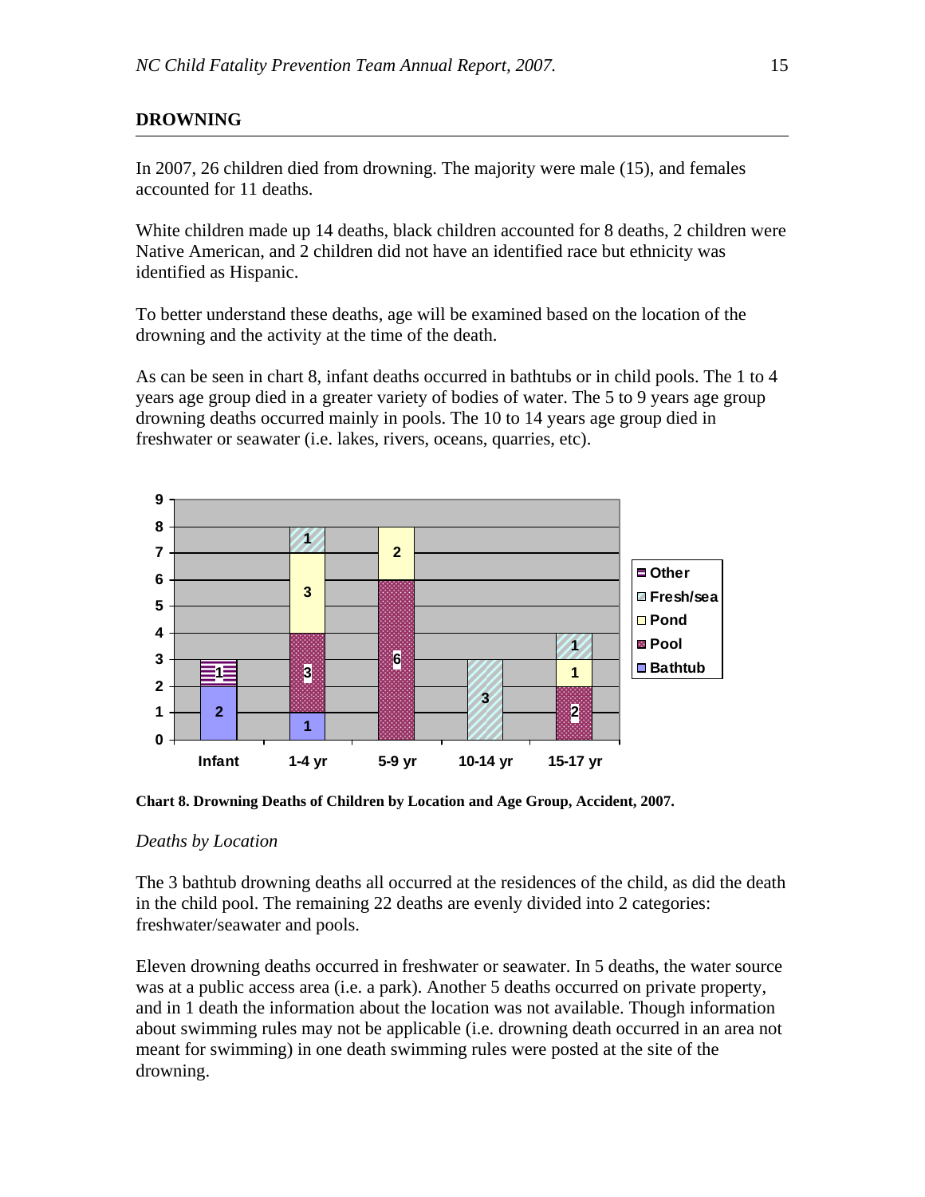## DROWNING

In 2007, 26 children died from drowning. The majority were male (15), and females accounted for 11 deaths.

White children made up 14 deaths, black children accounted for 8 deaths, 2 children were Native American, and 2 children did not have an identified race but ethnicity was identified as Hispanic.

To better understand these deaths, age will be examined based on the location of the drowning and the activity at the time of the death.

As can be seen in chart 8, infant deaths occurred in bathtubs or in child pools. The 1 to 4 years age group died in a greater variety of bodies of water. The 5 to 9 years age group drowning deaths occurred mainly in pools. The 10 to 14 years age group died in freshwater or seawater (i.e. lakes, rivers, oceans, quarries, etc).

| | Infant | 1-4 yr | 5-9 yr | 10-14 yr | 15-17 yr |
|---|---|---|---|---|---|
| Bathtub | 2 | 1 | | | |
| Pool | | 3 | 6 | | 2 |
| Pond | | 3 | 2 | | 1 |
| Fresh/sea | | 1 | | 3 | 1 |
| Other | 1 | | | | |

**Chart 8. Drowning Deaths of Children by Location and Age Group, Accident, 2007.**

*Deaths by Location*

The 3 bathtub drowning deaths all occurred at the residences of the child, as did the death in the child pool. The remaining 22 deaths are evenly divided into 2 categories: freshwater/seawater and pools.

Eleven drowning deaths occurred in freshwater or seawater. In 5 deaths, the water source was at a public access area (i.e. a park). Another 5 deaths occurred on private property, and in 1 death the information about the location was not available. Though information about swimming rules may not be applicable (i.e. drowning death occurred in an area not meant for swimming) in one death swimming rules were posted at the site of the drowning.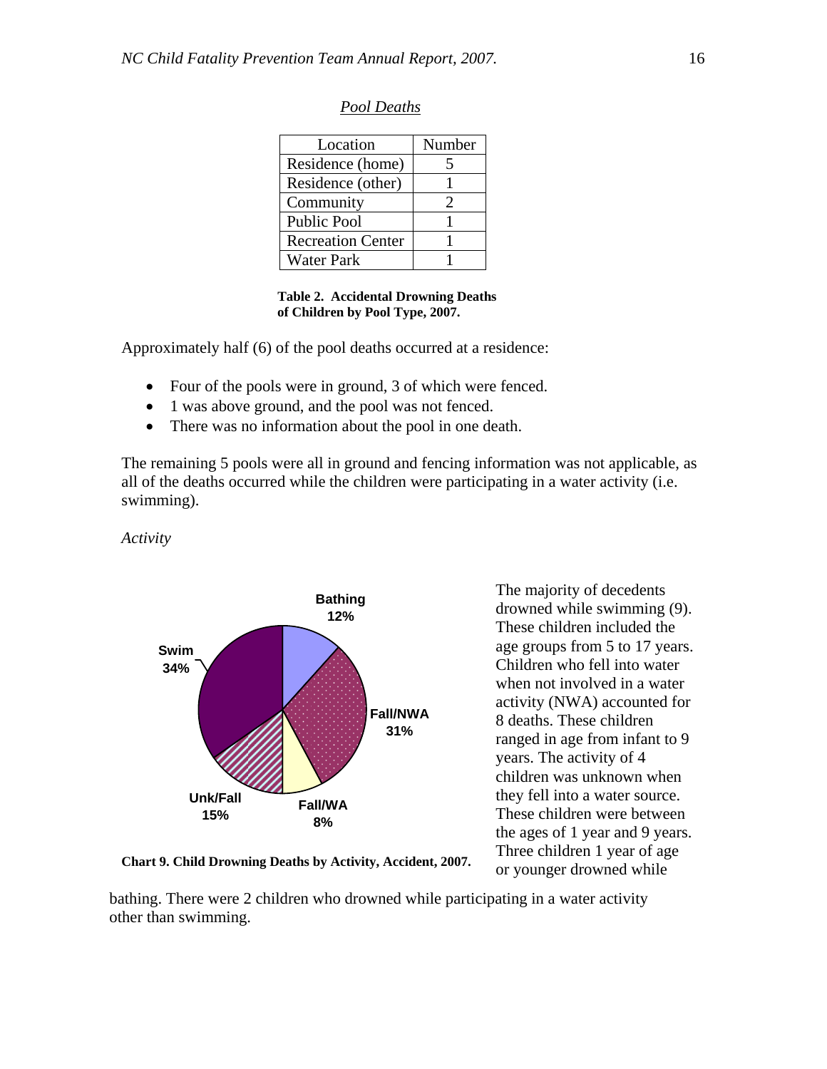*Pool Deaths*

| Location | Number |
|---|---|
| Residence (home) | 5 |
| Residence (other) | 1 |
| Community | 2 |
| Public Pool | 1 |
| Recreation Center | 1 |
| Water Park | 1 |

**Table 2. Accidental Drowning Deaths of Children by Pool Type, 2007.**

Approximately half (6) of the pool deaths occurred at a residence:

- Four of the pools were in ground, 3 of which were fenced.
- 1 was above ground, and the pool was not fenced.
- There was no information about the pool in one death.

The remaining 5 pools were all in ground and fencing information was not applicable, as all of the deaths occurred while the children were participating in a water activity (i.e. swimming).

*Activity*

Bathing 12%
Fall/NWA 31%
Fall/WA 8%
Unk/Fall 15%
Swim 34%

**Chart 9. Child Drowning Deaths by Activity, Accident, 2007.**

The majority of decedents drowned while swimming (9). These children included the age groups from 5 to 17 years. Children who fell into water when not involved in a water activity (NWA) accounted for 8 deaths. These children ranged in age from infant to 9 years. The activity of 4 children was unknown when they fell into a water source. These children were between the ages of 1 year and 9 years. Three children 1 year of age or younger drowned while bathing. There were 2 children who drowned while participating in a water activity other than swimming.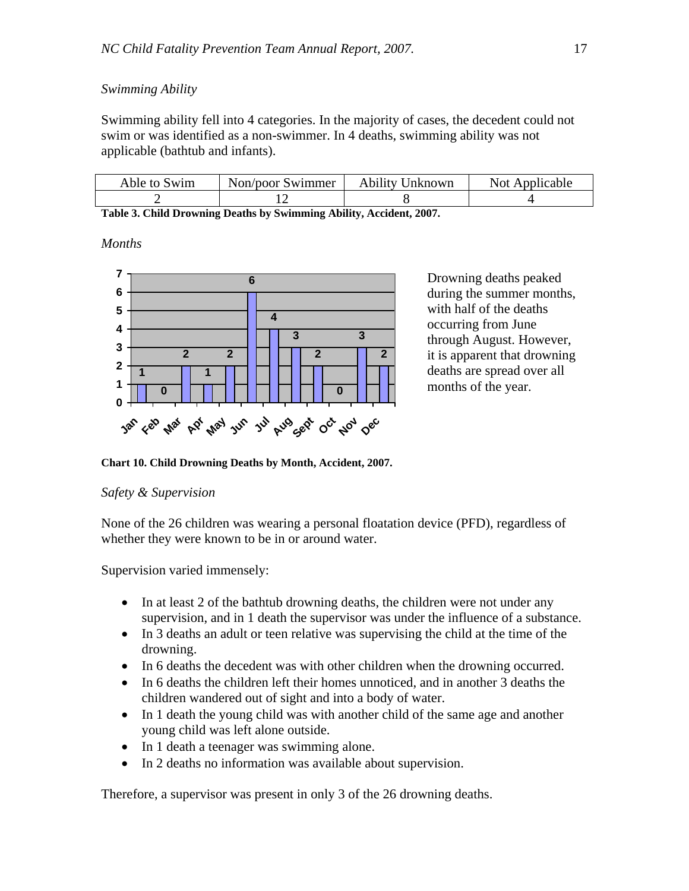*Swimming Ability*

Swimming ability fell into 4 categories. In the majority of cases, the decedent could not swim or was identified as a non-swimmer. In 4 deaths, swimming ability was not applicable (bathtub and infants).

| Able to Swim | Non/poor Swimmer | Ability Unknown | Not Applicable |
|---|---|---|---|
| 2 | 12 | 8 | 4 |

**Table 3. Child Drowning Deaths by Swimming Ability, Accident, 2007.**

*Months*

| Month | Deaths |
|---|---|
| Jan | 1 |
| Feb | 0 |
| Mar | 2 |
| Apr | 1 |
| May | 2 |
| Jun | 6 |
| Jul | 4 |
| Aug | 3 |
| Sept | 2 |
| Oct | 0 |
| Nov | 3 |
| Dec | 2 |

Drowning deaths peaked during the summer months, with half of the deaths occurring from June through August. However, it is apparent that drowning deaths are spread over all months of the year.

**Chart 10. Child Drowning Deaths by Month, Accident, 2007.**

*Safety & Supervision*

None of the 26 children was wearing a personal floatation device (PFD), regardless of whether they were known to be in or around water.

Supervision varied immensely:

- In at least 2 of the bathtub drowning deaths, the children were not under any supervision, and in 1 death the supervisor was under the influence of a substance.
- In 3 deaths an adult or teen relative was supervising the child at the time of the drowning.
- In 6 deaths the decedent was with other children when the drowning occurred.
- In 6 deaths the children left their homes unnoticed, and in another 3 deaths the children wandered out of sight and into a body of water.
- In 1 death the young child was with another child of the same age and another young child was left alone outside.
- In 1 death a teenager was swimming alone.
- In 2 deaths no information was available about supervision.

Therefore, a supervisor was present in only 3 of the 26 drowning deaths.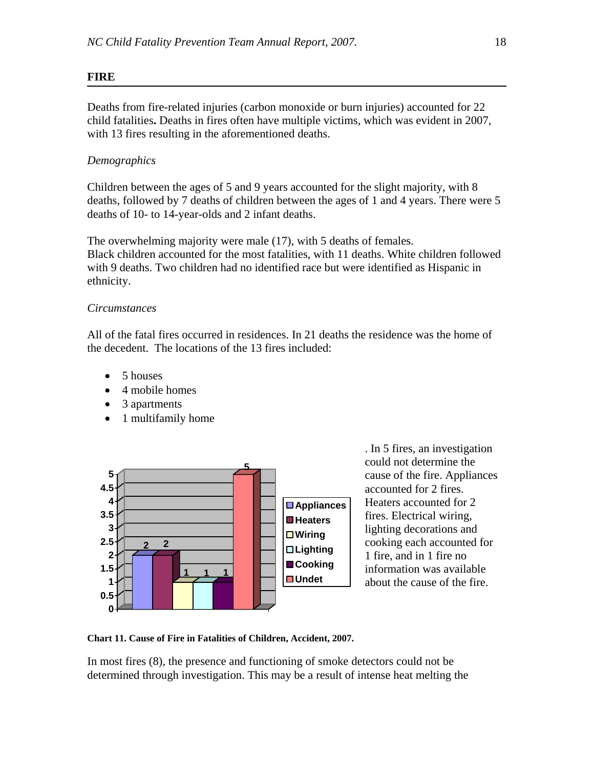## FIRE

Deaths from fire-related injuries (carbon monoxide or burn injuries) accounted for 22 child fatalities**.** Deaths in fires often have multiple victims, which was evident in 2007, with 13 fires resulting in the aforementioned deaths.

*Demographics*

Children between the ages of 5 and 9 years accounted for the slight majority, with 8 deaths, followed by 7 deaths of children between the ages of 1 and 4 years. There were 5 deaths of 10- to 14-year-olds and 2 infant deaths.

The overwhelming majority were male (17), with 5 deaths of females.
Black children accounted for the most fatalities, with 11 deaths. White children followed with 9 deaths. Two children had no identified race but were identified as Hispanic in ethnicity.

*Circumstances*

All of the fatal fires occurred in residences. In 21 deaths the residence was the home of the decedent. The locations of the 13 fires included:

- 5 houses
- 4 mobile homes
- 3 apartments
- 1 multifamily home

| Cause | Number of fires |
|---|---|
| Appliances | 2 |
| Heaters | 2 |
| Wiring | 1 |
| Lighting | 1 |
| Cooking | 1 |
| Undet | 5 |

**Chart 11. Cause of Fire in Fatalities of Children, Accident, 2007.**

. In 5 fires, an investigation could not determine the cause of the fire. Appliances accounted for 2 fires. Heaters accounted for 2 fires. Electrical wiring, lighting decorations and cooking each accounted for 1 fire, and in 1 fire no information was available about the cause of the fire.

In most fires (8), the presence and functioning of smoke detectors could not be determined through investigation. This may be a result of intense heat melting the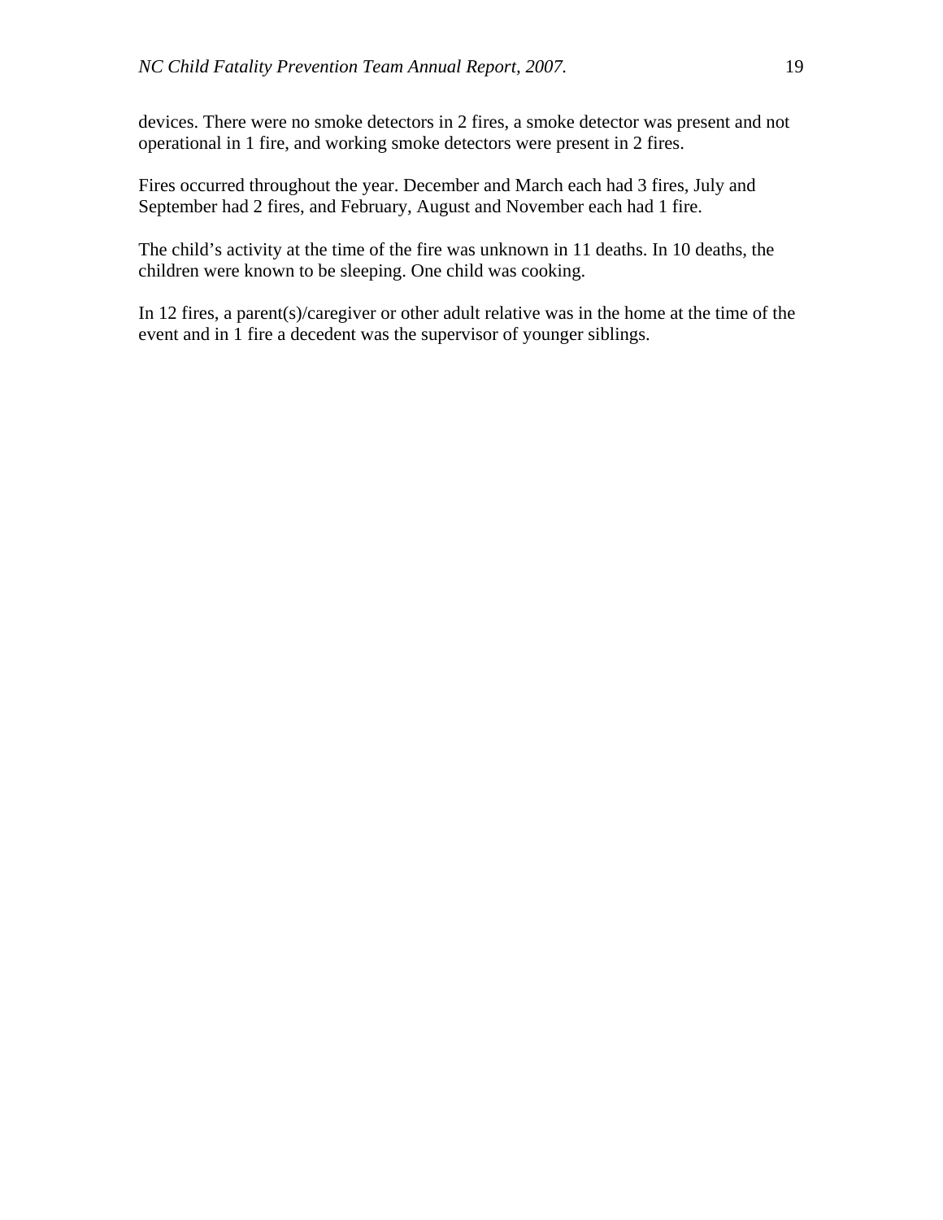devices. There were no smoke detectors in 2 fires, a smoke detector was present and not operational in 1 fire, and working smoke detectors were present in 2 fires.

Fires occurred throughout the year. December and March each had 3 fires, July and September had 2 fires, and February, August and November each had 1 fire.

The child's activity at the time of the fire was unknown in 11 deaths. In 10 deaths, the children were known to be sleeping. One child was cooking.

In 12 fires, a parent(s)/caregiver or other adult relative was in the home at the time of the event and in 1 fire a decedent was the supervisor of younger siblings.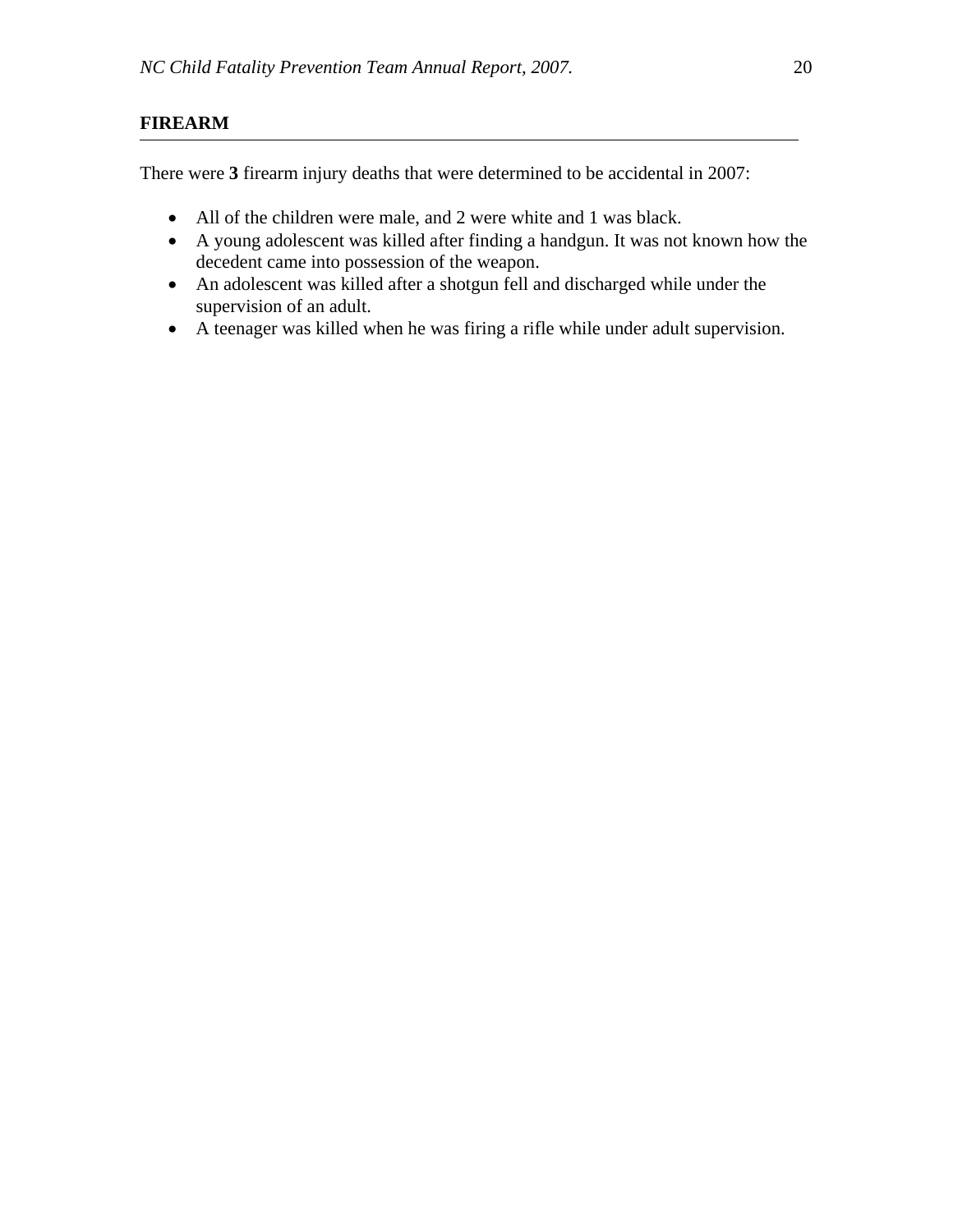## FIREARM

There were **3** firearm injury deaths that were determined to be accidental in 2007:

- All of the children were male, and 2 were white and 1 was black.
- A young adolescent was killed after finding a handgun. It was not known how the decedent came into possession of the weapon.
- An adolescent was killed after a shotgun fell and discharged while under the supervision of an adult.
- A teenager was killed when he was firing a rifle while under adult supervision.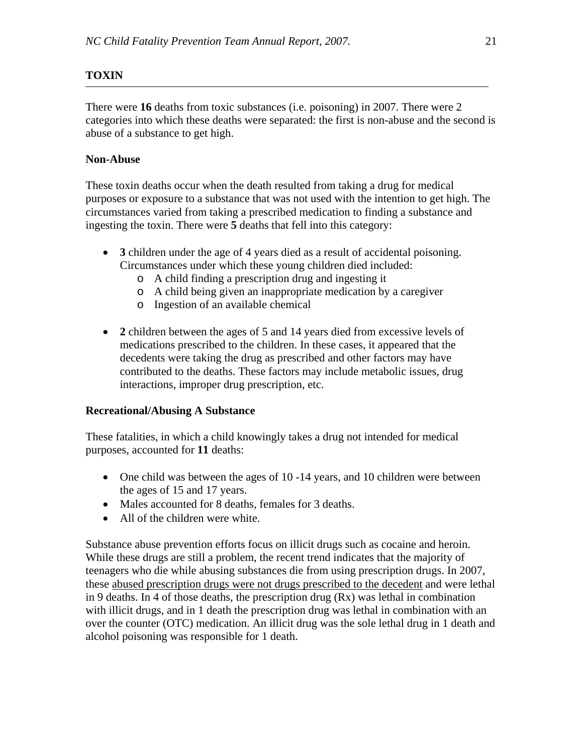## TOXIN

There were **16** deaths from toxic substances (i.e. poisoning) in 2007. There were 2 categories into which these deaths were separated: the first is non-abuse and the second is abuse of a substance to get high.

### Non-Abuse

These toxin deaths occur when the death resulted from taking a drug for medical purposes or exposure to a substance that was not used with the intention to get high. The circumstances varied from taking a prescribed medication to finding a substance and ingesting the toxin. There were **5** deaths that fell into this category:

- **3** children under the age of 4 years died as a result of accidental poisoning. Circumstances under which these young children died included:
  - A child finding a prescription drug and ingesting it
  - A child being given an inappropriate medication by a caregiver
  - Ingestion of an available chemical
- **2** children between the ages of 5 and 14 years died from excessive levels of medications prescribed to the children. In these cases, it appeared that the decedents were taking the drug as prescribed and other factors may have contributed to the deaths. These factors may include metabolic issues, drug interactions, improper drug prescription, etc.

### Recreational/Abusing A Substance

These fatalities, in which a child knowingly takes a drug not intended for medical purposes, accounted for **11** deaths:

- One child was between the ages of 10 -14 years, and 10 children were between the ages of 15 and 17 years.
- Males accounted for 8 deaths, females for 3 deaths.
- All of the children were white.

Substance abuse prevention efforts focus on illicit drugs such as cocaine and heroin. While these drugs are still a problem, the recent trend indicates that the majority of teenagers who die while abusing substances die from using prescription drugs. In 2007, these abused prescription drugs were not drugs prescribed to the decedent and were lethal in 9 deaths. In 4 of those deaths, the prescription drug (Rx) was lethal in combination with illicit drugs, and in 1 death the prescription drug was lethal in combination with an over the counter (OTC) medication. An illicit drug was the sole lethal drug in 1 death and alcohol poisoning was responsible for 1 death.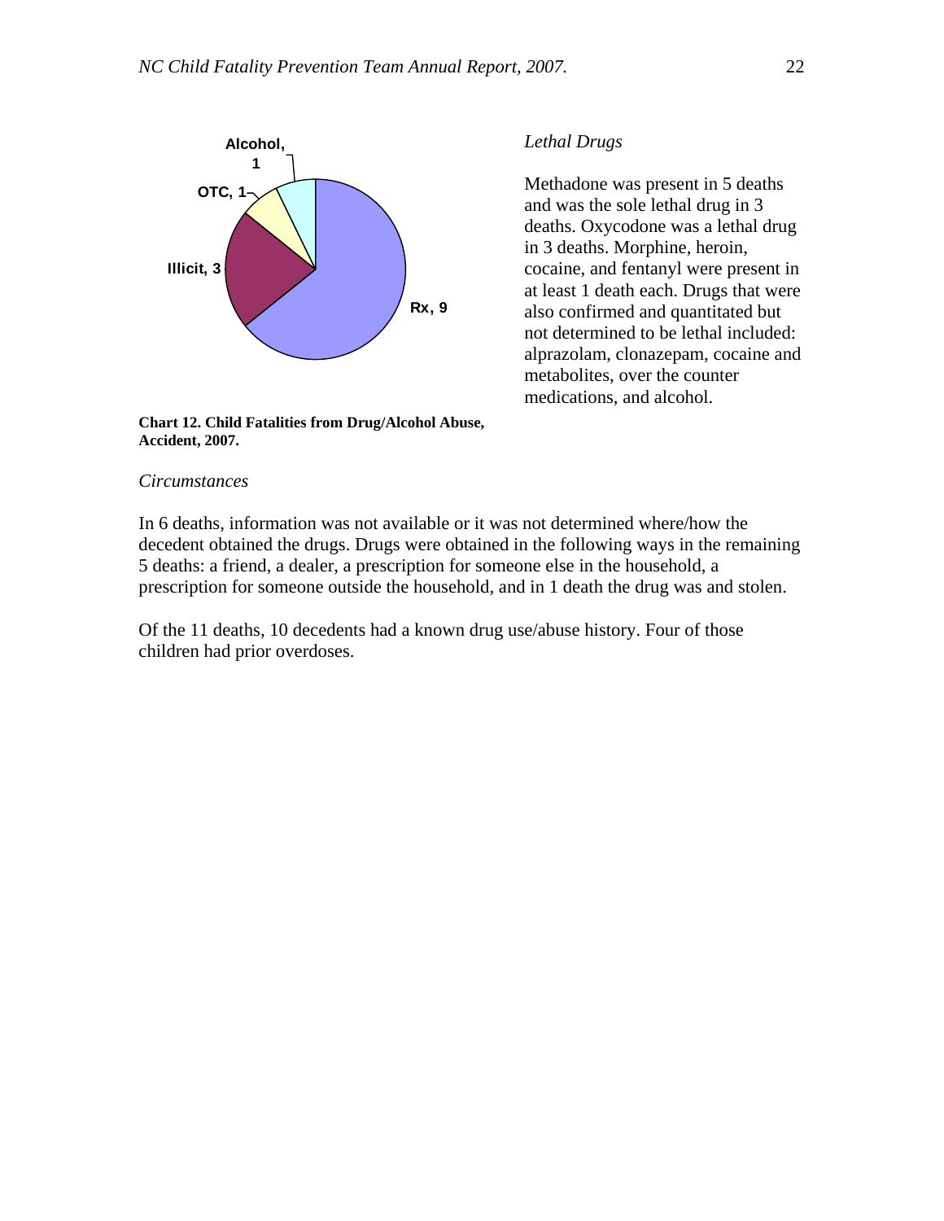Alcohol, 1

OTC, 1

Illicit, 3

Rx, 9

**Chart 12. Child Fatalities from Drug/Alcohol Abuse, Accident, 2007.**

*Lethal Drugs*

Methadone was present in 5 deaths and was the sole lethal drug in 3 deaths. Oxycodone was a lethal drug in 3 deaths. Morphine, heroin, cocaine, and fentanyl were present in at least 1 death each. Drugs that were also confirmed and quantitated but not determined to be lethal included: alprazolam, clonazepam, cocaine and metabolites, over the counter medications, and alcohol.

*Circumstances*

In 6 deaths, information was not available or it was not determined where/how the decedent obtained the drugs. Drugs were obtained in the following ways in the remaining 5 deaths: a friend, a dealer, a prescription for someone else in the household, a prescription for someone outside the household, and in 1 death the drug was and stolen.

Of the 11 deaths, 10 decedents had a known drug use/abuse history. Four of those children had prior overdoses.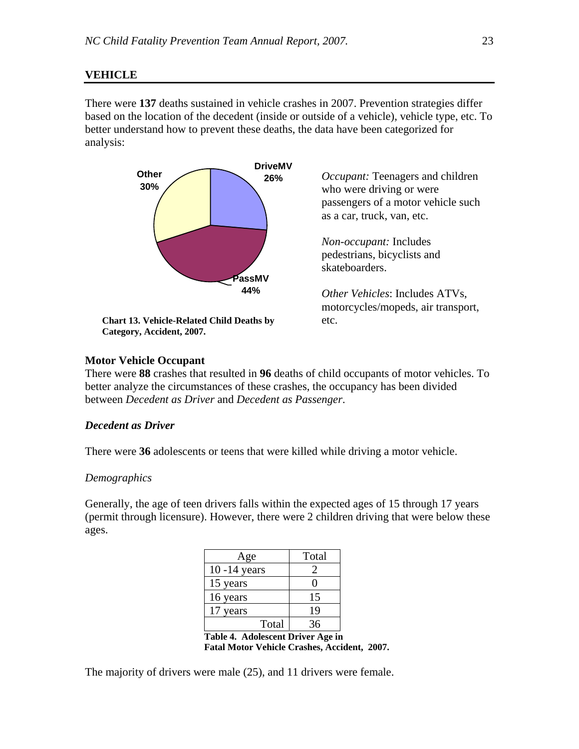## VEHICLE

There were **137** deaths sustained in vehicle crashes in 2007. Prevention strategies differ based on the location of the decedent (inside or outside of a vehicle), vehicle type, etc. To better understand how to prevent these deaths, the data have been categorized for analysis:

Other 30%

DriveMV 26%

PassMV 44%

**Chart 13. Vehicle-Related Child Deaths by Category, Accident, 2007.**

*Occupant:* Teenagers and children who were driving or were passengers of a motor vehicle such as a car, truck, van, etc.

*Non-occupant:* Includes pedestrians, bicyclists and skateboarders.

*Other Vehicles*: Includes ATVs, motorcycles/mopeds, air transport, etc.

### Motor Vehicle Occupant

There were **88** crashes that resulted in **96** deaths of child occupants of motor vehicles. To better analyze the circumstances of these crashes, the occupancy has been divided between *Decedent as Driver* and *Decedent as Passenger*.

#### *Decedent as Driver*

There were **36** adolescents or teens that were killed while driving a motor vehicle.

*Demographics*

Generally, the age of teen drivers falls within the expected ages of 15 through 17 years (permit through licensure). However, there were 2 children driving that were below these ages.

| Age | Total |
|---|---|
| 10 -14 years | 2 |
| 15 years | 0 |
| 16 years | 15 |
| 17 years | 19 |
| Total | 36 |

**Table 4. Adolescent Driver Age in Fatal Motor Vehicle Crashes, Accident, 2007.**

The majority of drivers were male (25), and 11 drivers were female.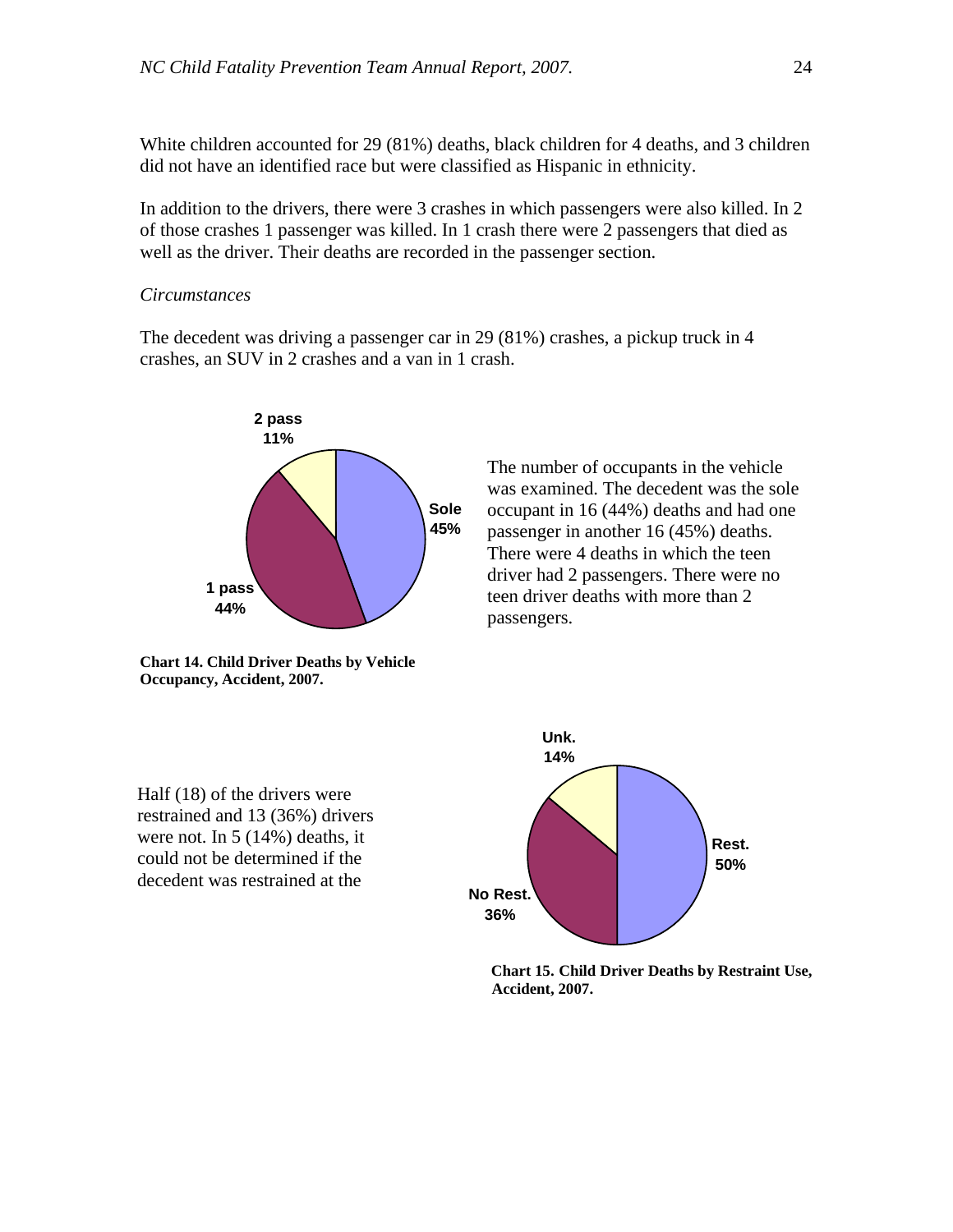White children accounted for 29 (81%) deaths, black children for 4 deaths, and 3 children did not have an identified race but were classified as Hispanic in ethnicity.

In addition to the drivers, there were 3 crashes in which passengers were also killed. In 2 of those crashes 1 passenger was killed. In 1 crash there were 2 passengers that died as well as the driver. Their deaths are recorded in the passenger section.

*Circumstances*

The decedent was driving a passenger car in 29 (81%) crashes, a pickup truck in 4 crashes, an SUV in 2 crashes and a van in 1 crash.

**2 pass 11%**
**Sole 45%**
**1 pass 44%**

**Chart 14. Child Driver Deaths by Vehicle Occupancy, Accident, 2007.**

The number of occupants in the vehicle was examined. The decedent was the sole occupant in 16 (44%) deaths and had one passenger in another 16 (45%) deaths. There were 4 deaths in which the teen driver had 2 passengers. There were no teen driver deaths with more than 2 passengers.

Half (18) of the drivers were restrained and 13 (36%) drivers were not. In 5 (14%) deaths, it could not be determined if the decedent was restrained at the

**Unk. 14%**
**Rest. 50%**
**No Rest. 36%**

**Chart 15. Child Driver Deaths by Restraint Use, Accident, 2007.**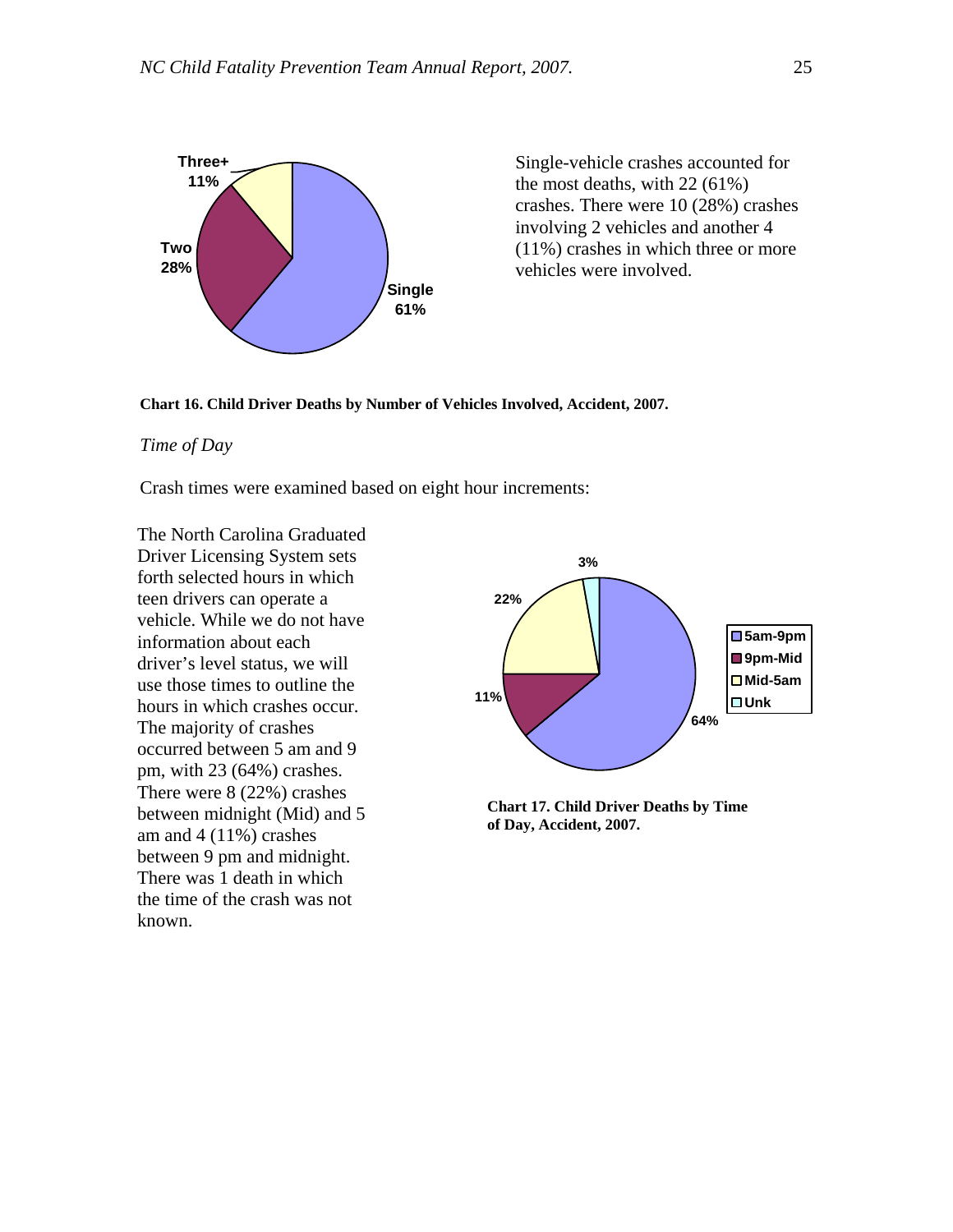Three+
11%

Two
28%

Single
61%

Single-vehicle crashes accounted for the most deaths, with 22 (61%) crashes. There were 10 (28%) crashes involving 2 vehicles and another 4 (11%) crashes in which three or more vehicles were involved.

**Chart 16. Child Driver Deaths by Number of Vehicles Involved, Accident, 2007.**

*Time of Day*

Crash times were examined based on eight hour increments:

The North Carolina Graduated Driver Licensing System sets forth selected hours in which teen drivers can operate a vehicle. While we do not have information about each driver's level status, we will use those times to outline the hours in which crashes occur. The majority of crashes occurred between 5 am and 9 pm, with 23 (64%) crashes. There were 8 (22%) crashes between midnight (Mid) and 5 am and 4 (11%) crashes between 9 pm and midnight. There was 1 death in which the time of the crash was not known.

3%

22%

11%

64%

- 5am-9pm
- 9pm-Mid
- Mid-5am
- Unk

**Chart 17. Child Driver Deaths by Time of Day, Accident, 2007.**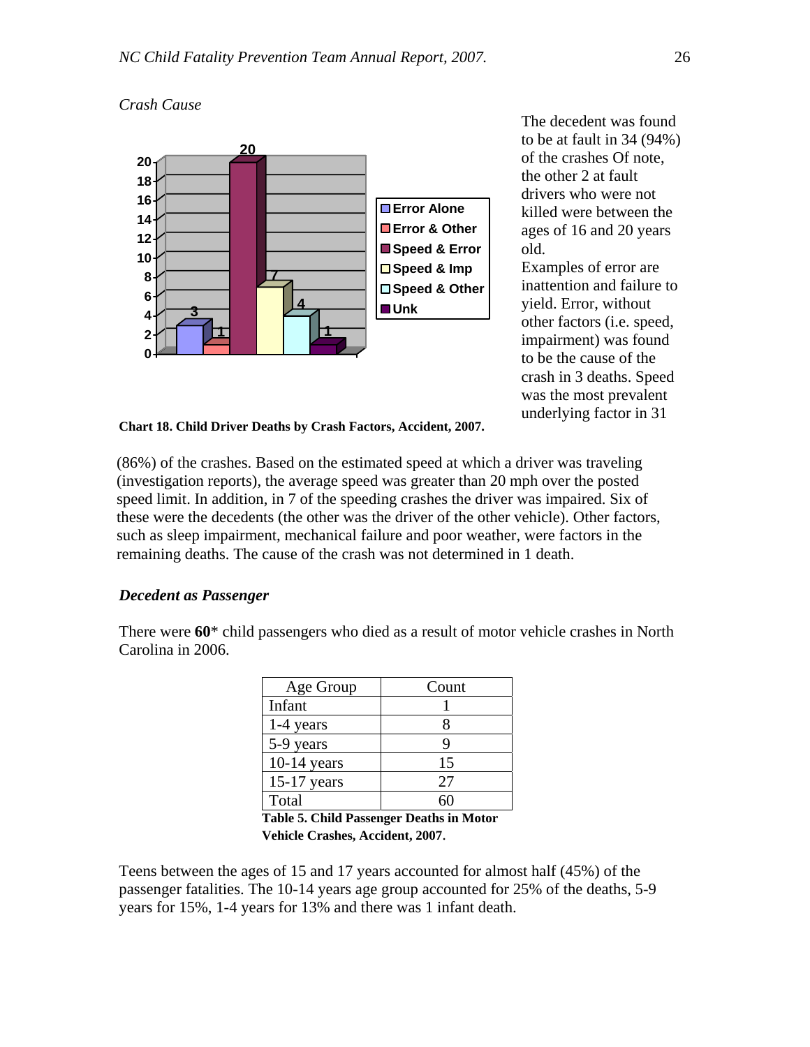*Crash Cause*

Chart 18. Child Driver Deaths by Crash Factors, Accident, 2007.

The decedent was found to be at fault in 34 (94%) of the crashes Of note, the other 2 at fault drivers who were not killed were between the ages of 16 and 20 years old.

Examples of error are inattention and failure to yield. Error, without other factors (i.e. speed, impairment) was found to be the cause of the crash in 3 deaths. Speed was the most prevalent underlying factor in 31 (86%) of the crashes. Based on the estimated speed at which a driver was traveling (investigation reports), the average speed was greater than 20 mph over the posted speed limit. In addition, in 7 of the speeding crashes the driver was impaired. Six of these were the decedents (the other was the driver of the other vehicle). Other factors, such as sleep impairment, mechanical failure and poor weather, were factors in the remaining deaths. The cause of the crash was not determined in 1 death.

### *Decedent as Passenger*

There were **60*** child passengers who died as a result of motor vehicle crashes in North Carolina in 2006.

| Age Group | Count |
|---|---|
| Infant | 1 |
| 1-4 years | 8 |
| 5-9 years | 9 |
| 10-14 years | 15 |
| 15-17 years | 27 |
| Total | 60 |

**Table 5. Child Passenger Deaths in Motor Vehicle Crashes, Accident, 2007.**

Teens between the ages of 15 and 17 years accounted for almost half (45%) of the passenger fatalities. The 10-14 years age group accounted for 25% of the deaths, 5-9 years for 15%, 1-4 years for 13% and there was 1 infant death.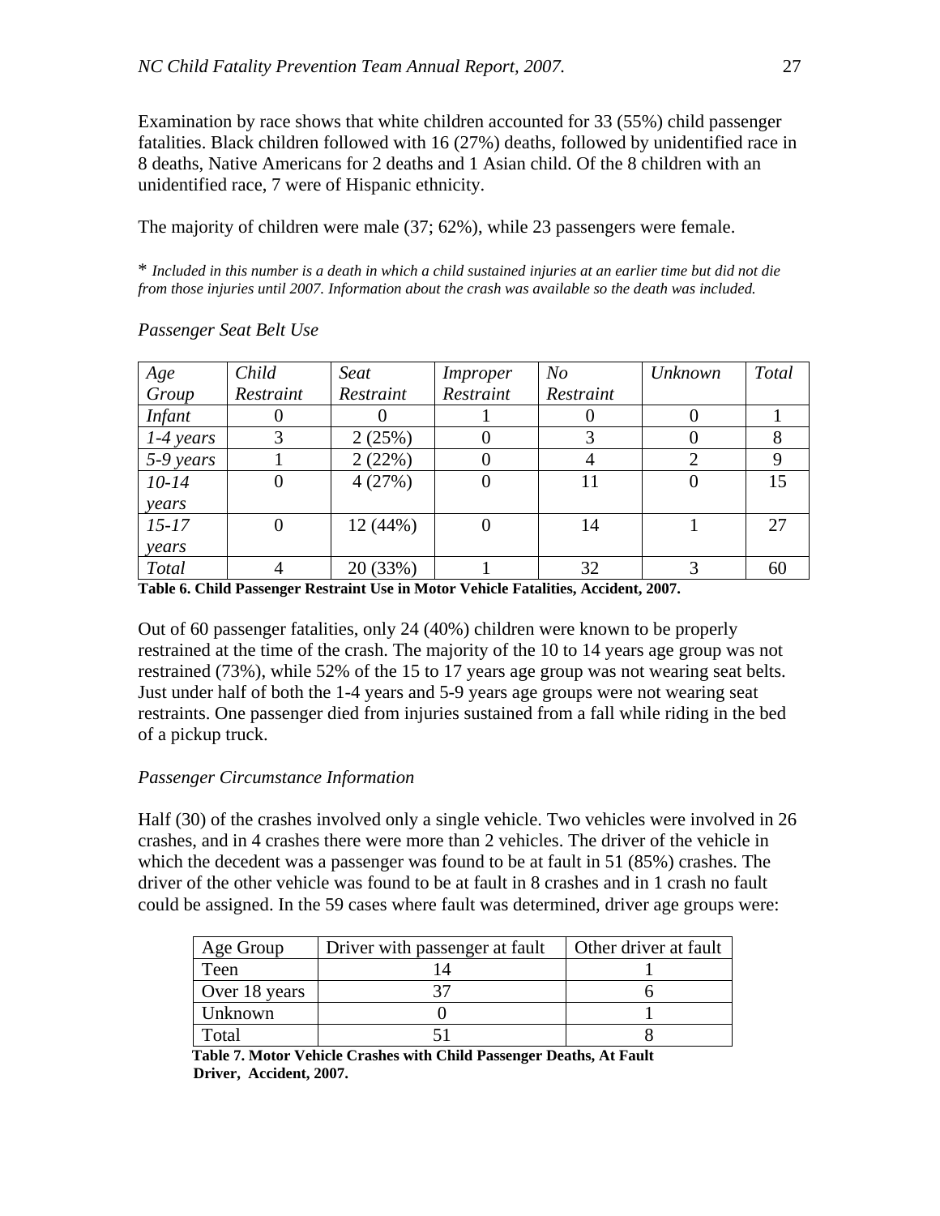Examination by race shows that white children accounted for 33 (55%) child passenger fatalities. Black children followed with 16 (27%) deaths, followed by unidentified race in 8 deaths, Native Americans for 2 deaths and 1 Asian child. Of the 8 children with an unidentified race, 7 were of Hispanic ethnicity.

The majority of children were male (37; 62%), while 23 passengers were female.

\* *Included in this number is a death in which a child sustained injuries at an earlier time but did not die from those injuries until 2007. Information about the crash was available so the death was included.*

*Passenger Seat Belt Use*

| *Age Group* | *Child Restraint* | *Seat Restraint* | *Improper Restraint* | *No Restraint* | *Unknown* | *Total* |
|---|---|---|---|---|---|---|
| *Infant* | 0 | 0 | 1 | 0 | 0 | 1 |
| *1-4 years* | 3 | 2 (25%) | 0 | 3 | 0 | 8 |
| *5-9 years* | 1 | 2 (22%) | 0 | 4 | 2 | 9 |
| *10-14 years* | 0 | 4 (27%) | 0 | 11 | 0 | 15 |
| *15-17 years* | 0 | 12 (44%) | 0 | 14 | 1 | 27 |
| *Total* | 4 | 20 (33%) | 1 | 32 | 3 | 60 |

**Table 6. Child Passenger Restraint Use in Motor Vehicle Fatalities, Accident, 2007.**

Out of 60 passenger fatalities, only 24 (40%) children were known to be properly restrained at the time of the crash. The majority of the 10 to 14 years age group was not restrained (73%), while 52% of the 15 to 17 years age group was not wearing seat belts. Just under half of both the 1-4 years and 5-9 years age groups were not wearing seat restraints. One passenger died from injuries sustained from a fall while riding in the bed of a pickup truck.

*Passenger Circumstance Information*

Half (30) of the crashes involved only a single vehicle. Two vehicles were involved in 26 crashes, and in 4 crashes there were more than 2 vehicles. The driver of the vehicle in which the decedent was a passenger was found to be at fault in 51 (85%) crashes. The driver of the other vehicle was found to be at fault in 8 crashes and in 1 crash no fault could be assigned. In the 59 cases where fault was determined, driver age groups were:

| Age Group | Driver with passenger at fault | Other driver at fault |
|---|---|---|
| Teen | 14 | 1 |
| Over 18 years | 37 | 6 |
| Unknown | 0 | 1 |
| Total | 51 | 8 |

**Table 7. Motor Vehicle Crashes with Child Passenger Deaths, At Fault Driver, Accident, 2007.**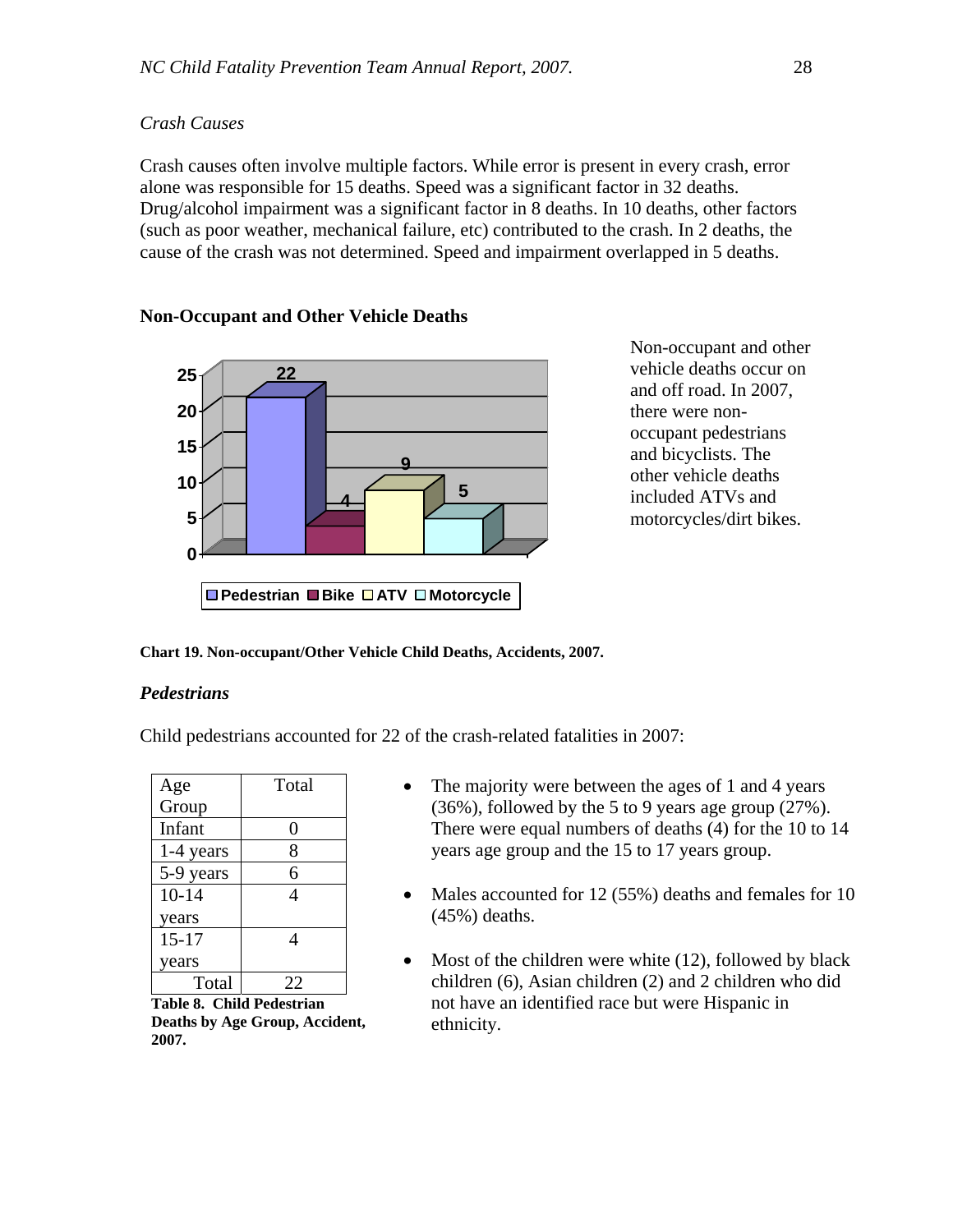*Crash Causes*

Crash causes often involve multiple factors. While error is present in every crash, error alone was responsible for 15 deaths. Speed was a significant factor in 32 deaths. Drug/alcohol impairment was a significant factor in 8 deaths. In 10 deaths, other factors (such as poor weather, mechanical failure, etc) contributed to the crash. In 2 deaths, the cause of the crash was not determined. Speed and impairment overlapped in 5 deaths.

**Non-Occupant and Other Vehicle Deaths**

| Pedestrian | Bike | ATV | Motorcycle |
|---|---|---|---|
| 22 | 4 | 9 | 5 |

Non-occupant and other vehicle deaths occur on and off road. In 2007, there were non-occupant pedestrians and bicyclists. The other vehicle deaths included ATVs and motorcycles/dirt bikes.

**Chart 19. Non-occupant/Other Vehicle Child Deaths, Accidents, 2007.**

***Pedestrians***

Child pedestrians accounted for 22 of the crash-related fatalities in 2007:

| Age Group | Total |
|---|---|
| Infant | 0 |
| 1-4 years | 8 |
| 5-9 years | 6 |
| 10-14 years | 4 |
| 15-17 years | 4 |
| Total | 22 |

**Table 8. Child Pedestrian Deaths by Age Group, Accident, 2007.**

- The majority were between the ages of 1 and 4 years (36%), followed by the 5 to 9 years age group (27%). There were equal numbers of deaths (4) for the 10 to 14 years age group and the 15 to 17 years group.
- Males accounted for 12 (55%) deaths and females for 10 (45%) deaths.
- Most of the children were white (12), followed by black children (6), Asian children (2) and 2 children who did not have an identified race but were Hispanic in ethnicity.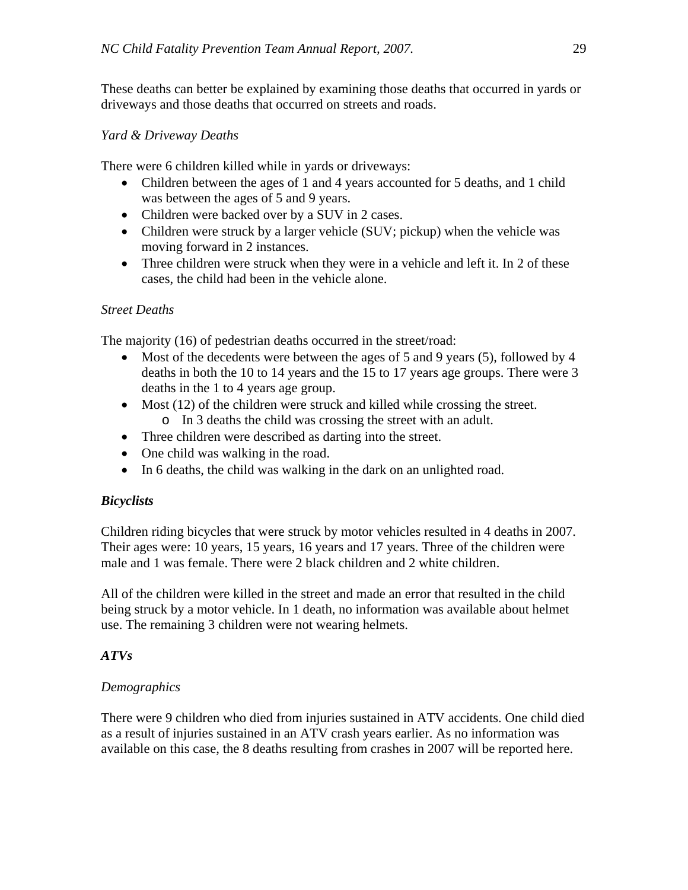These deaths can better be explained by examining those deaths that occurred in yards or driveways and those deaths that occurred on streets and roads.

*Yard & Driveway Deaths*

There were 6 children killed while in yards or driveways:

- Children between the ages of 1 and 4 years accounted for 5 deaths, and 1 child was between the ages of 5 and 9 years.
- Children were backed over by a SUV in 2 cases.
- Children were struck by a larger vehicle (SUV; pickup) when the vehicle was moving forward in 2 instances.
- Three children were struck when they were in a vehicle and left it. In 2 of these cases, the child had been in the vehicle alone.

*Street Deaths*

The majority (16) of pedestrian deaths occurred in the street/road:

- Most of the decedents were between the ages of 5 and 9 years (5), followed by 4 deaths in both the 10 to 14 years and the 15 to 17 years age groups. There were 3 deaths in the 1 to 4 years age group.
- Most (12) of the children were struck and killed while crossing the street.
  - In 3 deaths the child was crossing the street with an adult.
- Three children were described as darting into the street.
- One child was walking in the road.
- In 6 deaths, the child was walking in the dark on an unlighted road.

### ***Bicyclists***

Children riding bicycles that were struck by motor vehicles resulted in 4 deaths in 2007. Their ages were: 10 years, 15 years, 16 years and 17 years. Three of the children were male and 1 was female. There were 2 black children and 2 white children.

All of the children were killed in the street and made an error that resulted in the child being struck by a motor vehicle. In 1 death, no information was available about helmet use. The remaining 3 children were not wearing helmets.

### ***ATVs***

*Demographics*

There were 9 children who died from injuries sustained in ATV accidents. One child died as a result of injuries sustained in an ATV crash years earlier. As no information was available on this case, the 8 deaths resulting from crashes in 2007 will be reported here.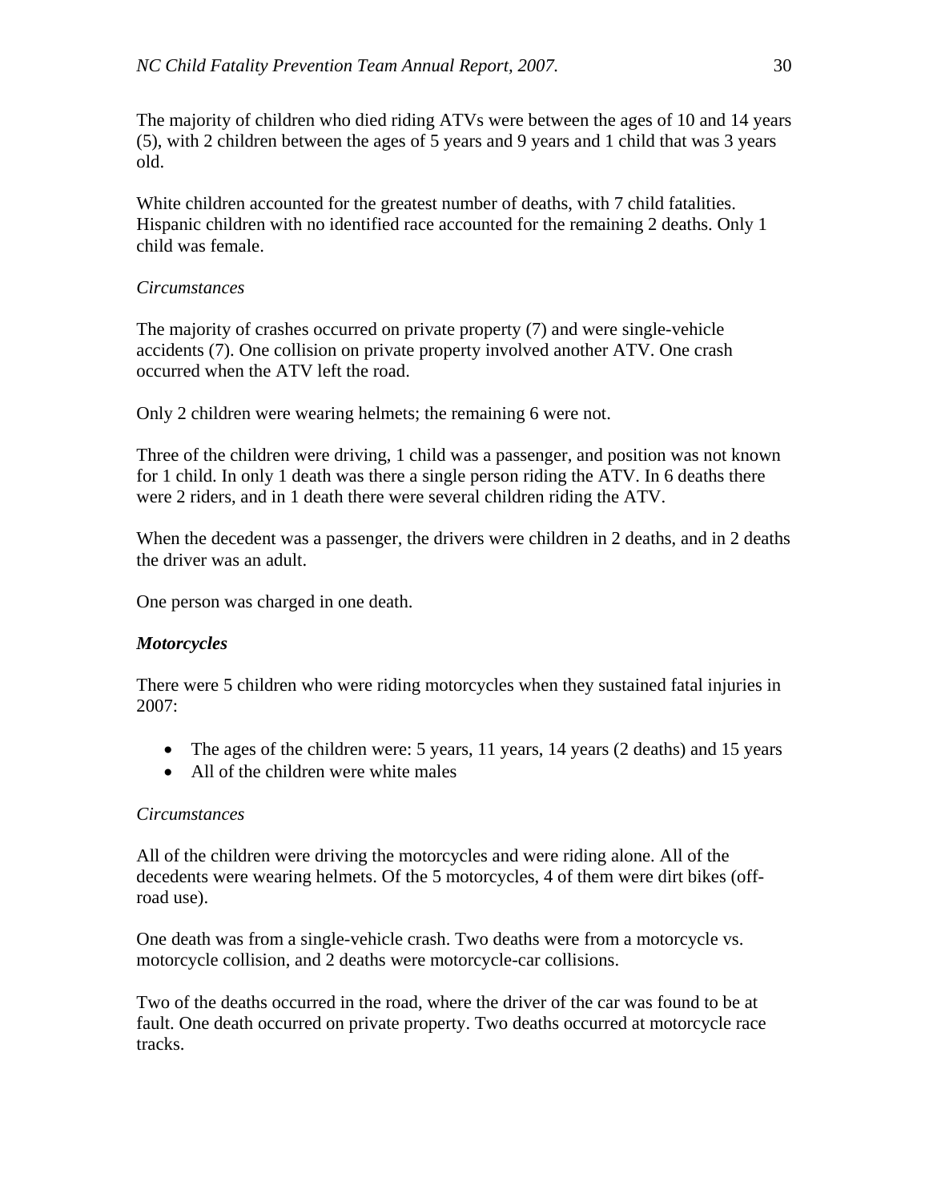The majority of children who died riding ATVs were between the ages of 10 and 14 years (5), with 2 children between the ages of 5 years and 9 years and 1 child that was 3 years old.

White children accounted for the greatest number of deaths, with 7 child fatalities. Hispanic children with no identified race accounted for the remaining 2 deaths. Only 1 child was female.

*Circumstances*

The majority of crashes occurred on private property (7) and were single-vehicle accidents (7). One collision on private property involved another ATV. One crash occurred when the ATV left the road.

Only 2 children were wearing helmets; the remaining 6 were not.

Three of the children were driving, 1 child was a passenger, and position was not known for 1 child. In only 1 death was there a single person riding the ATV. In 6 deaths there were 2 riders, and in 1 death there were several children riding the ATV.

When the decedent was a passenger, the drivers were children in 2 deaths, and in 2 deaths the driver was an adult.

One person was charged in one death.

***Motorcycles***

There were 5 children who were riding motorcycles when they sustained fatal injuries in 2007:

- The ages of the children were: 5 years, 11 years, 14 years (2 deaths) and 15 years
- All of the children were white males

*Circumstances*

All of the children were driving the motorcycles and were riding alone. All of the decedents were wearing helmets. Of the 5 motorcycles, 4 of them were dirt bikes (off-road use).

One death was from a single-vehicle crash. Two deaths were from a motorcycle vs. motorcycle collision, and 2 deaths were motorcycle-car collisions.

Two of the deaths occurred in the road, where the driver of the car was found to be at fault. One death occurred on private property. Two deaths occurred at motorcycle race tracks.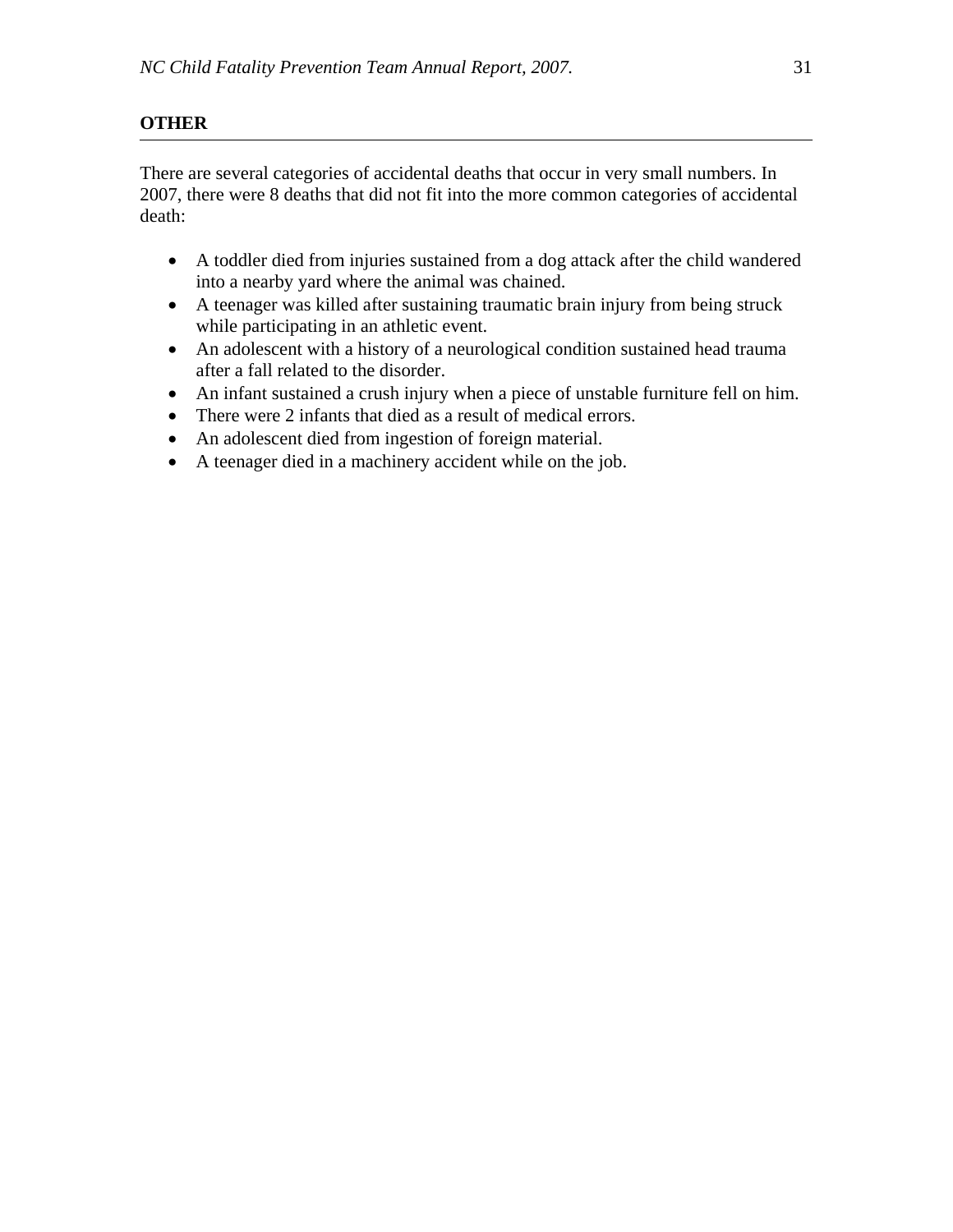## OTHER

There are several categories of accidental deaths that occur in very small numbers. In 2007, there were 8 deaths that did not fit into the more common categories of accidental death:

- A toddler died from injuries sustained from a dog attack after the child wandered into a nearby yard where the animal was chained.
- A teenager was killed after sustaining traumatic brain injury from being struck while participating in an athletic event.
- An adolescent with a history of a neurological condition sustained head trauma after a fall related to the disorder.
- An infant sustained a crush injury when a piece of unstable furniture fell on him.
- There were 2 infants that died as a result of medical errors.
- An adolescent died from ingestion of foreign material.
- A teenager died in a machinery accident while on the job.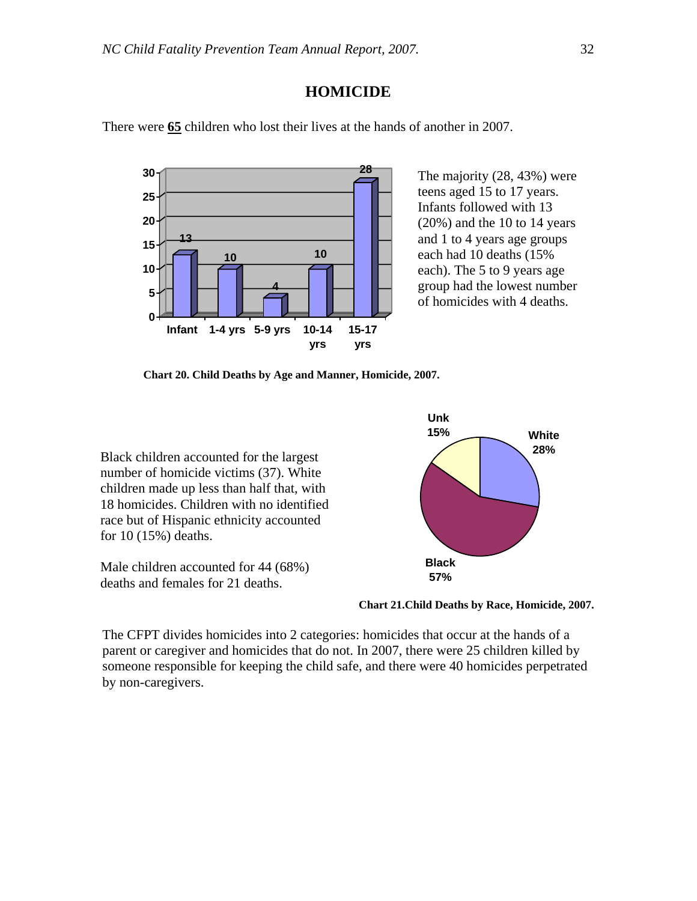# HOMICIDE

There were **65** children who lost their lives at the hands of another in 2007.

| Age | Deaths |
|---|---|
| Infant | 13 |
| 1-4 yrs | 10 |
| 5-9 yrs | 4 |
| 10-14 yrs | 10 |
| 15-17 yrs | 28 |

The majority (28, 43%) were teens aged 15 to 17 years. Infants followed with 13 (20%) and the 10 to 14 years and 1 to 4 years age groups each had 10 deaths (15% each). The 5 to 9 years age group had the lowest number of homicides with 4 deaths.

**Chart 20. Child Deaths by Age and Manner, Homicide, 2007.**

| Race | Percent |
|---|---|
| White | 28% |
| Black | 57% |
| Unk | 15% |

**Chart 21.Child Deaths by Race, Homicide, 2007.**

Black children accounted for the largest number of homicide victims (37). White children made up less than half that, with 18 homicides. Children with no identified race but of Hispanic ethnicity accounted for 10 (15%) deaths.

Male children accounted for 44 (68%) deaths and females for 21 deaths.

The CFPT divides homicides into 2 categories: homicides that occur at the hands of a parent or caregiver and homicides that do not. In 2007, there were 25 children killed by someone responsible for keeping the child safe, and there were 40 homicides perpetrated by non-caregivers.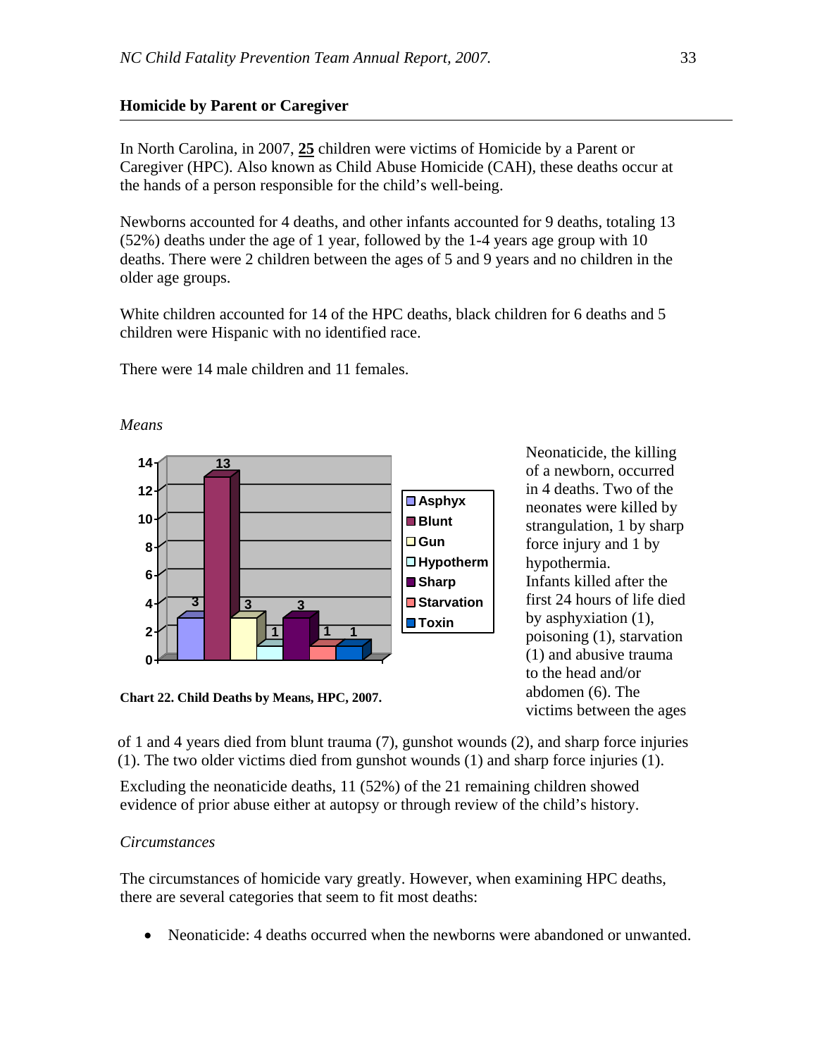## Homicide by Parent or Caregiver

In North Carolina, in 2007, **25** children were victims of Homicide by a Parent or Caregiver (HPC). Also known as Child Abuse Homicide (CAH), these deaths occur at the hands of a person responsible for the child's well-being.

Newborns accounted for 4 deaths, and other infants accounted for 9 deaths, totaling 13 (52%) deaths under the age of 1 year, followed by the 1-4 years age group with 10 deaths. There were 2 children between the ages of 5 and 9 years and no children in the older age groups.

White children accounted for 14 of the HPC deaths, black children for 6 deaths and 5 children were Hispanic with no identified race.

There were 14 male children and 11 females.

*Means*

| Means | Deaths |
|---|---|
| Asphyx | 3 |
| Blunt | 13 |
| Gun | 3 |
| Hypotherm | 1 |
| Sharp | 3 |
| Starvation | 1 |
| Toxin | 1 |

**Chart 22. Child Deaths by Means, HPC, 2007.**

Neonaticide, the killing of a newborn, occurred in 4 deaths. Two of the neonates were killed by strangulation, 1 by sharp force injury and 1 by hypothermia.
Infants killed after the first 24 hours of life died by asphyxiation (1), poisoning (1), starvation (1) and abusive trauma to the head and/or abdomen (6). The victims between the ages of 1 and 4 years died from blunt trauma (7), gunshot wounds (2), and sharp force injuries (1). The two older victims died from gunshot wounds (1) and sharp force injuries (1).

Excluding the neonaticide deaths, 11 (52%) of the 21 remaining children showed evidence of prior abuse either at autopsy or through review of the child's history.

*Circumstances*

The circumstances of homicide vary greatly. However, when examining HPC deaths, there are several categories that seem to fit most deaths:

- Neonaticide: 4 deaths occurred when the newborns were abandoned or unwanted.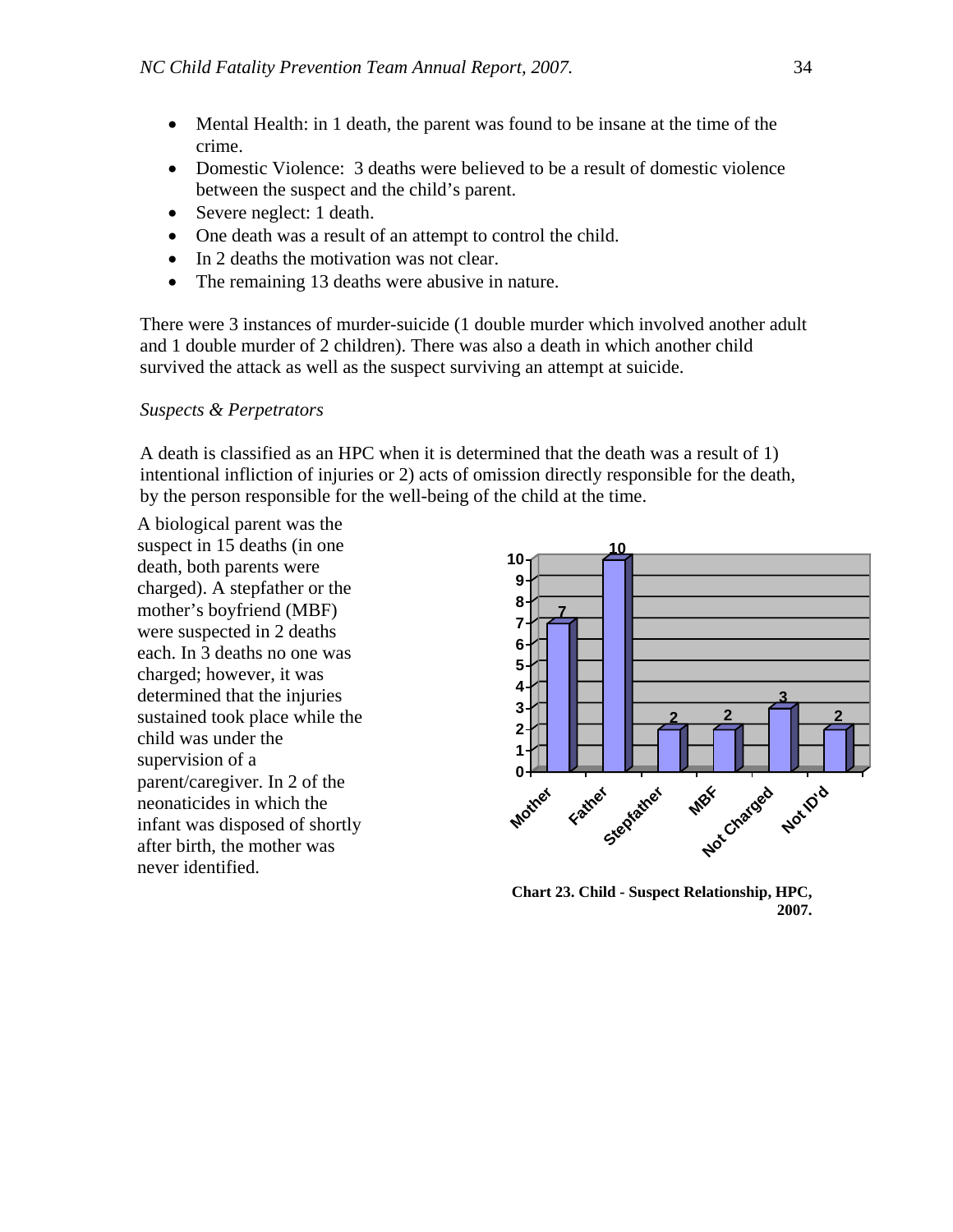- Mental Health: in 1 death, the parent was found to be insane at the time of the crime.
- Domestic Violence: 3 deaths were believed to be a result of domestic violence between the suspect and the child's parent.
- Severe neglect: 1 death.
- One death was a result of an attempt to control the child.
- In 2 deaths the motivation was not clear.
- The remaining 13 deaths were abusive in nature.

There were 3 instances of murder-suicide (1 double murder which involved another adult and 1 double murder of 2 children). There was also a death in which another child survived the attack as well as the suspect surviving an attempt at suicide.

*Suspects & Perpetrators*

A death is classified as an HPC when it is determined that the death was a result of 1) intentional infliction of injuries or 2) acts of omission directly responsible for the death, by the person responsible for the well-being of the child at the time.

A biological parent was the suspect in 15 deaths (in one death, both parents were charged). A stepfather or the mother's boyfriend (MBF) were suspected in 2 deaths each. In 3 deaths no one was charged; however, it was determined that the injuries sustained took place while the child was under the supervision of a parent/caregiver. In 2 of the neonaticides in which the infant was disposed of shortly after birth, the mother was never identified.

| Mother | Father | Stepfather | MBF | Not Charged | Not ID'd |
|---|---|---|---|---|---|
| 7 | 10 | 2 | 2 | 3 | 2 |

**Chart 23. Child - Suspect Relationship, HPC, 2007.**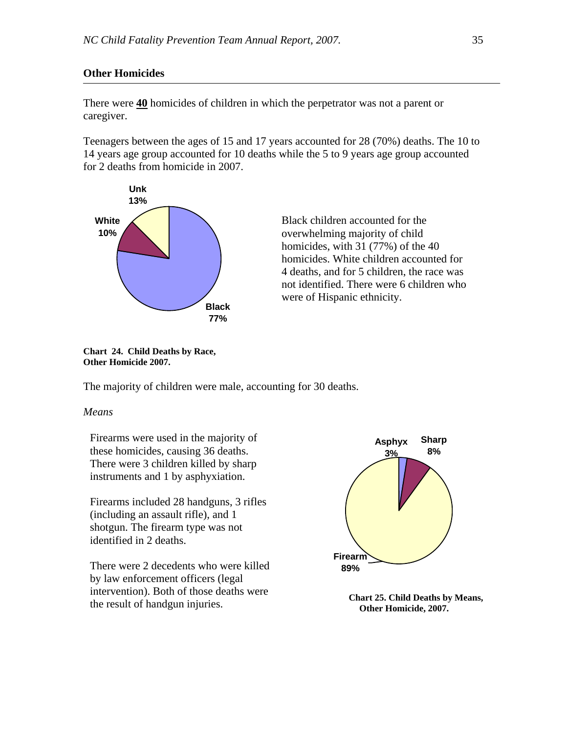## Other Homicides

There were **40** homicides of children in which the perpetrator was not a parent or caregiver.

Teenagers between the ages of 15 and 17 years accounted for 28 (70%) deaths. The 10 to 14 years age group accounted for 10 deaths while the 5 to 9 years age group accounted for 2 deaths from homicide in 2007.

Unk 13%

White 10%

Black 77%

Black children accounted for the overwhelming majority of child homicides, with 31 (77%) of the 40 homicides. White children accounted for 4 deaths, and for 5 children, the race was not identified. There were 6 children who were of Hispanic ethnicity.

**Chart 24. Child Deaths by Race, Other Homicide 2007.**

The majority of children were male, accounting for 30 deaths.

*Means*

Firearms were used in the majority of these homicides, causing 36 deaths. There were 3 children killed by sharp instruments and 1 by asphyxiation.

Firearms included 28 handguns, 3 rifles (including an assault rifle), and 1 shotgun. The firearm type was not identified in 2 deaths.

There were 2 decedents who were killed by law enforcement officers (legal intervention). Both of those deaths were the result of handgun injuries.

Asphyx 3%

Sharp 8%

Firearm 89%

**Chart 25. Child Deaths by Means, Other Homicide, 2007.**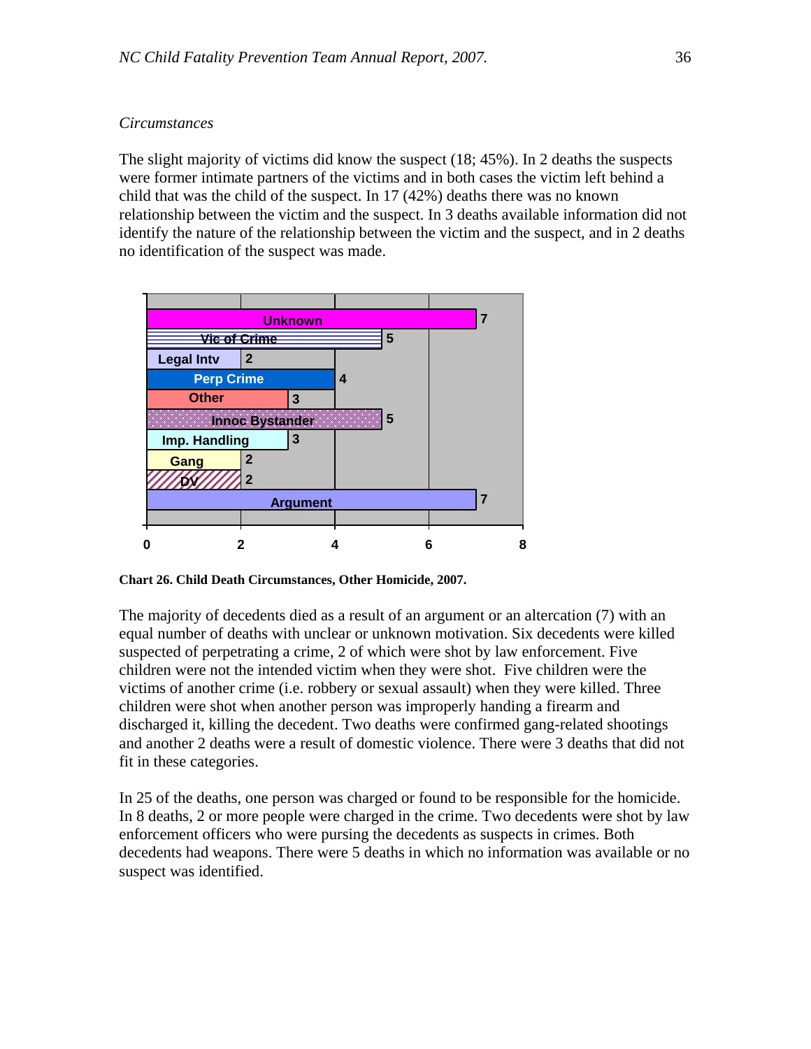*Circumstances*

The slight majority of victims did know the suspect (18; 45%). In 2 deaths the suspects were former intimate partners of the victims and in both cases the victim left behind a child that was the child of the suspect. In 17 (42%) deaths there was no known relationship between the victim and the suspect. In 3 deaths available information did not identify the nature of the relationship between the victim and the suspect, and in 2 deaths no identification of the suspect was made.

| Circumstance | Number |
|---|---|
| Unknown | 7 |
| Vic of Crime | 5 |
| Legal Intv | 2 |
| Perp Crime | 4 |
| Other | 3 |
| Innoc Bystander | 5 |
| Imp. Handling | 3 |
| Gang | 2 |
| DV | 2 |
| Argument | 7 |

**Chart 26. Child Death Circumstances, Other Homicide, 2007.**

The majority of decedents died as a result of an argument or an altercation (7) with an equal number of deaths with unclear or unknown motivation. Six decedents were killed suspected of perpetrating a crime, 2 of which were shot by law enforcement. Five children were not the intended victim when they were shot. Five children were the victims of another crime (i.e. robbery or sexual assault) when they were killed. Three children were shot when another person was improperly handing a firearm and discharged it, killing the decedent. Two deaths were confirmed gang-related shootings and another 2 deaths were a result of domestic violence. There were 3 deaths that did not fit in these categories.

In 25 of the deaths, one person was charged or found to be responsible for the homicide. In 8 deaths, 2 or more people were charged in the crime. Two decedents were shot by law enforcement officers who were pursing the decedents as suspects in crimes. Both decedents had weapons. There were 5 deaths in which no information was available or no suspect was identified.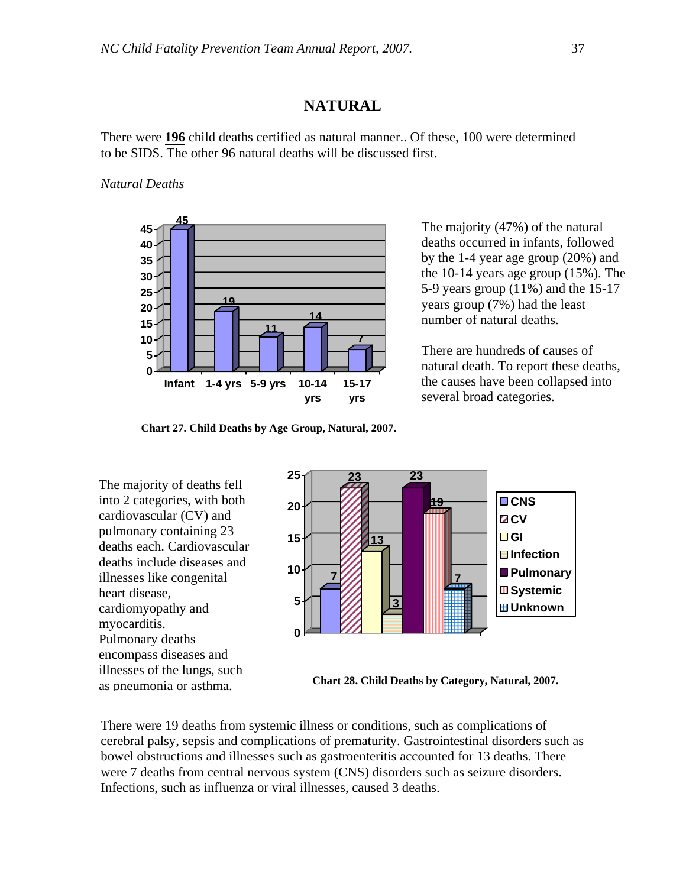# NATURAL

There were **196** child deaths certified as natural manner.. Of these, 100 were determined to be SIDS. The other 96 natural deaths will be discussed first.

*Natural Deaths*

| Age Group | Deaths |
|---|---|
| Infant | 45 |
| 1-4 yrs | 19 |
| 5-9 yrs | 11 |
| 10-14 yrs | 14 |
| 15-17 yrs | 7 |

**Chart 27. Child Deaths by Age Group, Natural, 2007.**

The majority (47%) of the natural deaths occurred in infants, followed by the 1-4 year age group (20%) and the 10-14 years age group (15%). The 5-9 years group (11%) and the 15-17 years group (7%) had the least number of natural deaths.

There are hundreds of causes of natural death. To report these deaths, the causes have been collapsed into several broad categories.

The majority of deaths fell into 2 categories, with both cardiovascular (CV) and pulmonary containing 23 deaths each. Cardiovascular deaths include diseases and illnesses like congenital heart disease, cardiomyopathy and myocarditis. Pulmonary deaths encompass diseases and illnesses of the lungs, such as pneumonia or asthma.

| Category | Deaths |
|---|---|
| CNS | 7 |
| CV | 23 |
| GI | 13 |
| Infection | 3 |
| Pulmonary | 23 |
| Systemic | 19 |
| Unknown | 7 |

**Chart 28. Child Deaths by Category, Natural, 2007.**

There were 19 deaths from systemic illness or conditions, such as complications of cerebral palsy, sepsis and complications of prematurity. Gastrointestinal disorders such as bowel obstructions and illnesses such as gastroenteritis accounted for 13 deaths. There were 7 deaths from central nervous system (CNS) disorders such as seizure disorders. Infections, such as influenza or viral illnesses, caused 3 deaths.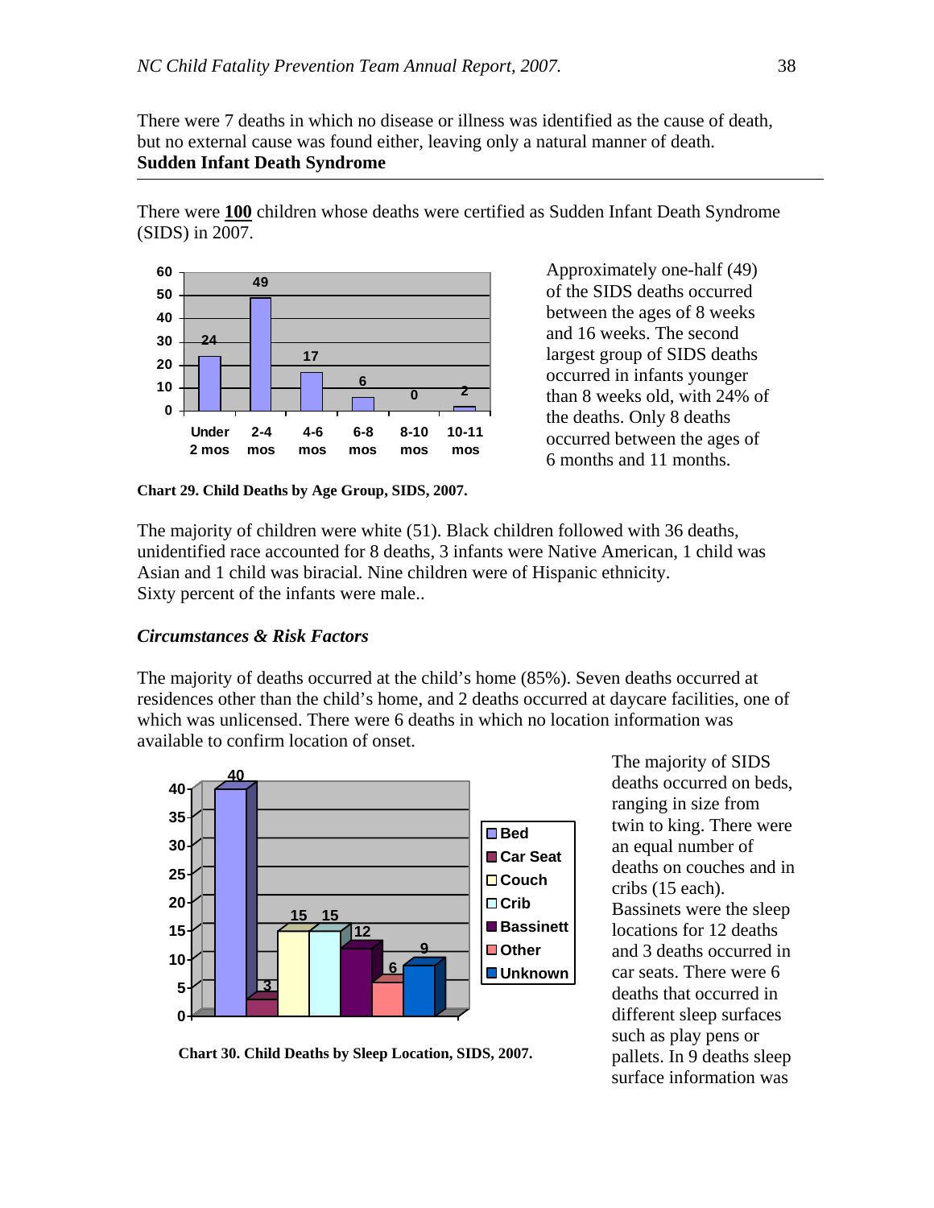There were 7 deaths in which no disease or illness was identified as the cause of death, but no external cause was found either, leaving only a natural manner of death.

**Sudden Infant Death Syndrome**

There were **100** children whose deaths were certified as Sudden Infant Death Syndrome (SIDS) in 2007.

| Age Group | Deaths |
|---|---|
| Under 2 mos | 24 |
| 2-4 mos | 49 |
| 4-6 mos | 17 |
| 6-8 mos | 6 |
| 8-10 mos | 0 |
| 10-11 mos | 2 |

**Chart 29. Child Deaths by Age Group, SIDS, 2007.**

Approximately one-half (49) of the SIDS deaths occurred between the ages of 8 weeks and 16 weeks. The second largest group of SIDS deaths occurred in infants younger than 8 weeks old, with 24% of the deaths. Only 8 deaths occurred between the ages of 6 months and 11 months.

The majority of children were white (51). Black children followed with 36 deaths, unidentified race accounted for 8 deaths, 3 infants were Native American, 1 child was Asian and 1 child was biracial. Nine children were of Hispanic ethnicity.
Sixty percent of the infants were male..

### *Circumstances & Risk Factors*

The majority of deaths occurred at the child's home (85%). Seven deaths occurred at residences other than the child's home, and 2 deaths occurred at daycare facilities, one of which was unlicensed. There were 6 deaths in which no location information was available to confirm location of onset.

| Sleep Location | Deaths |
|---|---|
| Bed | 40 |
| Car Seat | 3 |
| Couch | 15 |
| Crib | 15 |
| Bassinett | 12 |
| Other | 6 |
| Unknown | 9 |

**Chart 30. Child Deaths by Sleep Location, SIDS, 2007.**

The majority of SIDS deaths occurred on beds, ranging in size from twin to king. There were an equal number of deaths on couches and in cribs (15 each). Bassinets were the sleep locations for 12 deaths and 3 deaths occurred in car seats. There were 6 deaths that occurred in different sleep surfaces such as play pens or pallets. In 9 deaths sleep surface information was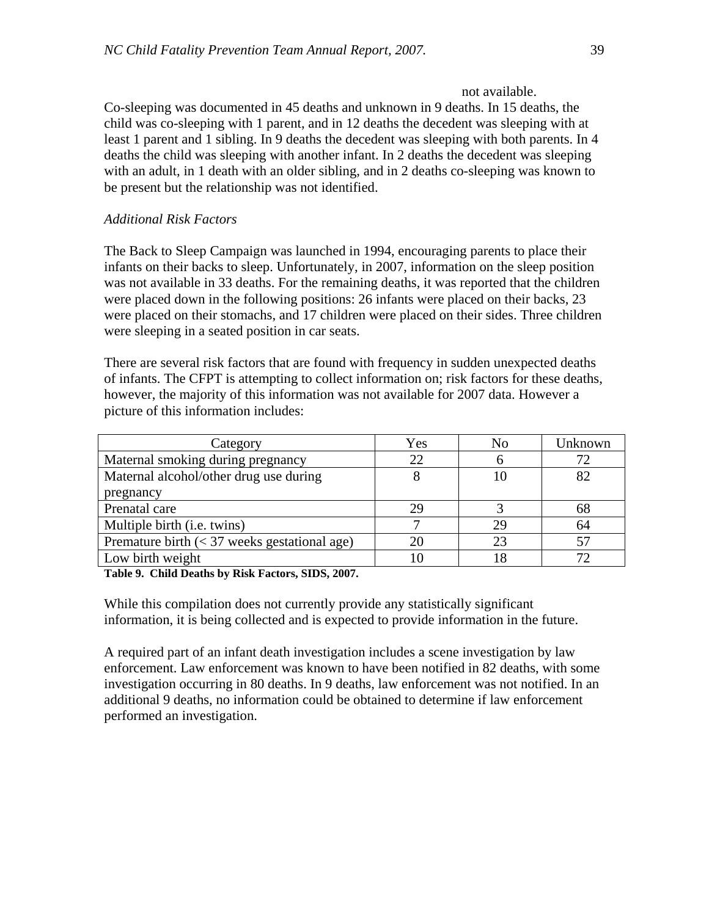not available.

Co-sleeping was documented in 45 deaths and unknown in 9 deaths. In 15 deaths, the child was co-sleeping with 1 parent, and in 12 deaths the decedent was sleeping with at least 1 parent and 1 sibling. In 9 deaths the decedent was sleeping with both parents. In 4 deaths the child was sleeping with another infant. In 2 deaths the decedent was sleeping with an adult, in 1 death with an older sibling, and in 2 deaths co-sleeping was known to be present but the relationship was not identified.

*Additional Risk Factors*

The Back to Sleep Campaign was launched in 1994, encouraging parents to place their infants on their backs to sleep. Unfortunately, in 2007, information on the sleep position was not available in 33 deaths. For the remaining deaths, it was reported that the children were placed down in the following positions: 26 infants were placed on their backs, 23 were placed on their stomachs, and 17 children were placed on their sides. Three children were sleeping in a seated position in car seats.

There are several risk factors that are found with frequency in sudden unexpected deaths of infants. The CFPT is attempting to collect information on; risk factors for these deaths, however, the majority of this information was not available for 2007 data. However a picture of this information includes:

| Category | Yes | No | Unknown |
|---|---|---|---|
| Maternal smoking during pregnancy | 22 | 6 | 72 |
| Maternal alcohol/other drug use during pregnancy | 8 | 10 | 82 |
| Prenatal care | 29 | 3 | 68 |
| Multiple birth (i.e. twins) | 7 | 29 | 64 |
| Premature birth (< 37 weeks gestational age) | 20 | 23 | 57 |
| Low birth weight | 10 | 18 | 72 |

**Table 9. Child Deaths by Risk Factors, SIDS, 2007.**

While this compilation does not currently provide any statistically significant information, it is being collected and is expected to provide information in the future.

A required part of an infant death investigation includes a scene investigation by law enforcement. Law enforcement was known to have been notified in 82 deaths, with some investigation occurring in 80 deaths. In 9 deaths, law enforcement was not notified. In an additional 9 deaths, no information could be obtained to determine if law enforcement performed an investigation.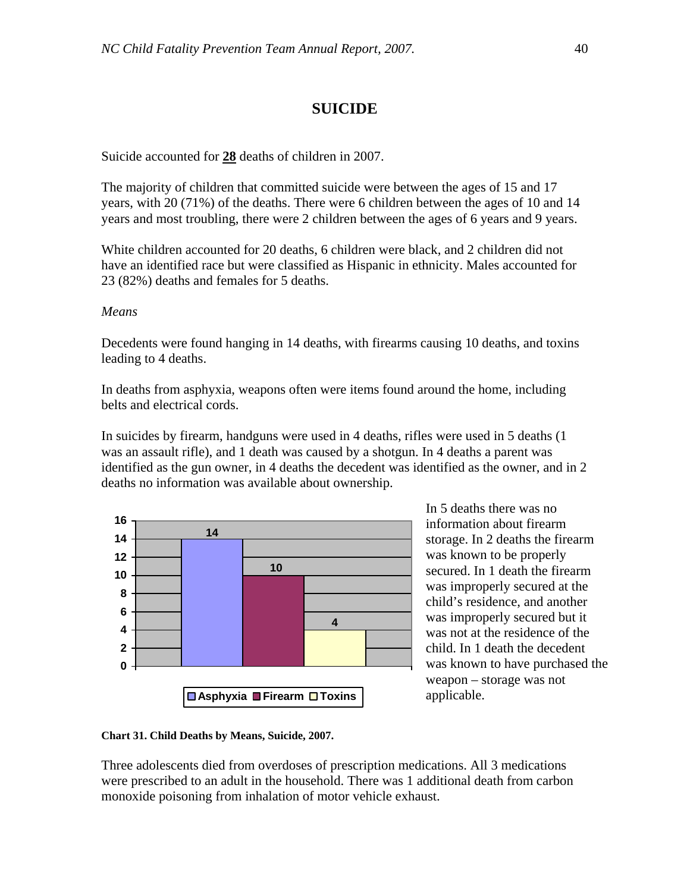# SUICIDE

Suicide accounted for **28** deaths of children in 2007.

The majority of children that committed suicide were between the ages of 15 and 17 years, with 20 (71%) of the deaths. There were 6 children between the ages of 10 and 14 years and most troubling, there were 2 children between the ages of 6 years and 9 years.

White children accounted for 20 deaths, 6 children were black, and 2 children did not have an identified race but were classified as Hispanic in ethnicity. Males accounted for 23 (82%) deaths and females for 5 deaths.

*Means*

Decedents were found hanging in 14 deaths, with firearms causing 10 deaths, and toxins leading to 4 deaths.

In deaths from asphyxia, weapons often were items found around the home, including belts and electrical cords.

In suicides by firearm, handguns were used in 4 deaths, rifles were used in 5 deaths (1 was an assault rifle), and 1 death was caused by a shotgun. In 4 deaths a parent was identified as the gun owner, in 4 deaths the decedent was identified as the owner, and in 2 deaths no information was available about ownership.

| Means | Deaths |
|---|---|
| Asphyxia | 14 |
| Firearm | 10 |
| Toxins | 4 |

**Chart 31. Child Deaths by Means, Suicide, 2007.**

In 5 deaths there was no information about firearm storage. In 2 deaths the firearm was known to be properly secured. In 1 death the firearm was improperly secured at the child's residence, and another was improperly secured but it was not at the residence of the child. In 1 death the decedent was known to have purchased the weapon – storage was not applicable.

Three adolescents died from overdoses of prescription medications. All 3 medications were prescribed to an adult in the household. There was 1 additional death from carbon monoxide poisoning from inhalation of motor vehicle exhaust.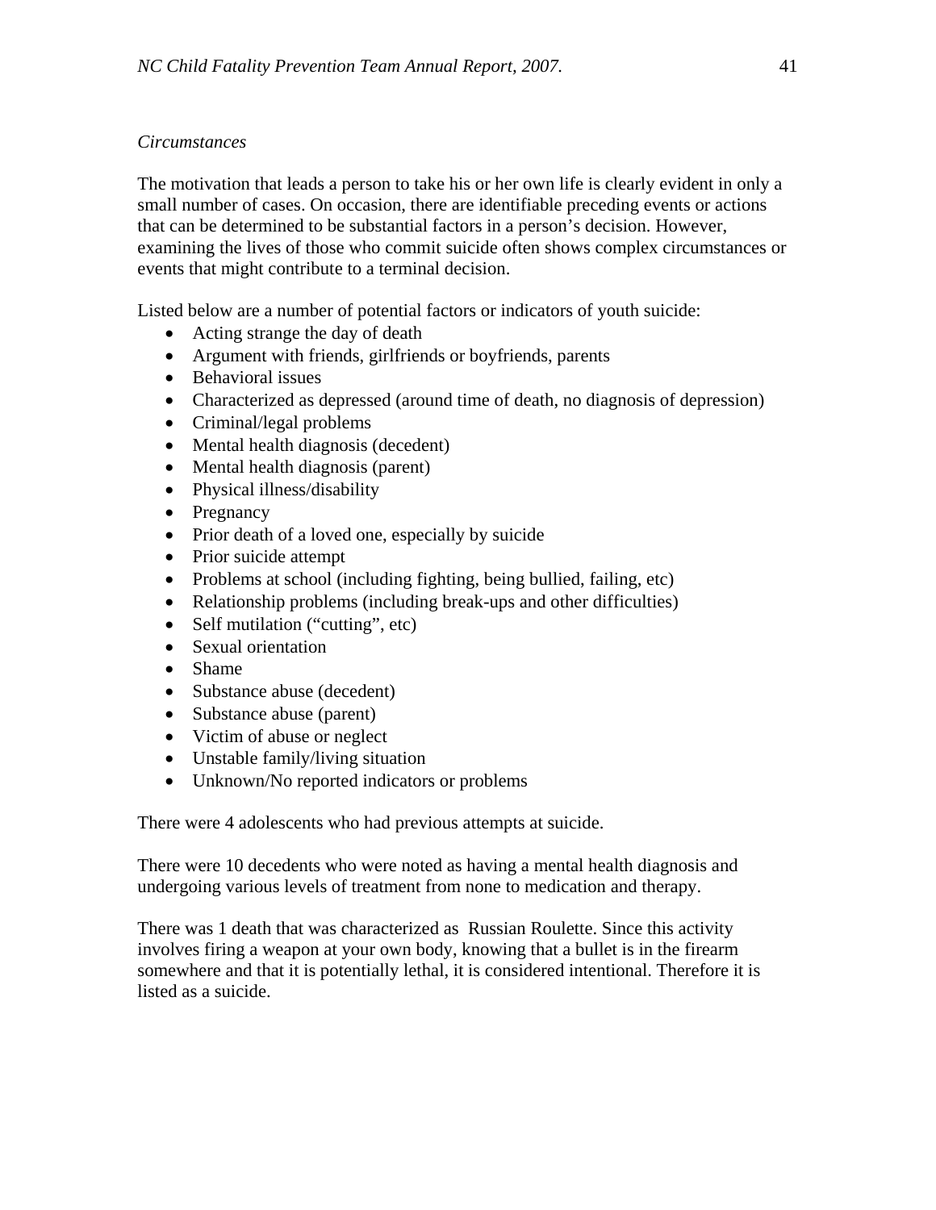*Circumstances*

The motivation that leads a person to take his or her own life is clearly evident in only a small number of cases. On occasion, there are identifiable preceding events or actions that can be determined to be substantial factors in a person's decision. However, examining the lives of those who commit suicide often shows complex circumstances or events that might contribute to a terminal decision.

Listed below are a number of potential factors or indicators of youth suicide:

- Acting strange the day of death
- Argument with friends, girlfriends or boyfriends, parents
- Behavioral issues
- Characterized as depressed (around time of death, no diagnosis of depression)
- Criminal/legal problems
- Mental health diagnosis (decedent)
- Mental health diagnosis (parent)
- Physical illness/disability
- Pregnancy
- Prior death of a loved one, especially by suicide
- Prior suicide attempt
- Problems at school (including fighting, being bullied, failing, etc)
- Relationship problems (including break-ups and other difficulties)
- Self mutilation ("cutting", etc)
- Sexual orientation
- Shame
- Substance abuse (decedent)
- Substance abuse (parent)
- Victim of abuse or neglect
- Unstable family/living situation
- Unknown/No reported indicators or problems

There were 4 adolescents who had previous attempts at suicide.

There were 10 decedents who were noted as having a mental health diagnosis and undergoing various levels of treatment from none to medication and therapy.

There was 1 death that was characterized as Russian Roulette. Since this activity involves firing a weapon at your own body, knowing that a bullet is in the firearm somewhere and that it is potentially lethal, it is considered intentional. Therefore it is listed as a suicide.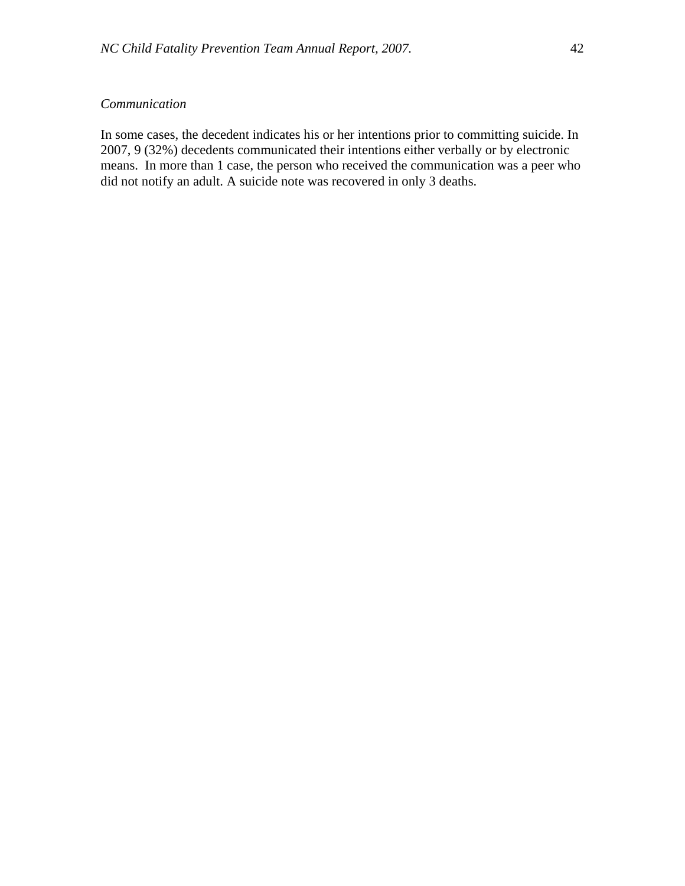*Communication*

In some cases, the decedent indicates his or her intentions prior to committing suicide. In 2007, 9 (32%) decedents communicated their intentions either verbally or by electronic means. In more than 1 case, the person who received the communication was a peer who did not notify an adult. A suicide note was recovered in only 3 deaths.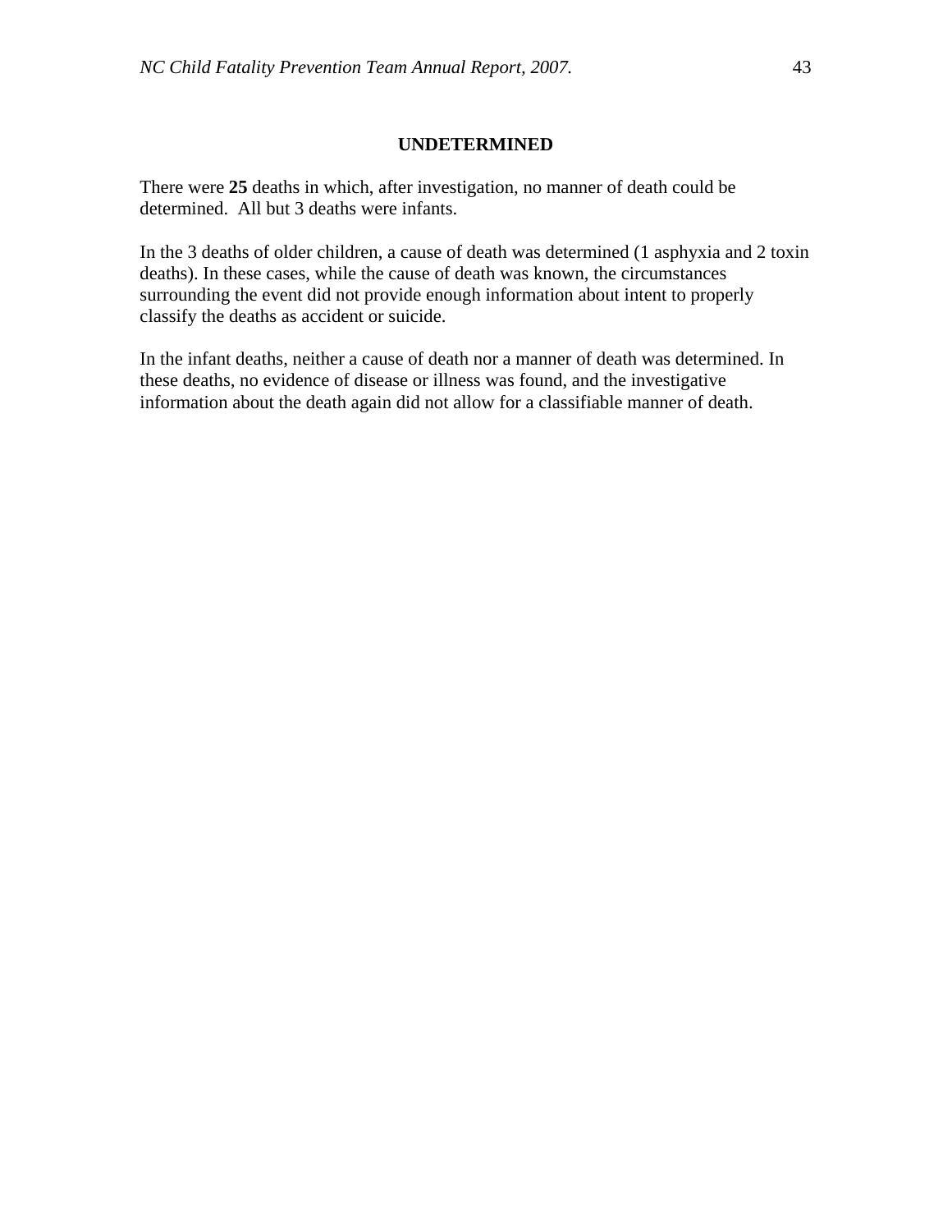## UNDETERMINED

There were **25** deaths in which, after investigation, no manner of death could be determined. All but 3 deaths were infants.

In the 3 deaths of older children, a cause of death was determined (1 asphyxia and 2 toxin deaths). In these cases, while the cause of death was known, the circumstances surrounding the event did not provide enough information about intent to properly classify the deaths as accident or suicide.

In the infant deaths, neither a cause of death nor a manner of death was determined. In these deaths, no evidence of disease or illness was found, and the investigative information about the death again did not allow for a classifiable manner of death.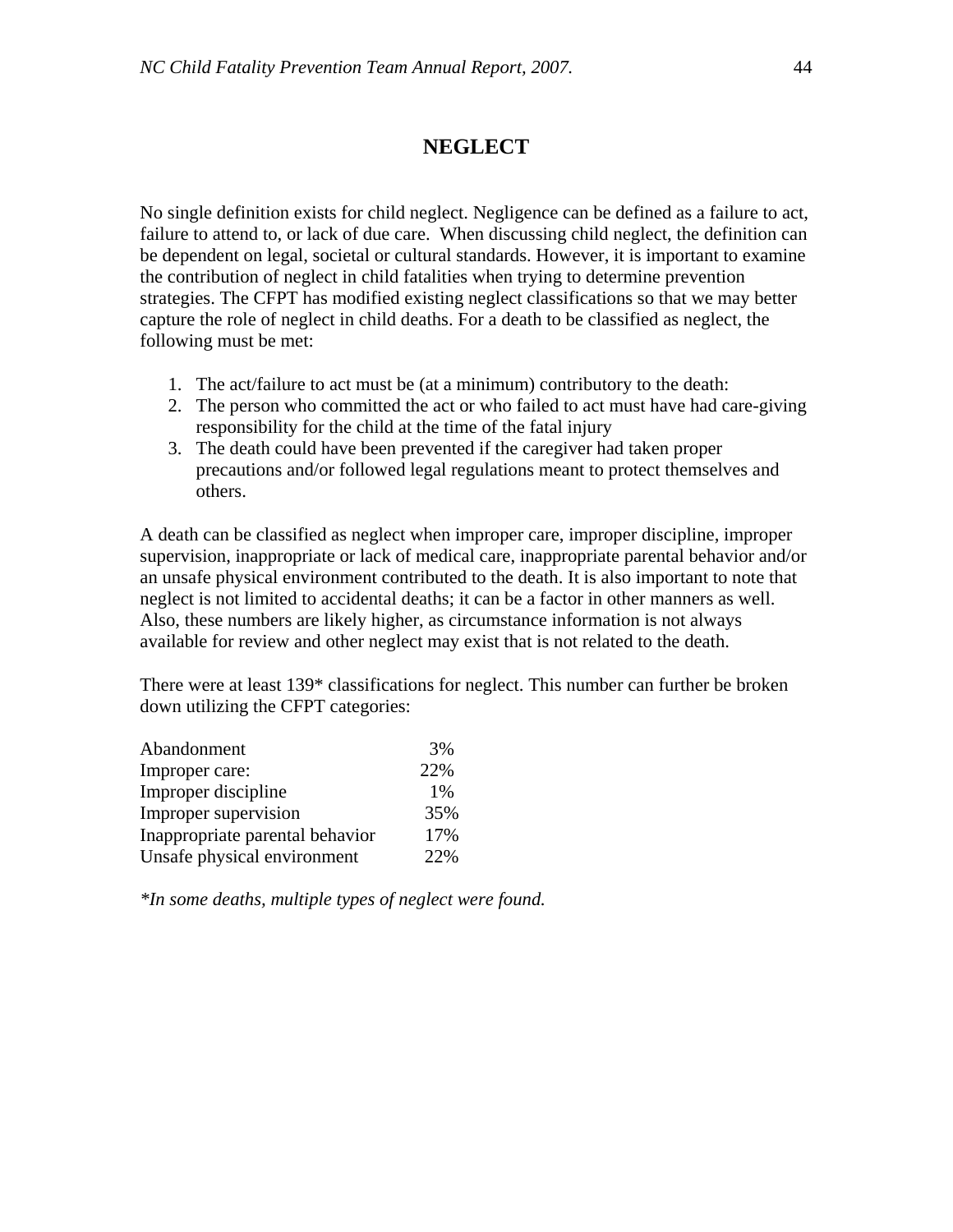# NEGLECT

No single definition exists for child neglect. Negligence can be defined as a failure to act, failure to attend to, or lack of due care. When discussing child neglect, the definition can be dependent on legal, societal or cultural standards. However, it is important to examine the contribution of neglect in child fatalities when trying to determine prevention strategies. The CFPT has modified existing neglect classifications so that we may better capture the role of neglect in child deaths. For a death to be classified as neglect, the following must be met:

1. The act/failure to act must be (at a minimum) contributory to the death:
2. The person who committed the act or who failed to act must have had care-giving responsibility for the child at the time of the fatal injury
3. The death could have been prevented if the caregiver had taken proper precautions and/or followed legal regulations meant to protect themselves and others.

A death can be classified as neglect when improper care, improper discipline, improper supervision, inappropriate or lack of medical care, inappropriate parental behavior and/or an unsafe physical environment contributed to the death. It is also important to note that neglect is not limited to accidental deaths; it can be a factor in other manners as well. Also, these numbers are likely higher, as circumstance information is not always available for review and other neglect may exist that is not related to the death.

There were at least 139* classifications for neglect. This number can further be broken down utilizing the CFPT categories:

| Category | Percent |
|---|---|
| Abandonment | 3% |
| Improper care: | 22% |
| Improper discipline | 1% |
| Improper supervision | 35% |
| Inappropriate parental behavior | 17% |
| Unsafe physical environment | 22% |

*\*In some deaths, multiple types of neglect were found.*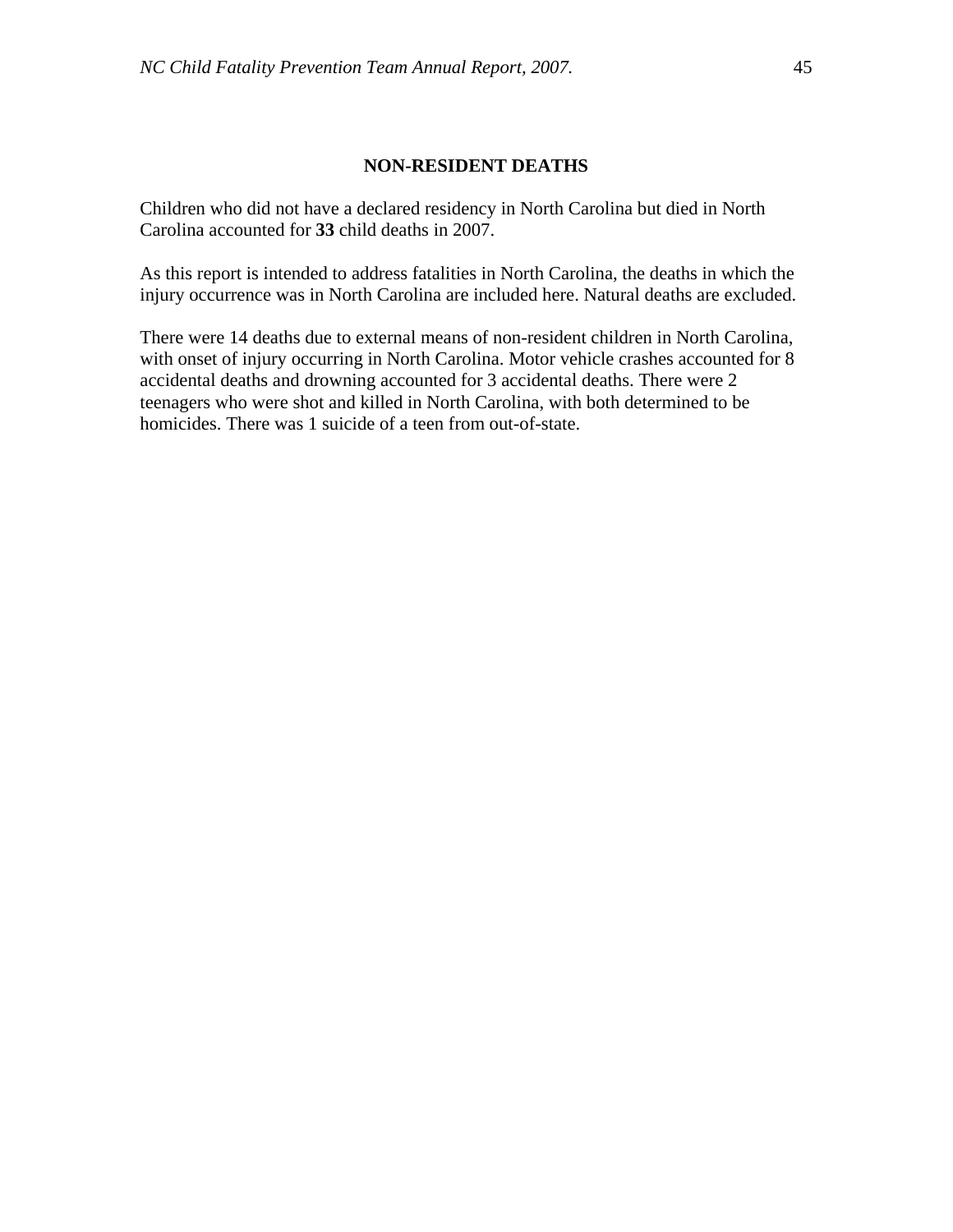## NON-RESIDENT DEATHS

Children who did not have a declared residency in North Carolina but died in North Carolina accounted for **33** child deaths in 2007.

As this report is intended to address fatalities in North Carolina, the deaths in which the injury occurrence was in North Carolina are included here. Natural deaths are excluded.

There were 14 deaths due to external means of non-resident children in North Carolina, with onset of injury occurring in North Carolina. Motor vehicle crashes accounted for 8 accidental deaths and drowning accounted for 3 accidental deaths. There were 2 teenagers who were shot and killed in North Carolina, with both determined to be homicides. There was 1 suicide of a teen from out-of-state.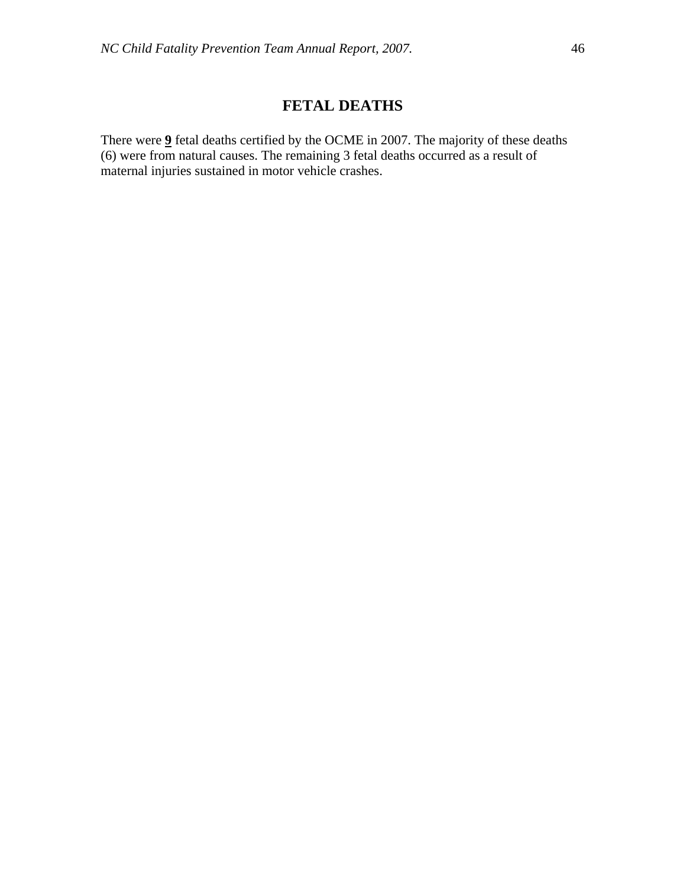# FETAL DEATHS

There were **9** fetal deaths certified by the OCME in 2007. The majority of these deaths (6) were from natural causes. The remaining 3 fetal deaths occurred as a result of maternal injuries sustained in motor vehicle crashes.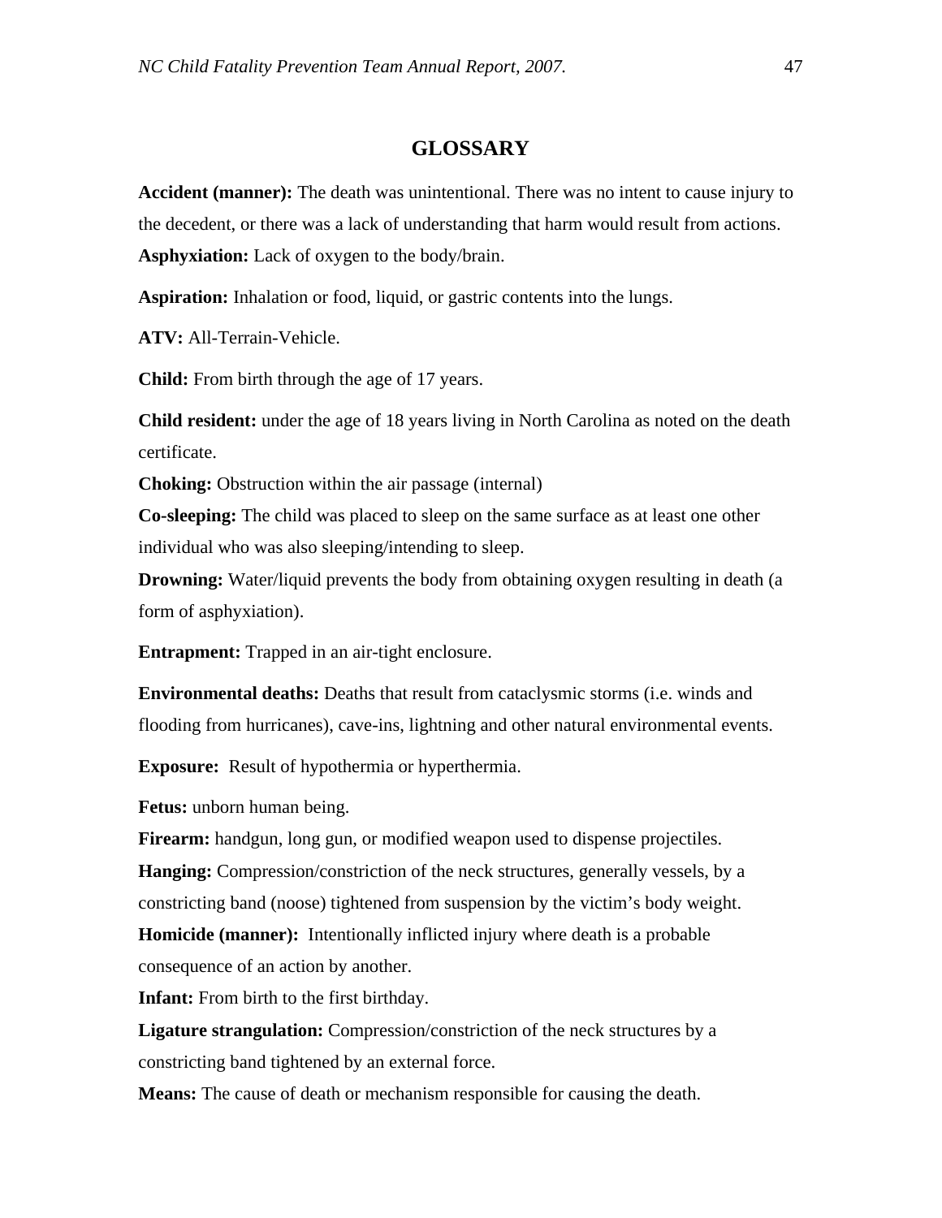# GLOSSARY

**Accident (manner):** The death was unintentional. There was no intent to cause injury to the decedent, or there was a lack of understanding that harm would result from actions.

**Asphyxiation:** Lack of oxygen to the body/brain.

**Aspiration:** Inhalation or food, liquid, or gastric contents into the lungs.

**ATV:** All-Terrain-Vehicle.

**Child:** From birth through the age of 17 years.

**Child resident:** under the age of 18 years living in North Carolina as noted on the death certificate.

**Choking:** Obstruction within the air passage (internal)

**Co-sleeping:** The child was placed to sleep on the same surface as at least one other individual who was also sleeping/intending to sleep.

**Drowning:** Water/liquid prevents the body from obtaining oxygen resulting in death (a form of asphyxiation).

**Entrapment:** Trapped in an air-tight enclosure.

**Environmental deaths:** Deaths that result from cataclysmic storms (i.e. winds and flooding from hurricanes), cave-ins, lightning and other natural environmental events.

**Exposure:** Result of hypothermia or hyperthermia.

**Fetus:** unborn human being.

**Firearm:** handgun, long gun, or modified weapon used to dispense projectiles.

**Hanging:** Compression/constriction of the neck structures, generally vessels, by a constricting band (noose) tightened from suspension by the victim's body weight.

**Homicide (manner):** Intentionally inflicted injury where death is a probable consequence of an action by another.

**Infant:** From birth to the first birthday.

**Ligature strangulation:** Compression/constriction of the neck structures by a constricting band tightened by an external force.

**Means:** The cause of death or mechanism responsible for causing the death.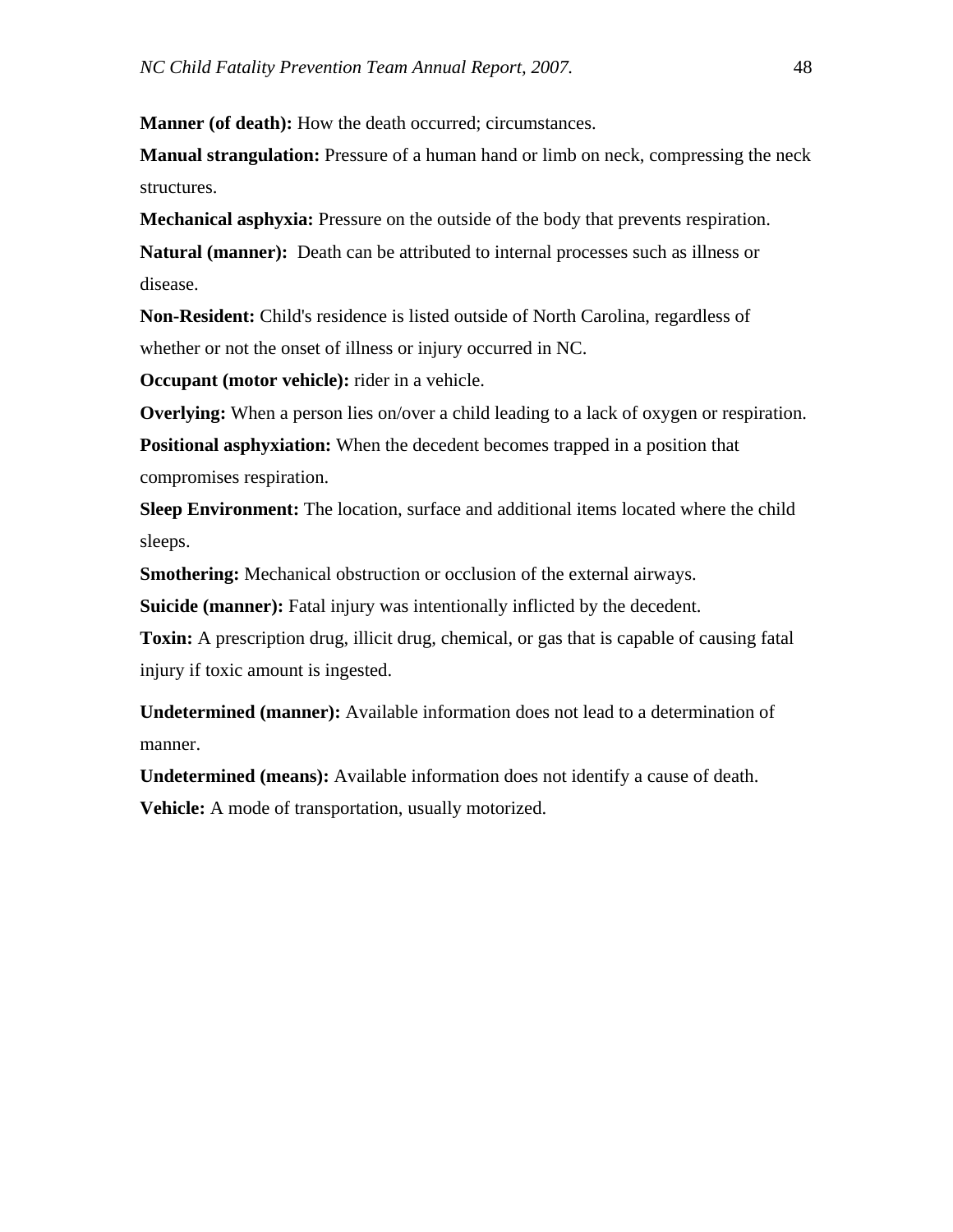**Manner (of death):** How the death occurred; circumstances.

**Manual strangulation:** Pressure of a human hand or limb on neck, compressing the neck structures.

**Mechanical asphyxia:** Pressure on the outside of the body that prevents respiration.

**Natural (manner):** Death can be attributed to internal processes such as illness or disease.

**Non-Resident:** Child's residence is listed outside of North Carolina, regardless of whether or not the onset of illness or injury occurred in NC.

**Occupant (motor vehicle):** rider in a vehicle.

**Overlying:** When a person lies on/over a child leading to a lack of oxygen or respiration.

**Positional asphyxiation:** When the decedent becomes trapped in a position that compromises respiration.

**Sleep Environment:** The location, surface and additional items located where the child sleeps.

**Smothering:** Mechanical obstruction or occlusion of the external airways.

**Suicide (manner):** Fatal injury was intentionally inflicted by the decedent.

**Toxin:** A prescription drug, illicit drug, chemical, or gas that is capable of causing fatal injury if toxic amount is ingested.

**Undetermined (manner):** Available information does not lead to a determination of manner.

**Undetermined (means):** Available information does not identify a cause of death.

**Vehicle:** A mode of transportation, usually motorized.